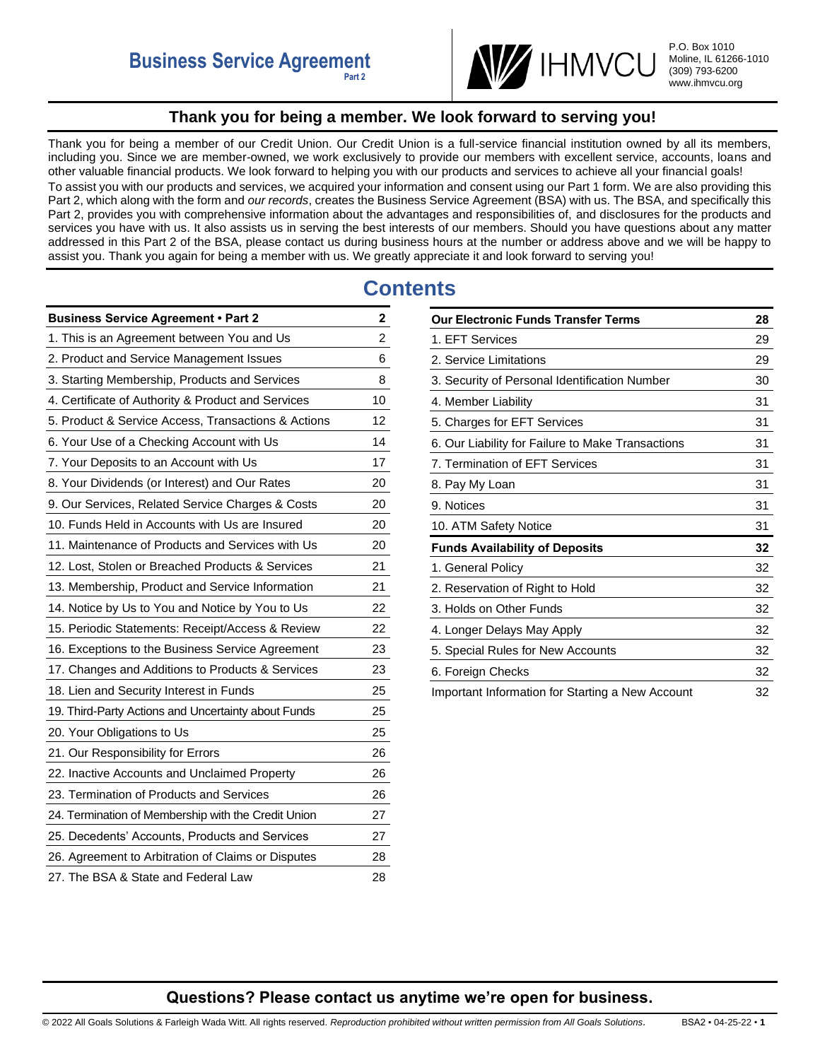# Business Service Agreement
Part 2

IHMVCU

P.O. Box 1010
Moline, IL 61266-1010
(309) 793-6200
www.ihmvcu.org

## Thank you for being a member. We look forward to serving you!

Thank you for being a member of our Credit Union. Our Credit Union is a full-service financial institution owned by all its members, including you. Since we are member-owned, we work exclusively to provide our members with excellent service, accounts, loans and other valuable financial products. We look forward to helping you with our products and services to achieve all your financial goals!

To assist you with our products and services, we acquired your information and consent using our Part 1 form. We are also providing this Part 2, which along with the form and *our records*, creates the Business Service Agreement (BSA) with us. The BSA, and specifically this Part 2, provides you with comprehensive information about the advantages and responsibilities of, and disclosures for the products and services you have with us. It also assists us in serving the best interests of our members. Should you have questions about any matter addressed in this Part 2 of the BSA, please contact us during business hours at the number or address above and we will be happy to assist you. Thank you again for being a member with us. We greatly appreciate it and look forward to serving you!

# Contents

| Business Service Agreement • Part 2 | 2 |
|---|---|
| 1. This is an Agreement between You and Us | 2 |
| 2. Product and Service Management Issues | 6 |
| 3. Starting Membership, Products and Services | 8 |
| 4. Certificate of Authority & Product and Services | 10 |
| 5. Product & Service Access, Transactions & Actions | 12 |
| 6. Your Use of a Checking Account with Us | 14 |
| 7. Your Deposits to an Account with Us | 17 |
| 8. Your Dividends (or Interest) and Our Rates | 20 |
| 9. Our Services, Related Service Charges & Costs | 20 |
| 10. Funds Held in Accounts with Us are Insured | 20 |
| 11. Maintenance of Products and Services with Us | 20 |
| 12. Lost, Stolen or Breached Products & Services | 21 |
| 13. Membership, Product and Service Information | 21 |
| 14. Notice by Us to You and Notice by You to Us | 22 |
| 15. Periodic Statements: Receipt/Access & Review | 22 |
| 16. Exceptions to the Business Service Agreement | 23 |
| 17. Changes and Additions to Products & Services | 23 |
| 18. Lien and Security Interest in Funds | 25 |
| 19. Third-Party Actions and Uncertainty about Funds | 25 |
| 20. Your Obligations to Us | 25 |
| 21. Our Responsibility for Errors | 26 |
| 22. Inactive Accounts and Unclaimed Property | 26 |
| 23. Termination of Products and Services | 26 |
| 24. Termination of Membership with the Credit Union | 27 |
| 25. Decedents' Accounts, Products and Services | 27 |
| 26. Agreement to Arbitration of Claims or Disputes | 28 |
| 27. The BSA & State and Federal Law | 28 |

| Our Electronic Funds Transfer Terms | 28 |
|---|---|
| 1. EFT Services | 29 |
| 2. Service Limitations | 29 |
| 3. Security of Personal Identification Number | 30 |
| 4. Member Liability | 31 |
| 5. Charges for EFT Services | 31 |
| 6. Our Liability for Failure to Make Transactions | 31 |
| 7. Termination of EFT Services | 31 |
| 8. Pay My Loan | 31 |
| 9. Notices | 31 |
| 10. ATM Safety Notice | 31 |
| **Funds Availability of Deposits** | **32** |
| 1. General Policy | 32 |
| 2. Reservation of Right to Hold | 32 |
| 3. Holds on Other Funds | 32 |
| 4. Longer Delays May Apply | 32 |
| 5. Special Rules for New Accounts | 32 |
| 6. Foreign Checks | 32 |
| Important Information for Starting a New Account | 32 |

**Questions? Please contact us anytime we're open for business.**

© 2022 All Goals Solutions & Farleigh Wada Witt. All rights reserved. *Reproduction prohibited without written permission from All Goals Solutions.* BSA2 • 04-25-22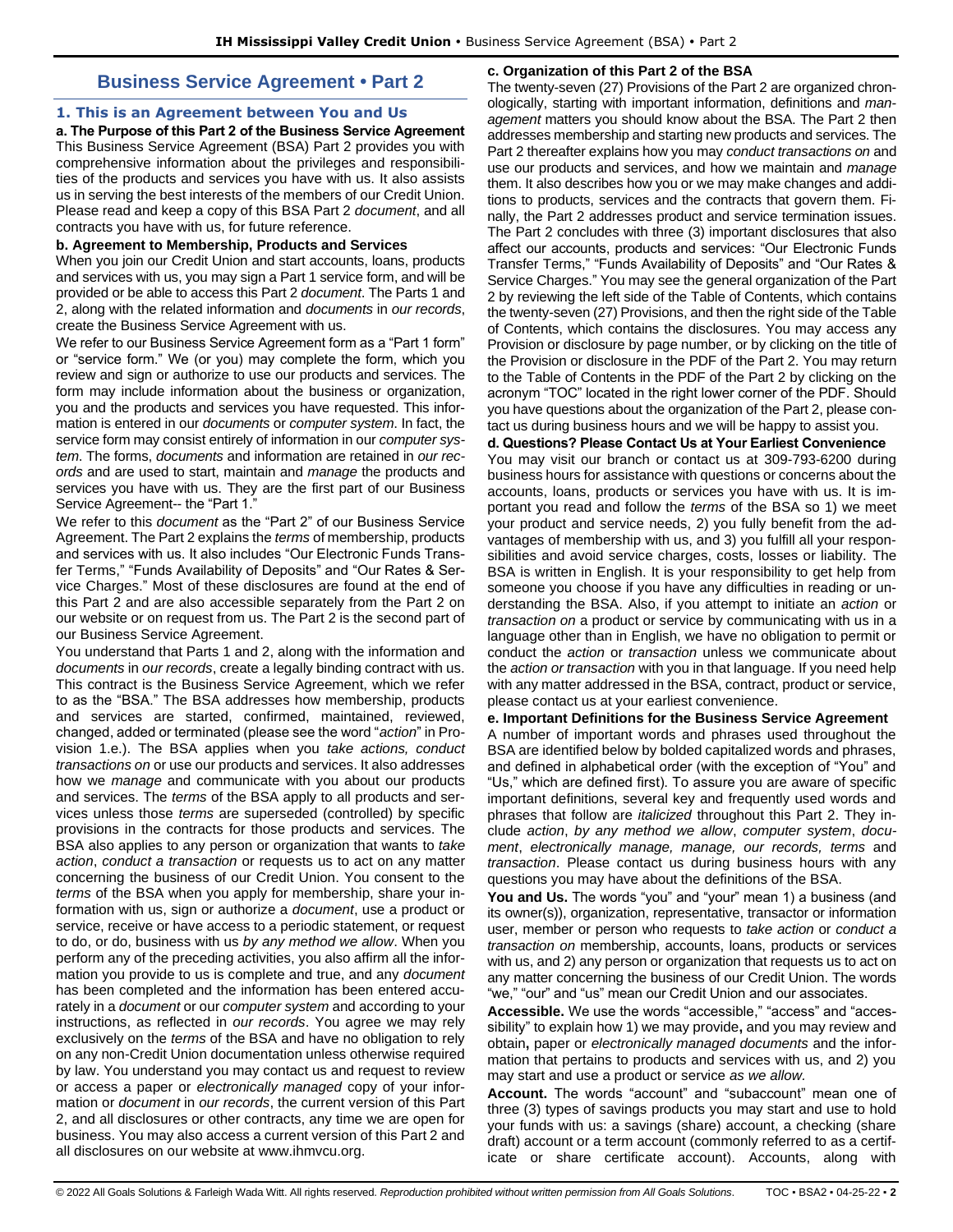# Business Service Agreement • Part 2

## 1. This is an Agreement between You and Us

**a. The Purpose of this Part 2 of the Business Service Agreement**
This Business Service Agreement (BSA) Part 2 provides you with comprehensive information about the privileges and responsibilities of the products and services you have with us. It also assists us in serving the best interests of the members of our Credit Union. Please read and keep a copy of this BSA Part 2 *document*, and all contracts you have with us, for future reference.

**b. Agreement to Membership, Products and Services**
When you join our Credit Union and start accounts, loans, products and services with us, you may sign a Part 1 service form, and will be provided or be able to access this Part 2 *document*. The Parts 1 and 2, along with the related information and *documents* in *our records*, create the Business Service Agreement with us.

We refer to our Business Service Agreement form as a "Part 1 form" or "service form." We (or you) may complete the form, which you review and sign or authorize to use our products and services. The form may include information about the business or organization, you and the products and services you have requested. This information is entered in our *documents* or *computer system*. In fact, the service form may consist entirely of information in our *computer system*. The forms, *documents* and information are retained in *our records* and are used to start, maintain and *manage* the products and services you have with us. They are the first part of our Business Service Agreement-- the "Part 1."

We refer to this *document* as the "Part 2" of our Business Service Agreement. The Part 2 explains the *terms* of membership, products and services with us. It also includes "Our Electronic Funds Transfer Terms," "Funds Availability of Deposits" and "Our Rates & Service Charges." Most of these disclosures are found at the end of this Part 2 and are also accessible separately from the Part 2 on our website or on request from us. The Part 2 is the second part of our Business Service Agreement.

You understand that Parts 1 and 2, along with the information and *documents* in *our records*, create a legally binding contract with us. This contract is the Business Service Agreement, which we refer to as the "BSA." The BSA addresses how membership, products and services are started, confirmed, maintained, reviewed, changed, added or terminated (please see the word "*action*" in Provision 1.e.). The BSA applies when you *take actions, conduct transactions on* or use our products and services. It also addresses how we *manage* and communicate with you about our products and services. The *terms* of the BSA apply to all products and services unless those *terms* are superseded (controlled) by specific provisions in the contracts for those products and services. The BSA also applies to any person or organization that wants to *take action*, *conduct a transaction* or requests us to act on any matter concerning the business of our Credit Union. You consent to the *terms* of the BSA when you apply for membership, share your information with us, sign or authorize a *document*, use a product or service, receive or have access to a periodic statement, or request to do, or do, business with us *by any method we allow*. When you perform any of the preceding activities, you also affirm all the information you provide to us is complete and true, and any *document* has been completed and the information has been entered accurately in a *document* or our *computer system* and according to your instructions, as reflected in *our records*. You agree we may rely exclusively on the *terms* of the BSA and have no obligation to rely on any non-Credit Union documentation unless otherwise required by law. You understand you may contact us and request to review or access a paper or *electronically managed* copy of your information or *document* in *our records*, the current version of this Part 2, and all disclosures or other contracts, any time we are open for business. You may also access a current version of this Part 2 and all disclosures on our website at www.ihmvcu.org.

**c. Organization of this Part 2 of the BSA**
The twenty-seven (27) Provisions of the Part 2 are organized chronologically, starting with important information, definitions and *management* matters you should know about the BSA. The Part 2 then addresses membership and starting new products and services. The Part 2 thereafter explains how you may *conduct transactions on* and use our products and services, and how we maintain and *manage* them. It also describes how you or we may make changes and additions to products, services and the contracts that govern them. Finally, the Part 2 addresses product and service termination issues. The Part 2 concludes with three (3) important disclosures that also affect our accounts, products and services: "Our Electronic Funds Transfer Terms," "Funds Availability of Deposits" and "Our Rates & Service Charges." You may see the general organization of the Part 2 by reviewing the left side of the Table of Contents, which contains the twenty-seven (27) Provisions, and then the right side of the Table of Contents, which contains the disclosures. You may access any Provision or disclosure by page number, or by clicking on the title of the Provision or disclosure in the PDF of the Part 2. You may return to the Table of Contents in the PDF of the Part 2 by clicking on the acronym "TOC" located in the right lower corner of the PDF. Should you have questions about the organization of the Part 2, please contact us during business hours and we will be happy to assist you.

**d. Questions? Please Contact Us at Your Earliest Convenience**
You may visit our branch or contact us at 309-793-6200 during business hours for assistance with questions or concerns about the accounts, loans, products or services you have with us. It is important you read and follow the *terms* of the BSA so 1) we meet your product and service needs, 2) you fully benefit from the advantages of membership with us, and 3) you fulfill all your responsibilities and avoid service charges, costs, losses or liability. The BSA is written in English. It is your responsibility to get help from someone you choose if you have any difficulties in reading or understanding the BSA. Also, if you attempt to initiate an *action* or *transaction on* a product or service by communicating with us in a language other than in English, we have no obligation to permit or conduct the *action* or *transaction* unless we communicate about the *action or transaction* with you in that language. If you need help with any matter addressed in the BSA, contract, product or service, please contact us at your earliest convenience.

**e. Important Definitions for the Business Service Agreement**
A number of important words and phrases used throughout the BSA are identified below by bolded capitalized words and phrases, and defined in alphabetical order (with the exception of "You" and "Us," which are defined first). To assure you are aware of specific important definitions, several key and frequently used words and phrases that follow are *italicized* throughout this Part 2. They include *action*, *by any method we allow*, *computer system*, *document*, *electronically manage, manage, our records, terms* and *transaction*. Please contact us during business hours with any questions you may have about the definitions of the BSA.

**You and Us.** The words "you" and "your" mean 1) a business (and its owner(s)), organization, representative, transactor or information user, member or person who requests to *take action* or *conduct a transaction on* membership, accounts, loans, products or services with us, and 2) any person or organization that requests us to act on any matter concerning the business of our Credit Union. The words "we," "our" and "us" mean our Credit Union and our associates.

**Accessible.** We use the words "accessible," "access" and "accessibility" to explain how 1) we may provide**,** and you may review and obtain**,** paper or *electronically managed documents* and the information that pertains to products and services with us, and 2) you may start and use a product or service *as we allow.*

**Account.** The words "account" and "subaccount" mean one of three (3) types of savings products you may start and use to hold your funds with us: a savings (share) account, a checking (share draft) account or a term account (commonly referred to as a certificate or share certificate account). Accounts, along with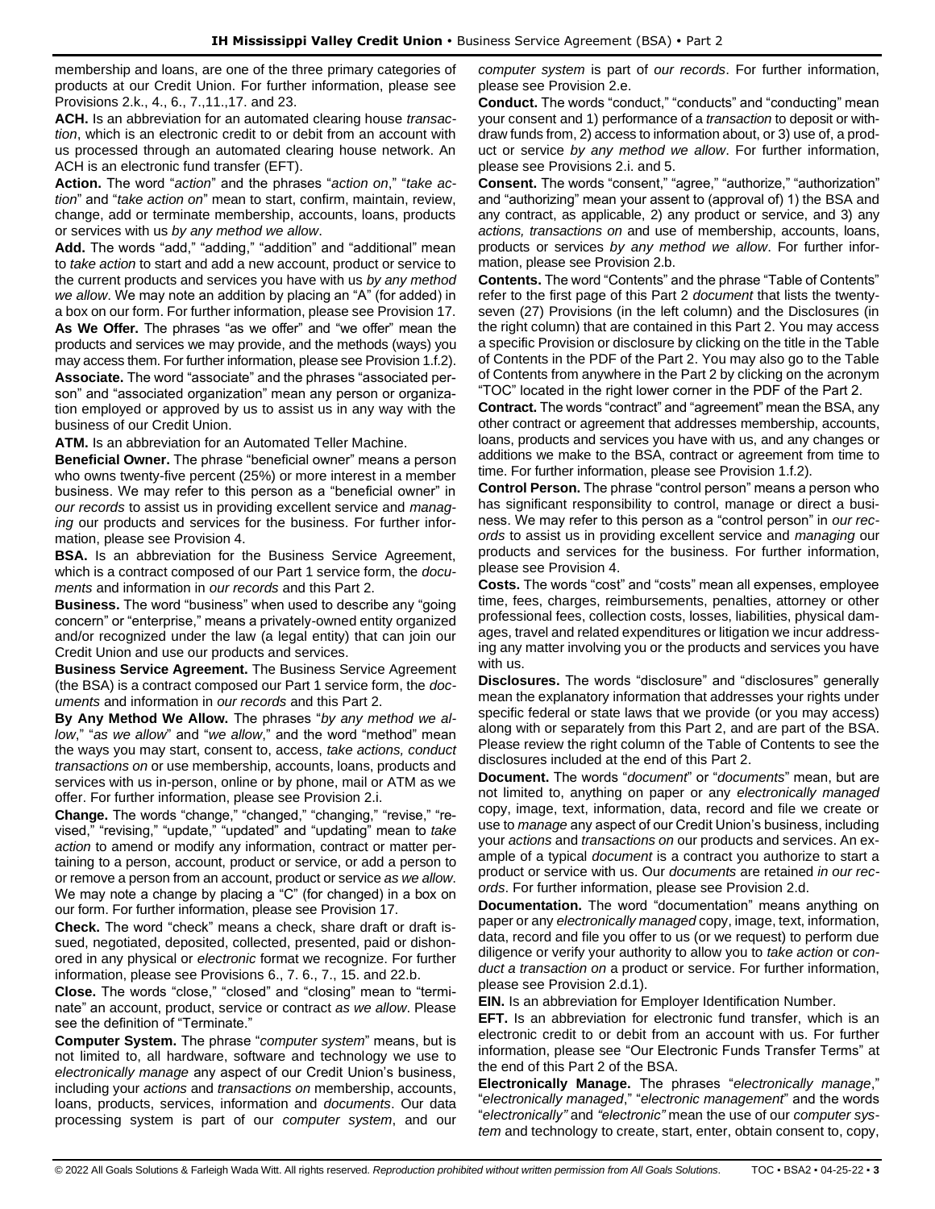membership and loans, are one of the three primary categories of products at our Credit Union. For further information, please see Provisions 2.k., 4., 6., 7.,11.,17. and 23.

**ACH.** Is an abbreviation for an automated clearing house *transaction*, which is an electronic credit to or debit from an account with us processed through an automated clearing house network. An ACH is an electronic fund transfer (EFT).

**Action.** The word "*action*" and the phrases "*action on*," "*take action*" and "*take action on*" mean to start, confirm, maintain, review, change, add or terminate membership, accounts, loans, products or services with us *by any method we allow*.

**Add.** The words "add," "adding," "addition" and "additional" mean to *take action* to start and add a new account, product or service to the current products and services you have with us *by any method we allow*. We may note an addition by placing an "A" (for added) in a box on our form. For further information, please see Provision 17.

**As We Offer.** The phrases "as we offer" and "we offer" mean the products and services we may provide, and the methods (ways) you may access them. For further information, please see Provision 1.f.2).

**Associate.** The word "associate" and the phrases "associated person" and "associated organization" mean any person or organization employed or approved by us to assist us in any way with the business of our Credit Union.

**ATM.** Is an abbreviation for an Automated Teller Machine.

**Beneficial Owner.** The phrase "beneficial owner" means a person who owns twenty-five percent (25%) or more interest in a member business. We may refer to this person as a "beneficial owner" in *our records* to assist us in providing excellent service and *managing* our products and services for the business. For further information, please see Provision 4.

**BSA.** Is an abbreviation for the Business Service Agreement, which is a contract composed of our Part 1 service form, the *documents* and information in *our records* and this Part 2.

**Business.** The word "business" when used to describe any "going concern" or "enterprise," means a privately-owned entity organized and/or recognized under the law (a legal entity) that can join our Credit Union and use our products and services.

**Business Service Agreement.** The Business Service Agreement (the BSA) is a contract composed our Part 1 service form, the *documents* and information in *our records* and this Part 2.

**By Any Method We Allow.** The phrases "*by any method we allow*," "*as we allow*" and "*we allow*," and the word "method" mean the ways you may start, consent to, access, *take actions, conduct transactions on* or use membership, accounts, loans, products and services with us in-person, online or by phone, mail or ATM as we offer. For further information, please see Provision 2.i.

**Change.** The words "change," "changed," "changing," "revise," "revised," "revising," "update," "updated" and "updating" mean to *take action* to amend or modify any information, contract or matter pertaining to a person, account, product or service, or add a person to or remove a person from an account, product or service *as we allow*. We may note a change by placing a "C" (for changed) in a box on our form. For further information, please see Provision 17.

**Check.** The word "check" means a check, share draft or draft issued, negotiated, deposited, collected, presented, paid or dishonored in any physical or *electronic* format we recognize. For further information, please see Provisions 6., 7. 6., 7., 15. and 22.b.

**Close.** The words "close," "closed" and "closing" mean to "terminate" an account, product, service or contract *as we allow*. Please see the definition of "Terminate."

**Computer System.** The phrase "*computer system*" means, but is not limited to, all hardware, software and technology we use to *electronically manage* any aspect of our Credit Union's business, including your *actions* and *transactions on* membership, accounts, loans, products, services, information and *documents*. Our data processing system is part of our *computer system*, and our *computer system* is part of *our records*. For further information, please see Provision 2.e.

**Conduct.** The words "conduct," "conducts" and "conducting" mean your consent and 1) performance of a *transaction* to deposit or withdraw funds from, 2) access to information about, or 3) use of, a product or service *by any method we allow*. For further information, please see Provisions 2.i. and 5.

**Consent.** The words "consent," "agree," "authorize," "authorization" and "authorizing" mean your assent to (approval of) 1) the BSA and any contract, as applicable, 2) any product or service, and 3) any *actions, transactions on* and use of membership, accounts, loans, products or services *by any method we allow*. For further information, please see Provision 2.b.

**Contents.** The word "Contents" and the phrase "Table of Contents" refer to the first page of this Part 2 *document* that lists the twenty-seven (27) Provisions (in the left column) and the Disclosures (in the right column) that are contained in this Part 2. You may access a specific Provision or disclosure by clicking on the title in the Table of Contents in the PDF of the Part 2. You may also go to the Table of Contents from anywhere in the Part 2 by clicking on the acronym "TOC" located in the right lower corner in the PDF of the Part 2.

**Contract.** The words "contract" and "agreement" mean the BSA, any other contract or agreement that addresses membership, accounts, loans, products and services you have with us, and any changes or additions we make to the BSA, contract or agreement from time to time. For further information, please see Provision 1.f.2).

**Control Person.** The phrase "control person" means a person who has significant responsibility to control, manage or direct a business. We may refer to this person as a "control person" in *our records* to assist us in providing excellent service and *managing* our products and services for the business. For further information, please see Provision 4.

**Costs.** The words "cost" and "costs" mean all expenses, employee time, fees, charges, reimbursements, penalties, attorney or other professional fees, collection costs, losses, liabilities, physical damages, travel and related expenditures or litigation we incur addressing any matter involving you or the products and services you have with us.

**Disclosures.** The words "disclosure" and "disclosures" generally mean the explanatory information that addresses your rights under specific federal or state laws that we provide (or you may access) along with or separately from this Part 2, and are part of the BSA. Please review the right column of the Table of Contents to see the disclosures included at the end of this Part 2.

**Document.** The words "*document*" or "*documents*" mean, but are not limited to, anything on paper or any *electronically managed* copy, image, text, information, data, record and file we create or use to *manage* any aspect of our Credit Union's business, including your *actions* and *transactions on* our products and services. An example of a typical *document* is a contract you authorize to start a product or service with us. Our *documents* are retained *in our records*. For further information, please see Provision 2.d.

**Documentation.** The word "documentation" means anything on paper or any *electronically managed* copy, image, text, information, data, record and file you offer to us (or we request) to perform due diligence or verify your authority to allow you to *take action* or *conduct a transaction on* a product or service. For further information, please see Provision 2.d.1).

**EIN.** Is an abbreviation for Employer Identification Number.

**EFT.** Is an abbreviation for electronic fund transfer, which is an electronic credit to or debit from an account with us. For further information, please see "Our Electronic Funds Transfer Terms" at the end of this Part 2 of the BSA.

**Electronically Manage.** The phrases "*electronically manage*," "*electronically managed*," "*electronic management*" and the words "*electronically"* and *"electronic"* mean the use of our *computer system* and technology to create, start, enter, obtain consent to, copy,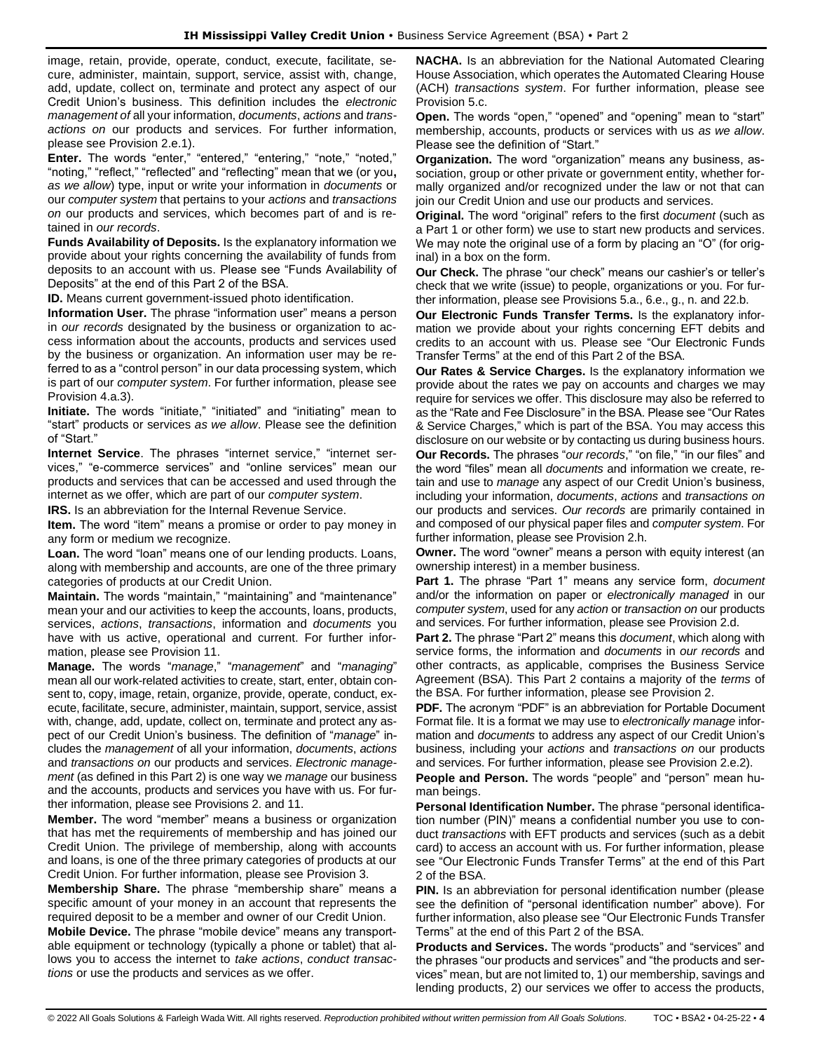image, retain, provide, operate, conduct, execute, facilitate, secure, administer, maintain, support, service, assist with, change, add, update, collect on, terminate and protect any aspect of our Credit Union's business. This definition includes the *electronic management of* all your information, *documents*, *actions* and *transactions on* our products and services. For further information, please see Provision 2.e.1).

**Enter.** The words "enter," "entered," "entering," "note," "noted," "noting," "reflect," "reflected" and "reflecting" mean that we (or you**,** *as we allow*) type, input or write your information in *documents* or our *computer system* that pertains to your *actions* and *transactions on* our products and services, which becomes part of and is retained in *our records*.

**Funds Availability of Deposits.** Is the explanatory information we provide about your rights concerning the availability of funds from deposits to an account with us. Please see "Funds Availability of Deposits" at the end of this Part 2 of the BSA.

**ID.** Means current government-issued photo identification.

**Information User.** The phrase "information user" means a person in *our records* designated by the business or organization to access information about the accounts, products and services used by the business or organization. An information user may be referred to as a "control person" in our data processing system, which is part of our *computer system*. For further information, please see Provision 4.a.3).

**Initiate.** The words "initiate," "initiated" and "initiating" mean to "start" products or services *as we allow*. Please see the definition of "Start."

**Internet Service**. The phrases "internet service," "internet services," "e-commerce services" and "online services" mean our products and services that can be accessed and used through the internet as we offer, which are part of our *computer system*.

**IRS.** Is an abbreviation for the Internal Revenue Service.

**Item.** The word "item" means a promise or order to pay money in any form or medium we recognize.

**Loan.** The word "loan" means one of our lending products. Loans, along with membership and accounts, are one of the three primary categories of products at our Credit Union.

**Maintain.** The words "maintain," "maintaining" and "maintenance" mean your and our activities to keep the accounts, loans, products, services, *actions*, *transactions*, information and *documents* you have with us active, operational and current. For further information, please see Provision 11.

**Manage.** The words "*manage*," "*management*" and "*managing*" mean all our work-related activities to create, start, enter, obtain consent to, copy, image, retain, organize, provide, operate, conduct, execute, facilitate, secure, administer, maintain, support, service, assist with, change, add, update, collect on, terminate and protect any aspect of our Credit Union's business. The definition of "*manage*" includes the *management* of all your information, *documents*, *actions* and *transactions on* our products and services. *Electronic management* (as defined in this Part 2) is one way we *manage* our business and the accounts, products and services you have with us. For further information, please see Provisions 2. and 11.

**Member.** The word "member" means a business or organization that has met the requirements of membership and has joined our Credit Union. The privilege of membership, along with accounts and loans, is one of the three primary categories of products at our Credit Union. For further information, please see Provision 3.

**Membership Share.** The phrase "membership share" means a specific amount of your money in an account that represents the required deposit to be a member and owner of our Credit Union.

**Mobile Device.** The phrase "mobile device" means any transportable equipment or technology (typically a phone or tablet) that allows you to access the internet to *take actions*, *conduct transactions* or use the products and services as we offer.

**NACHA.** Is an abbreviation for the National Automated Clearing House Association, which operates the Automated Clearing House (ACH) *transactions system*. For further information, please see Provision 5.c.

**Open.** The words "open," "opened" and "opening" mean to "start" membership, accounts, products or services with us *as we allow*. Please see the definition of "Start."

**Organization.** The word "organization" means any business, association, group or other private or government entity, whether formally organized and/or recognized under the law or not that can join our Credit Union and use our products and services.

**Original.** The word "original" refers to the first *document* (such as a Part 1 or other form) we use to start new products and services. We may note the original use of a form by placing an "O" (for original) in a box on the form.

**Our Check.** The phrase "our check" means our cashier's or teller's check that we write (issue) to people, organizations or you. For further information, please see Provisions 5.a., 6.e., g., n. and 22.b.

**Our Electronic Funds Transfer Terms.** Is the explanatory information we provide about your rights concerning EFT debits and credits to an account with us. Please see "Our Electronic Funds Transfer Terms" at the end of this Part 2 of the BSA.

**Our Rates & Service Charges.** Is the explanatory information we provide about the rates we pay on accounts and charges we may require for services we offer. This disclosure may also be referred to as the "Rate and Fee Disclosure" in the BSA. Please see "Our Rates & Service Charges," which is part of the BSA. You may access this disclosure on our website or by contacting us during business hours.

**Our Records.** The phrases "*our records*," "on file," "in our files" and the word "files" mean all *documents* and information we create, retain and use to *manage* any aspect of our Credit Union's business, including your information, *documents*, *actions* and *transactions on* our products and services. *Our records* are primarily contained in and composed of our physical paper files and *computer system*. For further information, please see Provision 2.h.

**Owner.** The word "owner" means a person with equity interest (an ownership interest) in a member business.

**Part 1.** The phrase "Part 1" means any service form, *document* and/or the information on paper or *electronically managed* in our *computer system*, used for any *action* or *transaction on* our products and services. For further information, please see Provision 2.d.

**Part 2.** The phrase "Part 2" means this *document*, which along with service forms, the information and *documents* in *our records* and other contracts, as applicable, comprises the Business Service Agreement (BSA). This Part 2 contains a majority of the *terms* of the BSA. For further information, please see Provision 2.

**PDF.** The acronym "PDF" is an abbreviation for Portable Document Format file. It is a format we may use to *electronically manage* information and *documents* to address any aspect of our Credit Union's business, including your *actions* and *transactions on* our products and services. For further information, please see Provision 2.e.2).

**People and Person.** The words "people" and "person" mean human beings.

**Personal Identification Number.** The phrase "personal identification number (PIN)" means a confidential number you use to conduct *transactions* with EFT products and services (such as a debit card) to access an account with us. For further information, please see "Our Electronic Funds Transfer Terms" at the end of this Part 2 of the BSA.

**PIN.** Is an abbreviation for personal identification number (please see the definition of "personal identification number" above). For further information, also please see "Our Electronic Funds Transfer Terms" at the end of this Part 2 of the BSA.

**Products and Services.** The words "products" and "services" and the phrases "our products and services" and "the products and services" mean, but are not limited to, 1) our membership, savings and lending products, 2) our services we offer to access the products,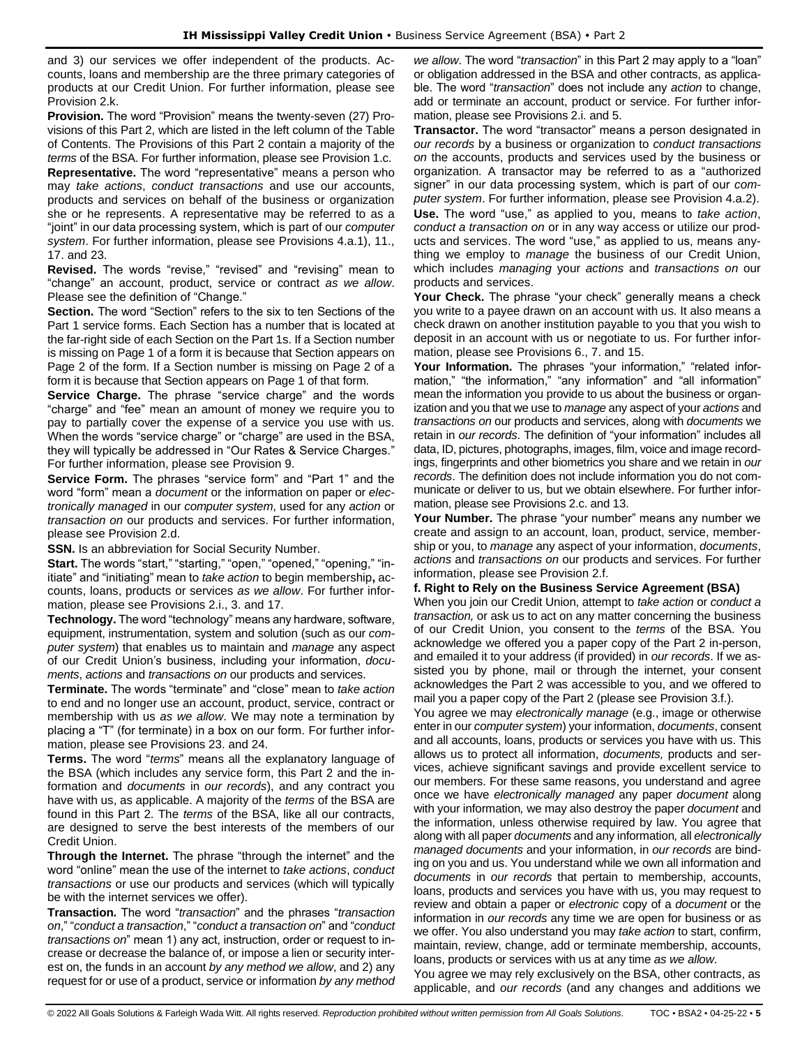and 3) our services we offer independent of the products. Accounts, loans and membership are the three primary categories of products at our Credit Union. For further information, please see Provision 2.k.

**Provision.** The word "Provision" means the twenty-seven (27) Provisions of this Part 2, which are listed in the left column of the Table of Contents. The Provisions of this Part 2 contain a majority of the *terms* of the BSA. For further information, please see Provision 1.c.

**Representative.** The word "representative" means a person who may *take actions*, *conduct transactions* and use our accounts, products and services on behalf of the business or organization she or he represents. A representative may be referred to as a "joint" in our data processing system, which is part of our *computer system*. For further information, please see Provisions 4.a.1), 11., 17. and 23.

**Revised.** The words "revise," "revised" and "revising" mean to "change" an account, product, service or contract *as we allow*. Please see the definition of "Change."

**Section.** The word "Section" refers to the six to ten Sections of the Part 1 service forms. Each Section has a number that is located at the far-right side of each Section on the Part 1s. If a Section number is missing on Page 1 of a form it is because that Section appears on Page 2 of the form. If a Section number is missing on Page 2 of a form it is because that Section appears on Page 1 of that form.

**Service Charge.** The phrase "service charge" and the words "charge" and "fee" mean an amount of money we require you to pay to partially cover the expense of a service you use with us. When the words "service charge" or "charge" are used in the BSA, they will typically be addressed in "Our Rates & Service Charges." For further information, please see Provision 9.

**Service Form.** The phrases "service form" and "Part 1" and the word "form" mean a *document* or the information on paper or *electronically managed* in our *computer system*, used for any *action* or *transaction on* our products and services. For further information, please see Provision 2.d.

**SSN.** Is an abbreviation for Social Security Number.

**Start.** The words "start," "starting," "open," "opened," "opening," "initiate" and "initiating" mean to *take action* to begin membership**,** accounts, loans, products or services *as we allow*. For further information, please see Provisions 2.i., 3. and 17.

**Technology.** The word "technology" means any hardware, software, equipment, instrumentation, system and solution (such as our *computer system*) that enables us to maintain and *manage* any aspect of our Credit Union's business, including your information, *documents*, *actions* and *transactions on* our products and services.

**Terminate.** The words "terminate" and "close" mean to *take action* to end and no longer use an account, product, service, contract or membership with us *as we allow*. We may note a termination by placing a "T" (for terminate) in a box on our form. For further information, please see Provisions 23. and 24.

**Terms.** The word "*terms*" means all the explanatory language of the BSA (which includes any service form, this Part 2 and the information and *documents* in *our records*), and any contract you have with us, as applicable. A majority of the *terms* of the BSA are found in this Part 2. The *terms* of the BSA, like all our contracts, are designed to serve the best interests of the members of our Credit Union.

**Through the Internet.** The phrase "through the internet" and the word "online" mean the use of the internet to *take actions*, *conduct transactions* or use our products and services (which will typically be with the internet services we offer).

**Transaction.** The word "*transaction*" and the phrases "*transaction on*," "*conduct a transaction*," "*conduct a transaction on*" and "*conduct transactions on*" mean 1) any act, instruction, order or request to increase or decrease the balance of, or impose a lien or security interest on, the funds in an account *by any method we allow*, and 2) any request for or use of a product, service or information *by any method we allow*. The word "*transaction*" in this Part 2 may apply to a "loan" or obligation addressed in the BSA and other contracts, as applicable. The word "*transaction*" does not include any *action* to change, add or terminate an account, product or service. For further information, please see Provisions 2.i. and 5.

**Transactor.** The word "transactor" means a person designated in *our records* by a business or organization to *conduct transactions on* the accounts, products and services used by the business or organization. A transactor may be referred to as a "authorized signer" in our data processing system, which is part of our *computer system*. For further information, please see Provision 4.a.2).

**Use.** The word "use," as applied to you, means to *take action*, *conduct a transaction on* or in any way access or utilize our products and services. The word "use," as applied to us, means anything we employ to *manage* the business of our Credit Union, which includes *managing* your *actions* and *transactions on* our products and services.

**Your Check.** The phrase "your check" generally means a check you write to a payee drawn on an account with us. It also means a check drawn on another institution payable to you that you wish to deposit in an account with us or negotiate to us. For further information, please see Provisions 6., 7. and 15.

**Your Information.** The phrases "your information," "related information," "the information," "any information" and "all information" mean the information you provide to us about the business or organization and you that we use to *manage* any aspect of your *actions* and *transactions on* our products and services, along with *documents* we retain in *our records*. The definition of "your information" includes all data, ID, pictures, photographs, images, film, voice and image recordings, fingerprints and other biometrics you share and we retain in *our records*. The definition does not include information you do not communicate or deliver to us, but we obtain elsewhere. For further information, please see Provisions 2.c. and 13.

**Your Number.** The phrase "your number" means any number we create and assign to an account, loan, product, service, membership or you, to *manage* any aspect of your information, *documents*, *actions* and *transactions on* our products and services. For further information, please see Provision 2.f.

**f. Right to Rely on the Business Service Agreement (BSA)**

When you join our Credit Union, attempt to *take action* or *conduct a transaction,* or ask us to act on any matter concerning the business of our Credit Union, you consent to the *terms* of the BSA. You acknowledge we offered you a paper copy of the Part 2 in-person, and emailed it to your address (if provided) in *our records*. If we assisted you by phone, mail or through the internet, your consent acknowledges the Part 2 was accessible to you, and we offered to mail you a paper copy of the Part 2 (please see Provision 3.f.).

You agree we may *electronically manage* (e.g., image or otherwise enter in our *computer system*) your information, *documents*, consent and all accounts, loans, products or services you have with us. This allows us to protect all information, *documents,* products and services, achieve significant savings and provide excellent service to our members. For these same reasons, you understand and agree once we have *electronically managed* any paper *document* along with your information*,* we may also destroy the paper *document* and the information, unless otherwise required by law. You agree that along with all paper *documents* and any information*,* all *electronically managed documents* and your information, in *our records* are binding on you and us. You understand while we own all information and *documents* in *our records* that pertain to membership, accounts, loans, products and services you have with us, you may request to review and obtain a paper or *electronic* copy of a *document* or the information in *our records* any time we are open for business or as we offer. You also understand you may *take action* to start, confirm, maintain, review, change, add or terminate membership, accounts, loans, products or services with us at any time *as we allow*.

You agree we may rely exclusively on the BSA, other contracts, as applicable, and *our records* (and any changes and additions we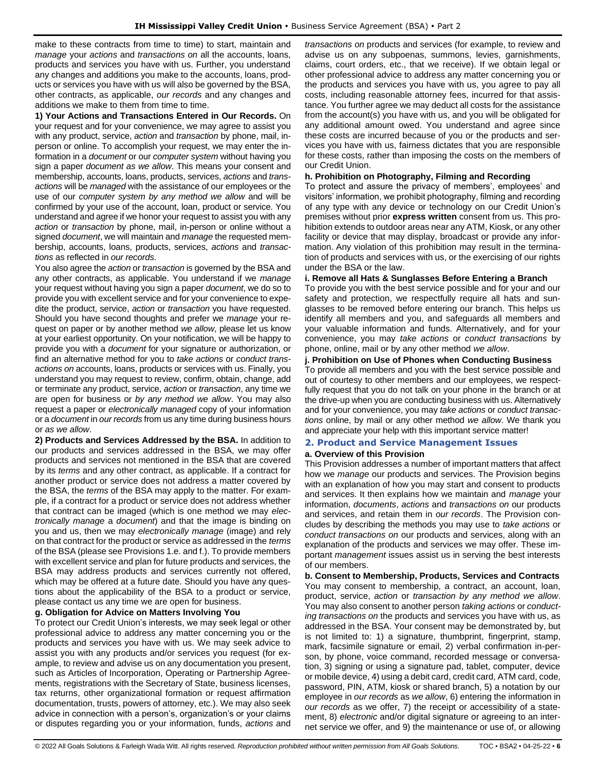make to these contracts from time to time) to start, maintain and *manage* your *actions* and *transactions on* all the accounts, loans, products and services you have with us. Further, you understand any changes and additions you make to the accounts, loans, products or services you have with us will also be governed by the BSA, other contracts, as applicable, *our records* and any changes and additions we make to them from time to time.

**1) Your Actions and Transactions Entered in Our Records.** On your request and for your convenience, we may agree to assist you with any product, service, *action* and *transaction* by phone, mail, in-person or online. To accomplish your request, we may enter the information in a *document* or our *computer system* without having you sign a paper *document as we allow*. This means your consent and membership, accounts, loans, products, services, *actions* and *transactions* will be *managed* with the assistance of our employees or the use of our *computer system by any method we allow* and will be confirmed by your use of the account, loan, product or service. You understand and agree if we honor your request to assist you with any *action* or *transaction* by phone, mail, in-person or online without a signed *document*, we will maintain and *manage* the requested membership, accounts, loans, products, services, *actions* and *transactions* as reflected in *our records*.

You also agree the *action* or *transaction* is governed by the BSA and any other contracts, as applicable. You understand if we *manage* your request without having you sign a paper *document*, we do so to provide you with excellent service and for your convenience to expedite the product, service, *action* or *transaction* you have requested. Should you have second thoughts and prefer we *manage* your request on paper or by another method *we allow*, please let us know at your earliest opportunity. On your notification, we will be happy to provide you with a *document* for your signature or authorization, or find an alternative method for you to *take actions* or *conduct transactions on* accounts, loans, products or services with us. Finally, you understand you may request to review, confirm, obtain, change, add or terminate any product, service, *action* or *transaction*, any time we are open for business or *by any method we allow*. You may also request a paper or *electronically managed* copy of your information or a *document* in *our records* from us any time during business hours or *as we allow*.

**2) Products and Services Addressed by the BSA.** In addition to our products and services addressed in the BSA, we may offer products and services not mentioned in the BSA that are covered by its *terms* and any other contract, as applicable. If a contract for another product or service does not address a matter covered by the BSA, the *terms* of the BSA may apply to the matter. For example, if a contract for a product or service does not address whether that contract can be imaged (which is one method we may *electronically manage* a *document*) and that the image is binding on you and us, then we may *electronically manage* (image) and rely on that contract for the product or service as addressed in the *terms* of the BSA (please see Provisions 1.e. and f.). To provide members with excellent service and plan for future products and services, the BSA may address products and services currently not offered, which may be offered at a future date. Should you have any questions about the applicability of the BSA to a product or service, please contact us any time we are open for business.

**g. Obligation for Advice on Matters Involving You**

To protect our Credit Union's interests, we may seek legal or other professional advice to address any matter concerning you or the products and services you have with us. We may seek advice to assist you with any products and/or services you request (for example, to review and advise us on any documentation you present, such as Articles of Incorporation, Operating or Partnership Agreements, registrations with the Secretary of State, business licenses, tax returns, other organizational formation or request affirmation documentation, trusts, powers of attorney, etc.). We may also seek advice in connection with a person's, organization's or your claims or disputes regarding you or your information, funds, *actions* and *transactions on* products and services (for example, to review and advise us on any subpoenas, summons, levies, garnishments, claims, court orders, etc., that we receive). If we obtain legal or other professional advice to address any matter concerning you or the products and services you have with us, you agree to pay all costs, including reasonable attorney fees, incurred for that assistance. You further agree we may deduct all costs for the assistance from the account(s) you have with us, and you will be obligated for any additional amount owed. You understand and agree since these costs are incurred because of you or the products and services you have with us, fairness dictates that you are responsible for these costs, rather than imposing the costs on the members of our Credit Union.

**h. Prohibition on Photography, Filming and Recording**

To protect and assure the privacy of members', employees' and visitors' information, we prohibit photography, filming and recording of any type with any device or technology on our Credit Union's premises without prior **express written** consent from us. This prohibition extends to outdoor areas near any ATM, Kiosk, or any other facility or device that may display, broadcast or provide any information. Any violation of this prohibition may result in the termination of products and services with us, or the exercising of our rights under the BSA or the law.

**i. Remove all Hats & Sunglasses Before Entering a Branch**

To provide you with the best service possible and for your and our safety and protection, we respectfully require all hats and sunglasses to be removed before entering our branch. This helps us identify all members and you, and safeguards all members and your valuable information and funds. Alternatively, and for your convenience, you may *take actions* or *conduct transactions* by phone, online, mail or by any other method *we allow*.

**j. Prohibition on Use of Phones when Conducting Business**

To provide all members and you with the best service possible and out of courtesy to other members and our employees, we respectfully request that you do not talk on your phone in the branch or at the drive-up when you are conducting business with us. Alternatively and for your convenience, you may *take actions* or *conduct transactions* online, by mail or any other method *we allow*. We thank you and appreciate your help with this important service matter!

## 2. Product and Service Management Issues

**a. Overview of this Provision**

This Provision addresses a number of important matters that affect how we *manage* our products and services. The Provision begins with an explanation of how you may start and consent to products and services. It then explains how we maintain and *manage* your information, *documents*, *actions* and *transactions on* our products and services, and retain them in *our records*. The Provision concludes by describing the methods you may use to *take actions* or *conduct transactions on* our products and services, along with an explanation of the products and services we may offer. These important *management* issues assist us in serving the best interests of our members.

**b. Consent to Membership, Products, Services and Contracts**

You may consent to membership, a contract, an account, loan, product, service, *action* or *transaction by any method we allow*. You may also consent to another person *taking actions* or *conducting transactions on* the products and services you have with us, as addressed in the BSA. Your consent may be demonstrated by, but is not limited to: 1) a signature, thumbprint, fingerprint, stamp, mark, facsimile signature or email, 2) verbal confirmation in-person, by phone, voice command, recorded message or conversation, 3) signing or using a signature pad, tablet, computer, device or mobile device, 4) using a debit card, credit card, ATM card, code, password, PIN, ATM, kiosk or shared branch, 5) a notation by our employee in *our records* as *we allow*, 6) entering the information in *our records* as we offer, 7) the receipt or accessibility of a statement, 8) *electronic* and/or digital signature or agreeing to an internet service we offer, and 9) the maintenance or use of, or allowing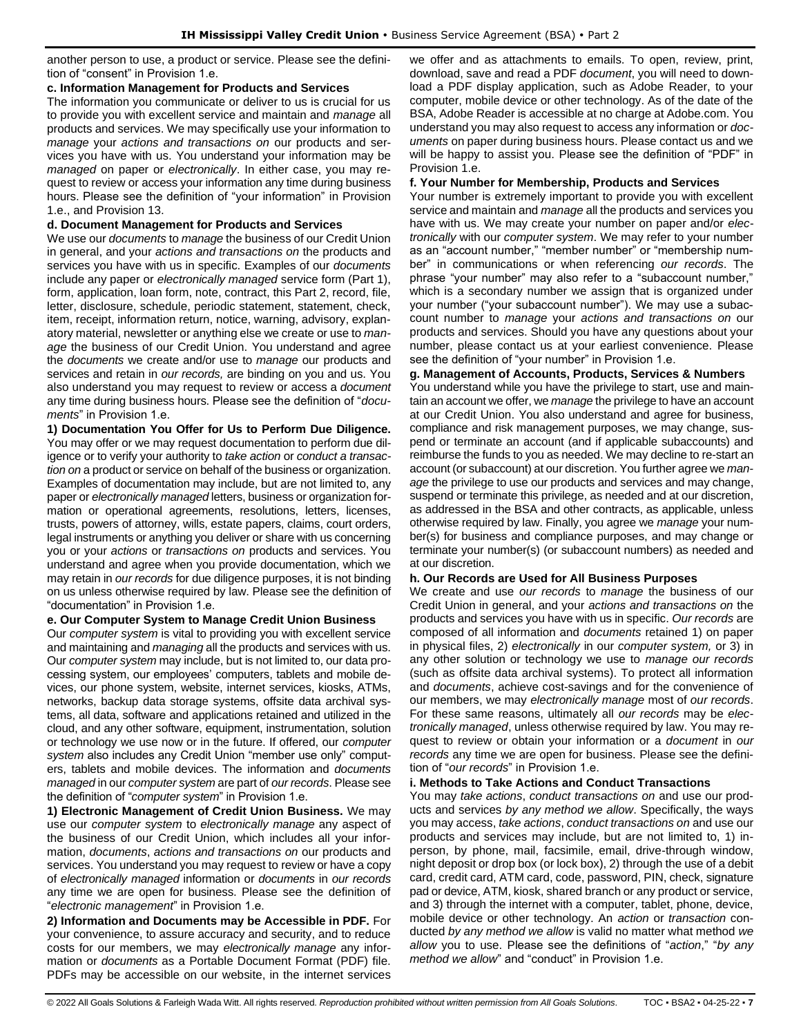another person to use, a product or service. Please see the definition of "consent" in Provision 1.e.

**c. Information Management for Products and Services**

The information you communicate or deliver to us is crucial for us to provide you with excellent service and maintain and *manage* all products and services. We may specifically use your information to *manage* your *actions and transactions on* our products and services you have with us. You understand your information may be *managed* on paper or *electronically*. In either case, you may request to review or access your information any time during business hours. Please see the definition of "your information" in Provision 1.e., and Provision 13.

**d. Document Management for Products and Services**

We use our *documents* to *manage* the business of our Credit Union in general, and your *actions and transactions on* the products and services you have with us in specific. Examples of our *documents* include any paper or *electronically managed* service form (Part 1), form, application, loan form, note, contract, this Part 2, record, file, letter, disclosure, schedule, periodic statement, statement, check, item, receipt, information return, notice, warning, advisory, explanatory material, newsletter or anything else we create or use to *manage* the business of our Credit Union. You understand and agree the *documents* we create and/or use to *manage* our products and services and retain in *our records,* are binding on you and us. You also understand you may request to review or access a *document* any time during business hours. Please see the definition of "*documents*" in Provision 1.e.

**1) Documentation You Offer for Us to Perform Due Diligence.** You may offer or we may request documentation to perform due diligence or to verify your authority to *take action* or *conduct a transaction on* a product or service on behalf of the business or organization. Examples of documentation may include, but are not limited to, any paper or *electronically managed* letters, business or organization formation or operational agreements, resolutions, letters, licenses, trusts, powers of attorney, wills, estate papers, claims, court orders, legal instruments or anything you deliver or share with us concerning you or your *actions* or *transactions on* products and services. You understand and agree when you provide documentation, which we may retain in *our records* for due diligence purposes, it is not binding on us unless otherwise required by law. Please see the definition of "documentation" in Provision 1.e.

**e. Our Computer System to Manage Credit Union Business**

Our *computer system* is vital to providing you with excellent service and maintaining and *managing* all the products and services with us. Our *computer system* may include, but is not limited to, our data processing system, our employees' computers, tablets and mobile devices, our phone system, website, internet services, kiosks, ATMs, networks, backup data storage systems, offsite data archival systems, all data, software and applications retained and utilized in the cloud, and any other software, equipment, instrumentation, solution or technology we use now or in the future. If offered, our *computer system* also includes any Credit Union "member use only" computers, tablets and mobile devices. The information and *documents managed* in our *computer system* are part of *our records*. Please see the definition of "*computer system*" in Provision 1.e.

**1) Electronic Management of Credit Union Business.** We may use our *computer system* to *electronically manage* any aspect of the business of our Credit Union, which includes all your information, *documents*, *actions and transactions on* our products and services. You understand you may request to review or have a copy of *electronically managed* information or *documents* in *our records* any time we are open for business. Please see the definition of "*electronic management*" in Provision 1.e.

**2) Information and Documents may be Accessible in PDF.** For your convenience, to assure accuracy and security, and to reduce costs for our members, we may *electronically manage* any information or *documents* as a Portable Document Format (PDF) file. PDFs may be accessible on our website, in the internet services we offer and as attachments to emails. To open, review, print, download, save and read a PDF *document*, you will need to download a PDF display application, such as Adobe Reader, to your computer, mobile device or other technology. As of the date of the BSA, Adobe Reader is accessible at no charge at Adobe.com. You understand you may also request to access any information or *documents* on paper during business hours. Please contact us and we will be happy to assist you. Please see the definition of "PDF" in Provision 1.e.

**f. Your Number for Membership, Products and Services**

Your number is extremely important to provide you with excellent service and maintain and *manage* all the products and services you have with us. We may create your number on paper and/or *electronically* with our *computer system*. We may refer to your number as an "account number," "member number" or "membership number" in communications or when referencing *our records*. The phrase "your number" may also refer to a "subaccount number," which is a secondary number we assign that is organized under your number ("your subaccount number"). We may use a subaccount number to *manage* your *actions and transactions on* our products and services. Should you have any questions about your number, please contact us at your earliest convenience. Please see the definition of "your number" in Provision 1.e.

**g. Management of Accounts, Products, Services & Numbers**

You understand while you have the privilege to start, use and maintain an account we offer, we *manage* the privilege to have an account at our Credit Union. You also understand and agree for business, compliance and risk management purposes, we may change, suspend or terminate an account (and if applicable subaccounts) and reimburse the funds to you as needed. We may decline to re-start an account (or subaccount) at our discretion. You further agree we *manage* the privilege to use our products and services and may change, suspend or terminate this privilege, as needed and at our discretion, as addressed in the BSA and other contracts, as applicable, unless otherwise required by law. Finally, you agree we *manage* your number(s) for business and compliance purposes, and may change or terminate your number(s) (or subaccount numbers) as needed and at our discretion.

**h. Our Records are Used for All Business Purposes**

We create and use *our records* to *manage* the business of our Credit Union in general, and your *actions and transactions on* the products and services you have with us in specific. *Our records* are composed of all information and *documents* retained 1) on paper in physical files, 2) *electronically* in our *computer system,* or 3) in any other solution or technology we use to *manage our records* (such as offsite data archival systems). To protect all information and *documents*, achieve cost-savings and for the convenience of our members, we may *electronically manage* most of *our records*. For these same reasons, ultimately all *our records* may be *electronically managed*, unless otherwise required by law. You may request to review or obtain your information or a *document* in *our records* any time we are open for business. Please see the definition of "*our records*" in Provision 1.e.

**i. Methods to Take Actions and Conduct Transactions**

You may *take actions*, *conduct transactions on* and use our products and services *by any method we allow*. Specifically, the ways you may access, *take actions*, *conduct transactions on* and use our products and services may include, but are not limited to, 1) in-person, by phone, mail, facsimile, email, drive-through window, night deposit or drop box (or lock box), 2) through the use of a debit card, credit card, ATM card, code, password, PIN, check, signature pad or device, ATM, kiosk, shared branch or any product or service, and 3) through the internet with a computer, tablet, phone, device, mobile device or other technology. An *action* or *transaction* conducted *by any method we allow* is valid no matter what method *we allow* you to use. Please see the definitions of "*action*," "*by any method we allow*" and "conduct" in Provision 1.e.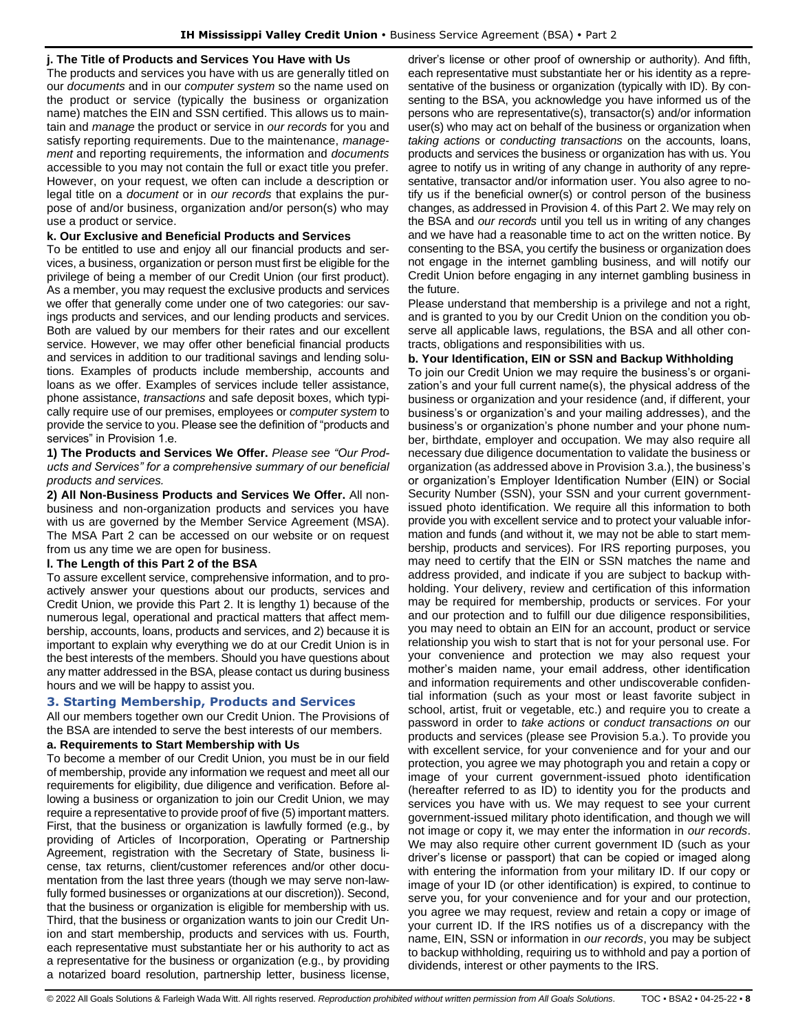**j. The Title of Products and Services You Have with Us**

The products and services you have with us are generally titled on our *documents* and in our *computer system* so the name used on the product or service (typically the business or organization name) matches the EIN and SSN certified. This allows us to maintain and *manage* the product or service in *our records* for you and satisfy reporting requirements. Due to the maintenance, *management* and reporting requirements, the information and *documents* accessible to you may not contain the full or exact title you prefer. However, on your request, we often can include a description or legal title on a *document* or in *our records* that explains the purpose of and/or business, organization and/or person(s) who may use a product or service.

**k. Our Exclusive and Beneficial Products and Services**

To be entitled to use and enjoy all our financial products and services, a business, organization or person must first be eligible for the privilege of being a member of our Credit Union (our first product). As a member, you may request the exclusive products and services we offer that generally come under one of two categories: our savings products and services, and our lending products and services. Both are valued by our members for their rates and our excellent service. However, we may offer other beneficial financial products and services in addition to our traditional savings and lending solutions. Examples of products include membership, accounts and loans as we offer. Examples of services include teller assistance, phone assistance, *transactions* and safe deposit boxes, which typically require use of our premises, employees or *computer system* to provide the service to you. Please see the definition of "products and services" in Provision 1.e.

**1) The Products and Services We Offer.** *Please see "Our Products and Services" for a comprehensive summary of our beneficial products and services.*

**2) All Non-Business Products and Services We Offer.** All non-business and non-organization products and services you have with us are governed by the Member Service Agreement (MSA). The MSA Part 2 can be accessed on our website or on request from us any time we are open for business.

**l. The Length of this Part 2 of the BSA**

To assure excellent service, comprehensive information, and to proactively answer your questions about our products, services and Credit Union, we provide this Part 2. It is lengthy 1) because of the numerous legal, operational and practical matters that affect membership, accounts, loans, products and services, and 2) because it is important to explain why everything we do at our Credit Union is in the best interests of the members. Should you have questions about any matter addressed in the BSA, please contact us during business hours and we will be happy to assist you.

## 3. Starting Membership, Products and Services

All our members together own our Credit Union. The Provisions of the BSA are intended to serve the best interests of our members.

**a. Requirements to Start Membership with Us**

To become a member of our Credit Union, you must be in our field of membership, provide any information we request and meet all our requirements for eligibility, due diligence and verification. Before allowing a business or organization to join our Credit Union, we may require a representative to provide proof of five (5) important matters. First, that the business or organization is lawfully formed (e.g., by providing of Articles of Incorporation, Operating or Partnership Agreement, registration with the Secretary of State, business license, tax returns, client/customer references and/or other documentation from the last three years (though we may serve non-lawfully formed businesses or organizations at our discretion)). Second, that the business or organization is eligible for membership with us. Third, that the business or organization wants to join our Credit Union and start membership, products and services with us. Fourth, each representative must substantiate her or his authority to act as a representative for the business or organization (e.g., by providing a notarized board resolution, partnership letter, business license, driver's license or other proof of ownership or authority). And fifth, each representative must substantiate her or his identity as a representative of the business or organization (typically with ID). By consenting to the BSA, you acknowledge you have informed us of the persons who are representative(s), transactor(s) and/or information user(s) who may act on behalf of the business or organization when *taking actions* or *conducting transactions* on the accounts, loans, products and services the business or organization has with us. You agree to notify us in writing of any change in authority of any representative, transactor and/or information user. You also agree to notify us if the beneficial owner(s) or control person of the business changes, as addressed in Provision 4. of this Part 2. We may rely on the BSA and *our records* until you tell us in writing of any changes and we have had a reasonable time to act on the written notice. By consenting to the BSA, you certify the business or organization does not engage in the internet gambling business, and will notify our Credit Union before engaging in any internet gambling business in the future.

Please understand that membership is a privilege and not a right, and is granted to you by our Credit Union on the condition you observe all applicable laws, regulations, the BSA and all other contracts, obligations and responsibilities with us.

**b. Your Identification, EIN or SSN and Backup Withholding**

To join our Credit Union we may require the business's or organization's and your full current name(s), the physical address of the business or organization and your residence (and, if different, your business's or organization's and your mailing addresses), and the business's or organization's phone number and your phone number, birthdate, employer and occupation. We may also require all necessary due diligence documentation to validate the business or organization (as addressed above in Provision 3.a.), the business's or organization's Employer Identification Number (EIN) or Social Security Number (SSN), your SSN and your current government-issued photo identification. We require all this information to both provide you with excellent service and to protect your valuable information and funds (and without it, we may not be able to start membership, products and services). For IRS reporting purposes, you may need to certify that the EIN or SSN matches the name and address provided, and indicate if you are subject to backup withholding. Your delivery, review and certification of this information may be required for membership, products or services. For your and our protection and to fulfill our due diligence responsibilities, you may need to obtain an EIN for an account, product or service relationship you wish to start that is not for your personal use. For your convenience and protection we may also request your mother's maiden name, your email address, other identification and information requirements and other undiscoverable confidential information (such as your most or least favorite subject in school, artist, fruit or vegetable, etc.) and require you to create a password in order to *take actions* or *conduct transactions on* our products and services (please see Provision 5.a.). To provide you with excellent service, for your convenience and for your and our protection, you agree we may photograph you and retain a copy or image of your current government-issued photo identification (hereafter referred to as ID) to identity you for the products and services you have with us. We may request to see your current government-issued military photo identification, and though we will not image or copy it, we may enter the information in *our records*. We may also require other current government ID (such as your driver's license or passport) that can be copied or imaged along with entering the information from your military ID. If our copy or image of your ID (or other identification) is expired, to continue to serve you, for your convenience and for your and our protection, you agree we may request, review and retain a copy or image of your current ID. If the IRS notifies us of a discrepancy with the name, EIN, SSN or information in *our records*, you may be subject to backup withholding, requiring us to withhold and pay a portion of dividends, interest or other payments to the IRS.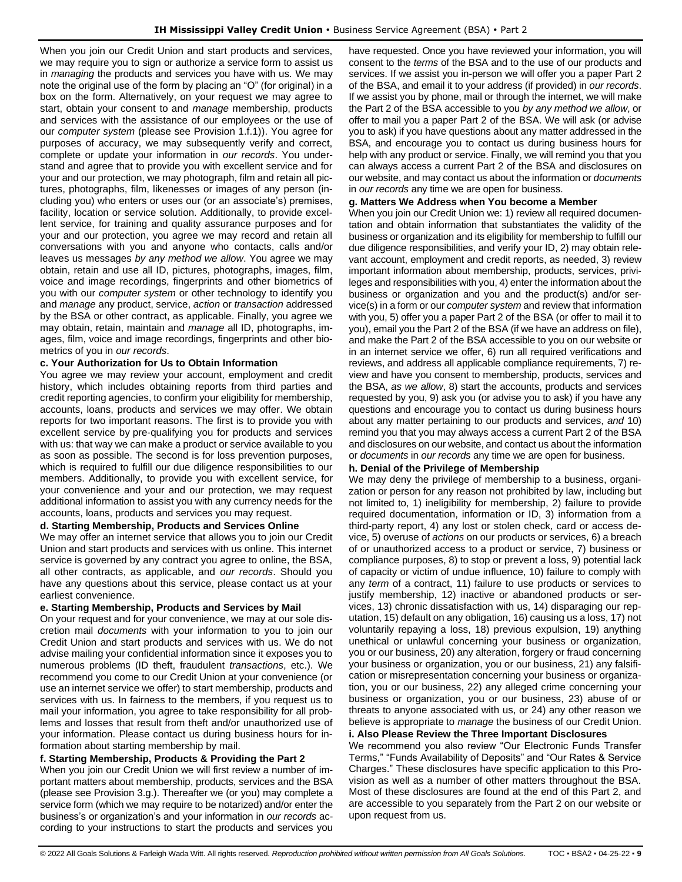When you join our Credit Union and start products and services, we may require you to sign or authorize a service form to assist us in *managing* the products and services you have with us. We may note the original use of the form by placing an "O" (for original) in a box on the form. Alternatively, on your request we may agree to start, obtain your consent to and *manage* membership, products and services with the assistance of our employees or the use of our *computer system* (please see Provision 1.f.1)). You agree for purposes of accuracy, we may subsequently verify and correct, complete or update your information in *our records*. You understand and agree that to provide you with excellent service and for your and our protection, we may photograph, film and retain all pictures, photographs, film, likenesses or images of any person (including you) who enters or uses our (or an associate's) premises, facility, location or service solution. Additionally, to provide excellent service, for training and quality assurance purposes and for your and our protection, you agree we may record and retain all conversations with you and anyone who contacts, calls and/or leaves us messages *by any method we allow*. You agree we may obtain, retain and use all ID, pictures, photographs, images, film, voice and image recordings, fingerprints and other biometrics of you with our *computer system* or other technology to identify you and *manage* any product, service, *action* or *transaction* addressed by the BSA or other contract, as applicable. Finally, you agree we may obtain, retain, maintain and *manage* all ID, photographs, images, film, voice and image recordings, fingerprints and other biometrics of you in *our records*.

**c. Your Authorization for Us to Obtain Information**

You agree we may review your account, employment and credit history, which includes obtaining reports from third parties and credit reporting agencies, to confirm your eligibility for membership, accounts, loans, products and services we may offer. We obtain reports for two important reasons. The first is to provide you with excellent service by pre-qualifying you for products and services with us: that way we can make a product or service available to you as soon as possible. The second is for loss prevention purposes, which is required to fulfill our due diligence responsibilities to our members. Additionally, to provide you with excellent service, for your convenience and your and our protection, we may request additional information to assist you with any currency needs for the accounts, loans, products and services you may request.

**d. Starting Membership, Products and Services Online**

We may offer an internet service that allows you to join our Credit Union and start products and services with us online. This internet service is governed by any contract you agree to online, the BSA, all other contracts, as applicable, and *our records*. Should you have any questions about this service, please contact us at your earliest convenience.

**e. Starting Membership, Products and Services by Mail**

On your request and for your convenience, we may at our sole discretion mail *documents* with your information to you to join our Credit Union and start products and services with us. We do not advise mailing your confidential information since it exposes you to numerous problems (ID theft, fraudulent *transactions*, etc.). We recommend you come to our Credit Union at your convenience (or use an internet service we offer) to start membership, products and services with us. In fairness to the members, if you request us to mail your information, you agree to take responsibility for all problems and losses that result from theft and/or unauthorized use of your information. Please contact us during business hours for information about starting membership by mail.

**f. Starting Membership, Products & Providing the Part 2**

When you join our Credit Union we will first review a number of important matters about membership, products, services and the BSA (please see Provision 3.g.). Thereafter we (or you) may complete a service form (which we may require to be notarized) and/or enter the business's or organization's and your information in *our records* according to your instructions to start the products and services you have requested. Once you have reviewed your information, you will consent to the *terms* of the BSA and to the use of our products and services. If we assist you in-person we will offer you a paper Part 2 of the BSA, and email it to your address (if provided) in *our records*. If we assist you by phone, mail or through the internet, we will make the Part 2 of the BSA accessible to you *by any method we allow*, or offer to mail you a paper Part 2 of the BSA. We will ask (or advise you to ask) if you have questions about any matter addressed in the BSA, and encourage you to contact us during business hours for help with any product or service. Finally, we will remind you that you can always access a current Part 2 of the BSA and disclosures on our website, and may contact us about the information or *documents* in *our records* any time we are open for business.

**g. Matters We Address when You become a Member**

When you join our Credit Union we: 1) review all required documentation and obtain information that substantiates the validity of the business or organization and its eligibility for membership to fulfill our due diligence responsibilities, and verify your ID, 2) may obtain relevant account, employment and credit reports, as needed, 3) review important information about membership, products, services, privileges and responsibilities with you, 4) enter the information about the business or organization and you and the product(s) and/or service(s) in a form or our *computer system* and review that information with you, 5) offer you a paper Part 2 of the BSA (or offer to mail it to you), email you the Part 2 of the BSA (if we have an address on file), and make the Part 2 of the BSA accessible to you on our website or in an internet service we offer, 6) run all required verifications and reviews, and address all applicable compliance requirements, 7) review and have you consent to membership, products, services and the BSA, *as we allow*, 8) start the accounts, products and services requested by you, 9) ask you (or advise you to ask) if you have any questions and encourage you to contact us during business hours about any matter pertaining to our products and services, *and* 10) remind you that you may always access a current Part 2 of the BSA and disclosures on our website, and contact us about the information or *documents* in *our records* any time we are open for business.

**h. Denial of the Privilege of Membership**

We may deny the privilege of membership to a business, organization or person for any reason not prohibited by law, including but not limited to, 1) ineligibility for membership, 2) failure to provide required documentation, information or ID, 3) information from a third-party report, 4) any lost or stolen check, card or access device, 5) overuse of *actions* on our products or services, 6) a breach of or unauthorized access to a product or service, 7) business or compliance purposes, 8) to stop or prevent a loss, 9) potential lack of capacity or victim of undue influence, 10) failure to comply with any *term* of a contract, 11) failure to use products or services to justify membership, 12) inactive or abandoned products or services, 13) chronic dissatisfaction with us, 14) disparaging our reputation, 15) default on any obligation, 16) causing us a loss, 17) not voluntarily repaying a loss, 18) previous expulsion, 19) anything unethical or unlawful concerning your business or organization, you or our business, 20) any alteration, forgery or fraud concerning your business or organization, you or our business, 21) any falsification or misrepresentation concerning your business or organization, you or our business, 22) any alleged crime concerning your business or organization, you or our business, 23) abuse of or threats to anyone associated with us, or 24) any other reason we believe is appropriate to *manage* the business of our Credit Union.

**i. Also Please Review the Three Important Disclosures**

We recommend you also review "Our Electronic Funds Transfer Terms," "Funds Availability of Deposits" and "Our Rates & Service Charges." These disclosures have specific application to this Provision as well as a number of other matters throughout the BSA. Most of these disclosures are found at the end of this Part 2, and are accessible to you separately from the Part 2 on our website or upon request from us.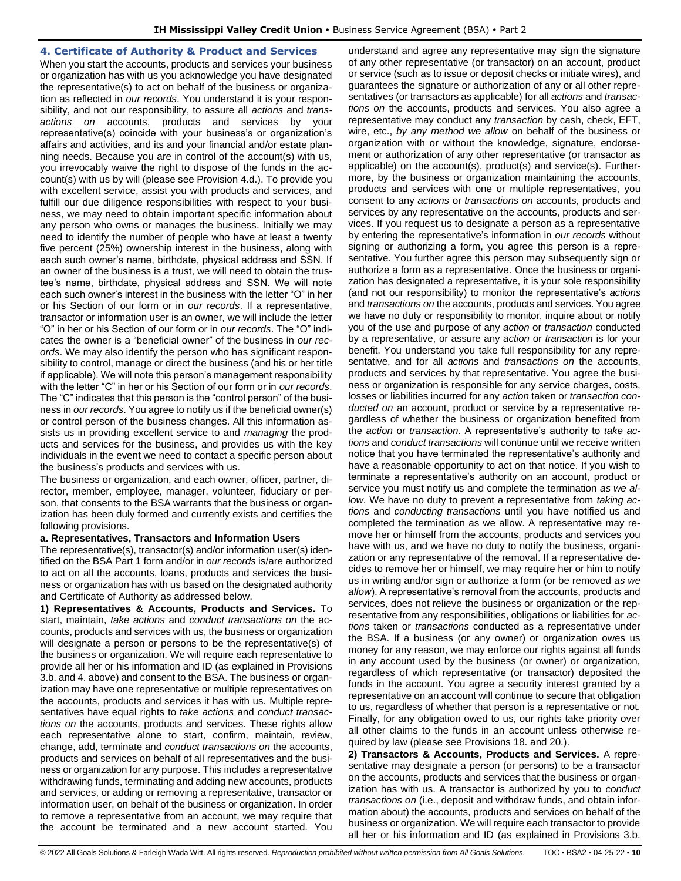## 4. Certificate of Authority & Product and Services

When you start the accounts, products and services your business or organization has with us you acknowledge you have designated the representative(s) to act on behalf of the business or organization as reflected in *our records*. You understand it is your responsibility, and not our responsibility, to assure all *actions* and *transactions on* accounts, products and services by your representative(s) coincide with your business's or organization's affairs and activities, and its and your financial and/or estate planning needs. Because you are in control of the account(s) with us, you irrevocably waive the right to dispose of the funds in the account(s) with us by will (please see Provision 4.d.). To provide you with excellent service, assist you with products and services, and fulfill our due diligence responsibilities with respect to your business, we may need to obtain important specific information about any person who owns or manages the business. Initially we may need to identify the number of people who have at least a twenty five percent (25%) ownership interest in the business, along with each such owner's name, birthdate, physical address and SSN. If an owner of the business is a trust, we will need to obtain the trustee's name, birthdate, physical address and SSN. We will note each such owner's interest in the business with the letter "O" in her or his Section of our form or in *our records*. If a representative, transactor or information user is an owner, we will include the letter "O" in her or his Section of our form or in *our records*. The "O" indicates the owner is a "beneficial owner" of the business in *our records*. We may also identify the person who has significant responsibility to control, manage or direct the business (and his or her title if applicable). We will note this person's management responsibility with the letter "C" in her or his Section of our form or in *our records*. The "C" indicates that this person is the "control person" of the business in *our records*. You agree to notify us if the beneficial owner(s) or control person of the business changes. All this information assists us in providing excellent service to and *managing* the products and services for the business, and provides us with the key individuals in the event we need to contact a specific person about the business's products and services with us.

The business or organization, and each owner, officer, partner, director, member, employee, manager, volunteer, fiduciary or person, that consents to the BSA warrants that the business or organization has been duly formed and currently exists and certifies the following provisions.

### a. Representatives, Transactors and Information Users

The representative(s), transactor(s) and/or information user(s) identified on the BSA Part 1 form and/or in *our records* is/are authorized to act on all the accounts, loans, products and services the business or organization has with us based on the designated authority and Certificate of Authority as addressed below.

**1) Representatives & Accounts, Products and Services.** To start, maintain, *take actions* and *conduct transactions on* the accounts, products and services with us, the business or organization will designate a person or persons to be the representative(s) of the business or organization. We will require each representative to provide all her or his information and ID (as explained in Provisions 3.b. and 4. above) and consent to the BSA. The business or organization may have one representative or multiple representatives on the accounts, products and services it has with us. Multiple representatives have equal rights to *take actions* and *conduct transactions on* the accounts, products and services. These rights allow each representative alone to start, confirm, maintain, review, change, add, terminate and *conduct transactions on* the accounts, products and services on behalf of all representatives and the business or organization for any purpose. This includes a representative withdrawing funds, terminating and adding new accounts, products and services, or adding or removing a representative, transactor or information user, on behalf of the business or organization. In order to remove a representative from an account, we may require that the account be terminated and a new account started. You understand and agree any representative may sign the signature of any other representative (or transactor) on an account, product or service (such as to issue or deposit checks or initiate wires), and guarantees the signature or authorization of any or all other representatives (or transactors as applicable) for all *actions* and *transactions on* the accounts, products and services. You also agree a representative may conduct any *transaction* by cash, check, EFT, wire, etc., *by any method we allow* on behalf of the business or organization with or without the knowledge, signature, endorsement or authorization of any other representative (or transactor as applicable) on the account(s), product(s) and service(s). Furthermore, by the business or organization maintaining the accounts, products and services with one or multiple representatives, you consent to any *actions* or *transactions on* accounts, products and services by any representative on the accounts, products and services. If you request us to designate a person as a representative by entering the representative's information in *our records* without signing or authorizing a form, you agree this person is a representative. You further agree this person may subsequently sign or authorize a form as a representative. Once the business or organization has designated a representative, it is your sole responsibility (and not our responsibility) to monitor the representative's *actions* and *transactions on* the accounts, products and services. You agree we have no duty or responsibility to monitor, inquire about or notify you of the use and purpose of any *action* or *transaction* conducted by a representative, or assure any *action* or *transaction* is for your benefit. You understand you take full responsibility for any representative, and for all *actions* and *transactions on* the accounts, products and services by that representative. You agree the business or organization is responsible for any service charges, costs, losses or liabilities incurred for any *action* taken or *transaction conducted on* an account, product or service by a representative regardless of whether the business or organization benefited from the *action* or *transaction*. A representative's authority to *take actions* and *conduct transactions* will continue until we receive written notice that you have terminated the representative's authority and have a reasonable opportunity to act on that notice. If you wish to terminate a representative's authority on an account, product or service you must notify us and complete the termination *as we allow*. We have no duty to prevent a representative from *taking actions* and *conducting transactions* until you have notified us and completed the termination as we allow. A representative may remove her or himself from the accounts, products and services you have with us, and we have no duty to notify the business, organization or any representative of the removal. If a representative decides to remove her or himself, we may require her or him to notify us in writing and/or sign or authorize a form (or be removed *as we allow*). A representative's removal from the accounts, products and services, does not relieve the business or organization or the representative from any responsibilities, obligations or liabilities for *actions* taken or *transactions* conducted as a representative under the BSA. If a business (or any owner) or organization owes us money for any reason, we may enforce our rights against all funds in any account used by the business (or owner) or organization, regardless of which representative (or transactor) deposited the funds in the account. You agree a security interest granted by a representative on an account will continue to secure that obligation to us, regardless of whether that person is a representative or not. Finally, for any obligation owed to us, our rights take priority over all other claims to the funds in an account unless otherwise required by law (please see Provisions 18. and 20.).

**2) Transactors & Accounts, Products and Services.** A representative may designate a person (or persons) to be a transactor on the accounts, products and services that the business or organization has with us. A transactor is authorized by you to *conduct transactions on* (i.e., deposit and withdraw funds, and obtain information about) the accounts, products and services on behalf of the business or organization. We will require each transactor to provide all her or his information and ID (as explained in Provisions 3.b.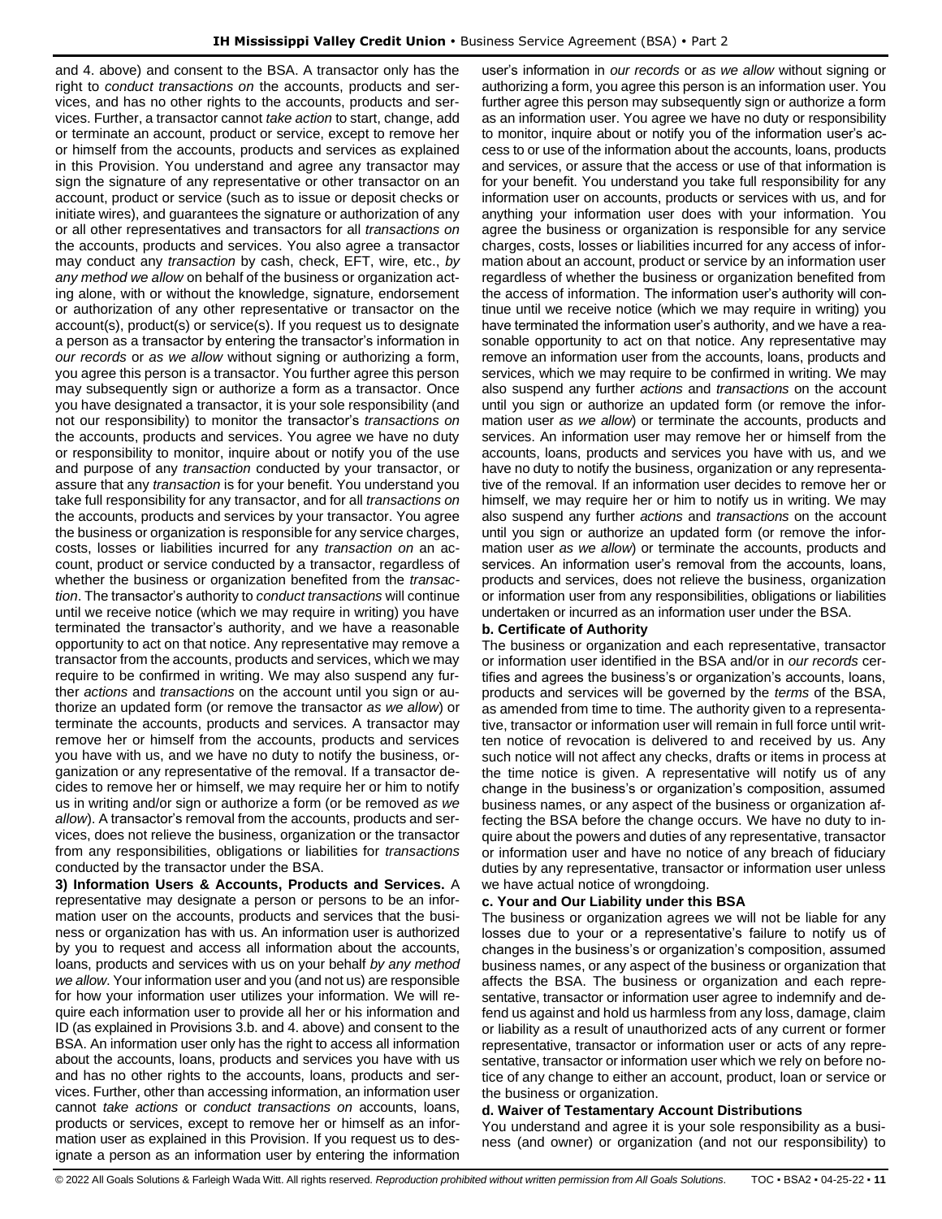and 4. above) and consent to the BSA. A transactor only has the right to *conduct transactions on* the accounts, products and services, and has no other rights to the accounts, products and services. Further, a transactor cannot *take action* to start, change, add or terminate an account, product or service, except to remove her or himself from the accounts, products and services as explained in this Provision. You understand and agree any transactor may sign the signature of any representative or other transactor on an account, product or service (such as to issue or deposit checks or initiate wires), and guarantees the signature or authorization of any or all other representatives and transactors for all *transactions on* the accounts, products and services. You also agree a transactor may conduct any *transaction* by cash, check, EFT, wire, etc., *by any method we allow* on behalf of the business or organization acting alone, with or without the knowledge, signature, endorsement or authorization of any other representative or transactor on the account(s), product(s) or service(s). If you request us to designate a person as a transactor by entering the transactor's information in *our records* or *as we allow* without signing or authorizing a form, you agree this person is a transactor. You further agree this person may subsequently sign or authorize a form as a transactor. Once you have designated a transactor, it is your sole responsibility (and not our responsibility) to monitor the transactor's *transactions on* the accounts, products and services. You agree we have no duty or responsibility to monitor, inquire about or notify you of the use and purpose of any *transaction* conducted by your transactor, or assure that any *transaction* is for your benefit. You understand you take full responsibility for any transactor, and for all *transactions on* the accounts, products and services by your transactor. You agree the business or organization is responsible for any service charges, costs, losses or liabilities incurred for any *transaction on* an account, product or service conducted by a transactor, regardless of whether the business or organization benefited from the *transaction*. The transactor's authority to *conduct transactions* will continue until we receive notice (which we may require in writing) you have terminated the transactor's authority, and we have a reasonable opportunity to act on that notice. Any representative may remove a transactor from the accounts, products and services, which we may require to be confirmed in writing. We may also suspend any further *actions* and *transactions* on the account until you sign or authorize an updated form (or remove the transactor *as we allow*) or terminate the accounts, products and services. A transactor may remove her or himself from the accounts, products and services you have with us, and we have no duty to notify the business, organization or any representative of the removal. If a transactor decides to remove her or himself, we may require her or him to notify us in writing and/or sign or authorize a form (or be removed *as we allow*). A transactor's removal from the accounts, products and services, does not relieve the business, organization or the transactor from any responsibilities, obligations or liabilities for *transactions* conducted by the transactor under the BSA.

**3) Information Users & Accounts, Products and Services.** A representative may designate a person or persons to be an information user on the accounts, products and services that the business or organization has with us. An information user is authorized by you to request and access all information about the accounts, loans, products and services with us on your behalf *by any method we allow*. Your information user and you (and not us) are responsible for how your information user utilizes your information. We will require each information user to provide all her or his information and ID (as explained in Provisions 3.b. and 4. above) and consent to the BSA. An information user only has the right to access all information about the accounts, loans, products and services you have with us and has no other rights to the accounts, loans, products and services. Further, other than accessing information, an information user cannot *take actions* or *conduct transactions on* accounts, loans, products or services, except to remove her or himself as an information user as explained in this Provision. If you request us to designate a person as an information user by entering the information user's information in *our records* or *as we allow* without signing or authorizing a form, you agree this person is an information user. You further agree this person may subsequently sign or authorize a form as an information user. You agree we have no duty or responsibility to monitor, inquire about or notify you of the information user's access to or use of the information about the accounts, loans, products and services, or assure that the access or use of that information is for your benefit. You understand you take full responsibility for any information user on accounts, products or services with us, and for anything your information user does with your information. You agree the business or organization is responsible for any service charges, costs, losses or liabilities incurred for any access of information about an account, product or service by an information user regardless of whether the business or organization benefited from the access of information. The information user's authority will continue until we receive notice (which we may require in writing) you have terminated the information user's authority, and we have a reasonable opportunity to act on that notice. Any representative may remove an information user from the accounts, loans, products and services, which we may require to be confirmed in writing. We may also suspend any further *actions* and *transactions* on the account until you sign or authorize an updated form (or remove the information user *as we allow*) or terminate the accounts, products and services. An information user may remove her or himself from the accounts, loans, products and services you have with us, and we have no duty to notify the business, organization or any representative of the removal. If an information user decides to remove her or himself, we may require her or him to notify us in writing. We may also suspend any further *actions* and *transactions* on the account until you sign or authorize an updated form (or remove the information user *as we allow*) or terminate the accounts, products and services. An information user's removal from the accounts, loans, products and services, does not relieve the business, organization or information user from any responsibilities, obligations or liabilities undertaken or incurred as an information user under the BSA.

**b. Certificate of Authority**

The business or organization and each representative, transactor or information user identified in the BSA and/or in *our records* certifies and agrees the business's or organization's accounts, loans, products and services will be governed by the *terms* of the BSA, as amended from time to time. The authority given to a representative, transactor or information user will remain in full force until written notice of revocation is delivered to and received by us. Any such notice will not affect any checks, drafts or items in process at the time notice is given. A representative will notify us of any change in the business's or organization's composition, assumed business names, or any aspect of the business or organization affecting the BSA before the change occurs. We have no duty to inquire about the powers and duties of any representative, transactor or information user and have no notice of any breach of fiduciary duties by any representative, transactor or information user unless we have actual notice of wrongdoing.

**c. Your and Our Liability under this BSA**

The business or organization agrees we will not be liable for any losses due to your or a representative's failure to notify us of changes in the business's or organization's composition, assumed business names, or any aspect of the business or organization that affects the BSA. The business or organization and each representative, transactor or information user agree to indemnify and defend us against and hold us harmless from any loss, damage, claim or liability as a result of unauthorized acts of any current or former representative, transactor or information user or acts of any representative, transactor or information user which we rely on before notice of any change to either an account, product, loan or service or the business or organization.

**d. Waiver of Testamentary Account Distributions**

You understand and agree it is your sole responsibility as a business (and owner) or organization (and not our responsibility) to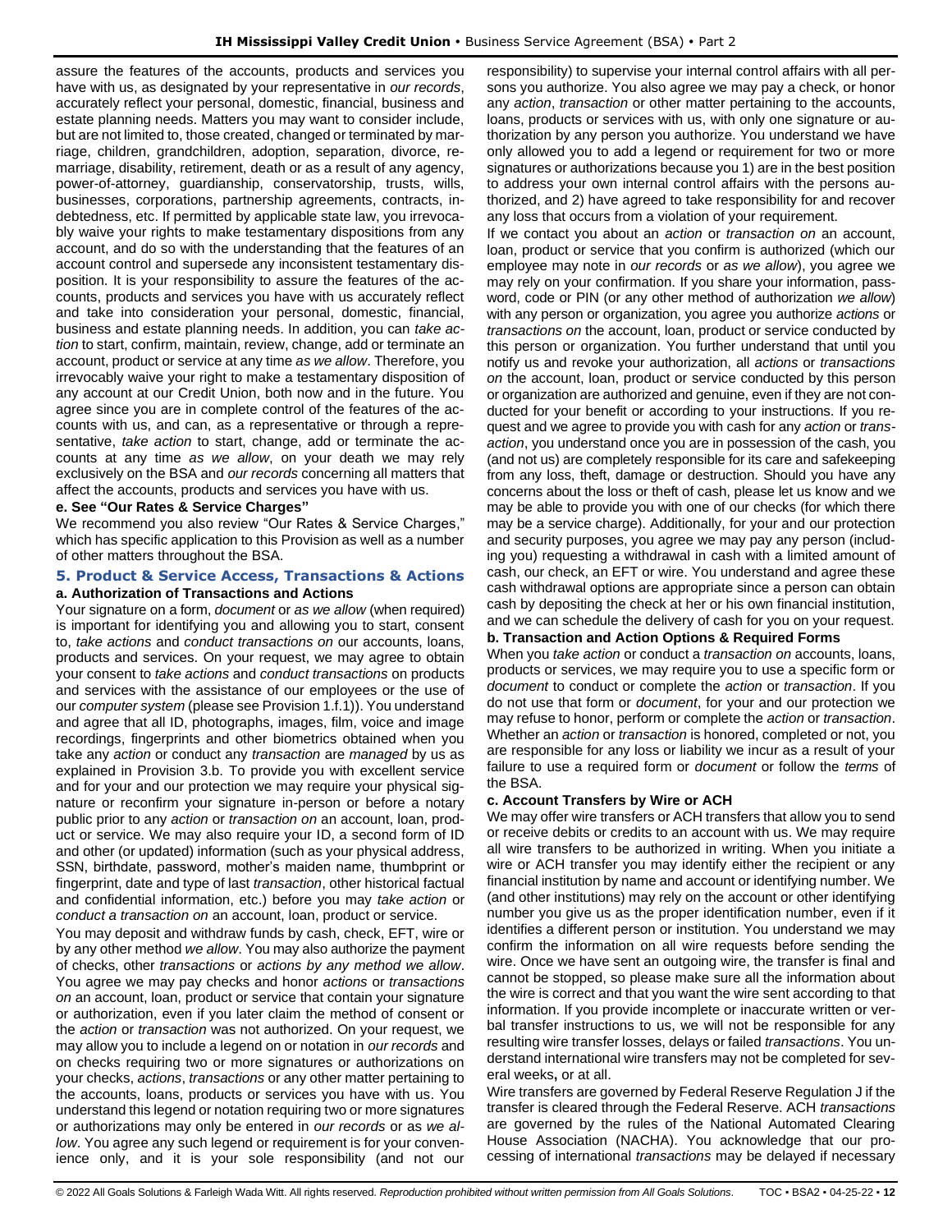assure the features of the accounts, products and services you have with us, as designated by your representative in *our records*, accurately reflect your personal, domestic, financial, business and estate planning needs. Matters you may want to consider include, but are not limited to, those created, changed or terminated by marriage, children, grandchildren, adoption, separation, divorce, remarriage, disability, retirement, death or as a result of any agency, power-of-attorney, guardianship, conservatorship, trusts, wills, businesses, corporations, partnership agreements, contracts, indebtedness, etc. If permitted by applicable state law, you irrevocably waive your rights to make testamentary dispositions from any account, and do so with the understanding that the features of an account control and supersede any inconsistent testamentary disposition. It is your responsibility to assure the features of the accounts, products and services you have with us accurately reflect and take into consideration your personal, domestic, financial, business and estate planning needs. In addition, you can *take action* to start, confirm, maintain, review, change, add or terminate an account, product or service at any time *as we allow*. Therefore, you irrevocably waive your right to make a testamentary disposition of any account at our Credit Union, both now and in the future. You agree since you are in complete control of the features of the accounts with us, and can, as a representative or through a representative, *take action* to start, change, add or terminate the accounts at any time *as we allow*, on your death we may rely exclusively on the BSA and *our records* concerning all matters that affect the accounts, products and services you have with us.

**e. See "Our Rates & Service Charges"**

We recommend you also review "Our Rates & Service Charges," which has specific application to this Provision as well as a number of other matters throughout the BSA.

## 5. Product & Service Access, Transactions & Actions

**a. Authorization of Transactions and Actions**

Your signature on a form, *document* or *as we allow* (when required) is important for identifying you and allowing you to start, consent to, *take actions* and *conduct transactions on* our accounts, loans, products and services. On your request, we may agree to obtain your consent to *take actions* and *conduct transactions* on products and services with the assistance of our employees or the use of our *computer system* (please see Provision 1.f.1)). You understand and agree that all ID, photographs, images, film, voice and image recordings, fingerprints and other biometrics obtained when you take any *action* or conduct any *transaction* are *managed* by us as explained in Provision 3.b. To provide you with excellent service and for your and our protection we may require your physical signature or reconfirm your signature in-person or before a notary public prior to any *action* or *transaction on* an account, loan, product or service. We may also require your ID, a second form of ID and other (or updated) information (such as your physical address, SSN, birthdate, password, mother's maiden name, thumbprint or fingerprint, date and type of last *transaction*, other historical factual and confidential information, etc.) before you may *take action* or *conduct a transaction on* an account, loan, product or service.

You may deposit and withdraw funds by cash, check, EFT, wire or by any other method *we allow*. You may also authorize the payment of checks, other *transactions* or *actions by any method we allow*. You agree we may pay checks and honor *actions* or *transactions on* an account, loan, product or service that contain your signature or authorization, even if you later claim the method of consent or the *action* or *transaction* was not authorized. On your request, we may allow you to include a legend on or notation in *our records* and on checks requiring two or more signatures or authorizations on your checks, *actions*, *transactions* or any other matter pertaining to the accounts, loans, products or services you have with us. You understand this legend or notation requiring two or more signatures or authorizations may only be entered in *our records* or as *we allow*. You agree any such legend or requirement is for your convenience only, and it is your sole responsibility (and not our responsibility) to supervise your internal control affairs with all persons you authorize. You also agree we may pay a check, or honor any *action*, *transaction* or other matter pertaining to the accounts, loans, products or services with us, with only one signature or authorization by any person you authorize. You understand we have only allowed you to add a legend or requirement for two or more signatures or authorizations because you 1) are in the best position to address your own internal control affairs with the persons authorized, and 2) have agreed to take responsibility for and recover any loss that occurs from a violation of your requirement.

If we contact you about an *action* or *transaction on* an account, loan, product or service that you confirm is authorized (which our employee may note in *our records* or *as we allow*), you agree we may rely on your confirmation. If you share your information, password, code or PIN (or any other method of authorization *we allow*) with any person or organization, you agree you authorize *actions* or *transactions on* the account, loan, product or service conducted by this person or organization. You further understand that until you notify us and revoke your authorization, all *actions* or *transactions on* the account, loan, product or service conducted by this person or organization are authorized and genuine, even if they are not conducted for your benefit or according to your instructions. If you request and we agree to provide you with cash for any *action* or *transaction*, you understand once you are in possession of the cash, you (and not us) are completely responsible for its care and safekeeping from any loss, theft, damage or destruction. Should you have any concerns about the loss or theft of cash, please let us know and we may be able to provide you with one of our checks (for which there may be a service charge). Additionally, for your and our protection and security purposes, you agree we may pay any person (including you) requesting a withdrawal in cash with a limited amount of cash, our check, an EFT or wire. You understand and agree these cash withdrawal options are appropriate since a person can obtain cash by depositing the check at her or his own financial institution, and we can schedule the delivery of cash for you on your request.

**b. Transaction and Action Options & Required Forms**

When you *take action* or conduct a *transaction on* accounts, loans, products or services, we may require you to use a specific form or *document* to conduct or complete the *action* or *transaction*. If you do not use that form or *document*, for your and our protection we may refuse to honor, perform or complete the *action* or *transaction*. Whether an *action* or *transaction* is honored, completed or not, you are responsible for any loss or liability we incur as a result of your failure to use a required form or *document* or follow the *terms* of the BSA.

**c. Account Transfers by Wire or ACH**

We may offer wire transfers or ACH transfers that allow you to send or receive debits or credits to an account with us. We may require all wire transfers to be authorized in writing. When you initiate a wire or ACH transfer you may identify either the recipient or any financial institution by name and account or identifying number. We (and other institutions) may rely on the account or other identifying number you give us as the proper identification number, even if it identifies a different person or institution. You understand we may confirm the information on all wire requests before sending the wire. Once we have sent an outgoing wire, the transfer is final and cannot be stopped, so please make sure all the information about the wire is correct and that you want the wire sent according to that information. If you provide incomplete or inaccurate written or verbal transfer instructions to us, we will not be responsible for any resulting wire transfer losses, delays or failed *transactions*. You understand international wire transfers may not be completed for several weeks**,** or at all.

Wire transfers are governed by Federal Reserve Regulation J if the transfer is cleared through the Federal Reserve. ACH *transactions* are governed by the rules of the National Automated Clearing House Association (NACHA). You acknowledge that our processing of international *transactions* may be delayed if necessary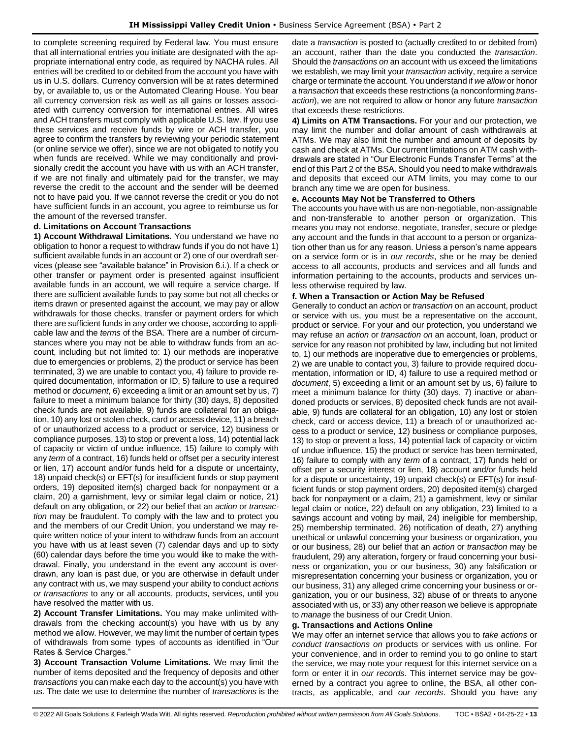to complete screening required by Federal law. You must ensure that all international entries you initiate are designated with the appropriate international entry code, as required by NACHA rules. All entries will be credited to or debited from the account you have with us in U.S. dollars. Currency conversion will be at rates determined by, or available to, us or the Automated Clearing House. You bear all currency conversion risk as well as all gains or losses associated with currency conversion for international entries. All wires and ACH transfers must comply with applicable U.S. law. If you use these services and receive funds by wire or ACH transfer, you agree to confirm the transfers by reviewing your periodic statement (or online service we offer), since we are not obligated to notify you when funds are received. While we may conditionally and provisionally credit the account you have with us with an ACH transfer, if we are not finally and ultimately paid for the transfer, we may reverse the credit to the account and the sender will be deemed not to have paid you. If we cannot reverse the credit or you do not have sufficient funds in an account, you agree to reimburse us for the amount of the reversed transfer.

**d. Limitations on Account Transactions**

**1) Account Withdrawal Limitations.** You understand we have no obligation to honor a request to withdraw funds if you do not have 1) sufficient available funds in an account or 2) one of our overdraft services (please see "available balance" in Provision 6.i.). If a check or other transfer or payment order is presented against insufficient available funds in an account, we will require a service charge. If there are sufficient available funds to pay some but not all checks or items drawn or presented against the account, we may pay or allow withdrawals for those checks, transfer or payment orders for which there are sufficient funds in any order we choose, according to applicable law and the *terms* of the BSA. There are a number of circumstances where you may not be able to withdraw funds from an account, including but not limited to: 1) our methods are inoperative due to emergencies or problems, 2) the product or service has been terminated, 3) we are unable to contact you, 4) failure to provide required documentation, information or ID, 5) failure to use a required method or *document*, 6) exceeding a limit or an amount set by us, 7) failure to meet a minimum balance for thirty (30) days, 8) deposited check funds are not available, 9) funds are collateral for an obligation, 10) any lost or stolen check, card or access device, 11) a breach of or unauthorized access to a product or service, 12) business or compliance purposes, 13) to stop or prevent a loss, 14) potential lack of capacity or victim of undue influence, 15) failure to comply with any *term* of a contract, 16) funds held or offset per a security interest or lien, 17) account and/or funds held for a dispute or uncertainty, 18) unpaid check(s) or EFT(s) for insufficient funds or stop payment orders, 19) deposited item(s) charged back for nonpayment or a claim, 20) a garnishment, levy or similar legal claim or notice, 21) default on any obligation, or 22) our belief that an *action* or *transaction* may be fraudulent. To comply with the law and to protect you and the members of our Credit Union, you understand we may require written notice of your intent to withdraw funds from an account you have with us at least seven (7) calendar days and up to sixty (60) calendar days before the time you would like to make the withdrawal. Finally, you understand in the event any account is overdrawn, any loan is past due, or you are otherwise in default under any contract with us, we may suspend your ability to conduct *actions or transactions* to any or all accounts, products, services, until you have resolved the matter with us.

**2) Account Transfer Limitations.** You may make unlimited withdrawals from the checking account(s) you have with us by any method we allow. However, we may limit the number of certain types of withdrawals from some types of accounts as identified in "Our Rates & Service Charges."

**3) Account Transaction Volume Limitations.** We may limit the number of items deposited and the frequency of deposits and other *transactions* you can make each day to the account(s) you have with us. The date we use to determine the number of *transactions* is the date a *transaction* is posted to (actually credited to or debited from) an account, rather than the date you conducted the *transaction*. Should the *transactions on* an account with us exceed the limitations we establish, we may limit your *transaction* activity, require a service charge or terminate the account. You understand if *we allow* or honor a *transaction* that exceeds these restrictions (a nonconforming *transaction*), we are not required to allow or honor any future *transaction* that exceeds these restrictions.

**4) Limits on ATM Transactions.** For your and our protection, we may limit the number and dollar amount of cash withdrawals at ATMs. We may also limit the number and amount of deposits by cash and check at ATMs. Our current limitations on ATM cash withdrawals are stated in "Our Electronic Funds Transfer Terms" at the end of this Part 2 of the BSA. Should you need to make withdrawals and deposits that exceed our ATM limits, you may come to our branch any time we are open for business.

**e. Accounts May Not be Transferred to Others**

The accounts you have with us are non-negotiable, non-assignable and non-transferable to another person or organization. This means you may not endorse, negotiate, transfer, secure or pledge any account and the funds in that account to a person or organization other than us for any reason. Unless a person's name appears on a service form or is in *our records*, she or he may be denied access to all accounts, products and services and all funds and information pertaining to the accounts, products and services unless otherwise required by law.

**f. When a Transaction or Action May be Refused**

Generally to conduct an *action* or *transaction* on an account, product or service with us, you must be a representative on the account, product or service. For your and our protection, you understand we may refuse an *action* or *transaction on* an account, loan, product or service for any reason not prohibited by law, including but not limited to, 1) our methods are inoperative due to emergencies or problems, 2) we are unable to contact you, 3) failure to provide required documentation, information or ID, 4) failure to use a required method or *document*, 5) exceeding a limit or an amount set by us, 6) failure to meet a minimum balance for thirty (30) days, 7) inactive or abandoned products or services, 8) deposited check funds are not available, 9) funds are collateral for an obligation, 10) any lost or stolen check, card or access device, 11) a breach of or unauthorized access to a product or service, 12) business or compliance purposes, 13) to stop or prevent a loss, 14) potential lack of capacity or victim of undue influence, 15) the product or service has been terminated, 16) failure to comply with any *term* of a contract, 17) funds held or offset per a security interest or lien, 18) account and/or funds held for a dispute or uncertainty, 19) unpaid check(s) or EFT(s) for insufficient funds or stop payment orders, 20) deposited item(s) charged back for nonpayment or a claim, 21) a garnishment, levy or similar legal claim or notice, 22) default on any obligation, 23) limited to a savings account and voting by mail, 24) ineligible for membership, 25) membership terminated, 26) notification of death, 27) anything unethical or unlawful concerning your business or organization, you or our business, 28) our belief that an *action* or *transaction* may be fraudulent, 29) any alteration, forgery or fraud concerning your business or organization, you or our business, 30) any falsification or misrepresentation concerning your business or organization, you or our business, 31) any alleged crime concerning your business or organization, you or our business, 32) abuse of or threats to anyone associated with us, or 33) any other reason we believe is appropriate to *manage* the business of our Credit Union.

**g. Transactions and Actions Online**

We may offer an internet service that allows you to *take actions* or *conduct transactions on* products or services with us online. For your convenience, and in order to remind you to go online to start the service, we may note your request for this internet service on a form or enter it in *our records*. This internet service may be governed by a contract you agree to online, the BSA, all other contracts, as applicable, and *our records*. Should you have any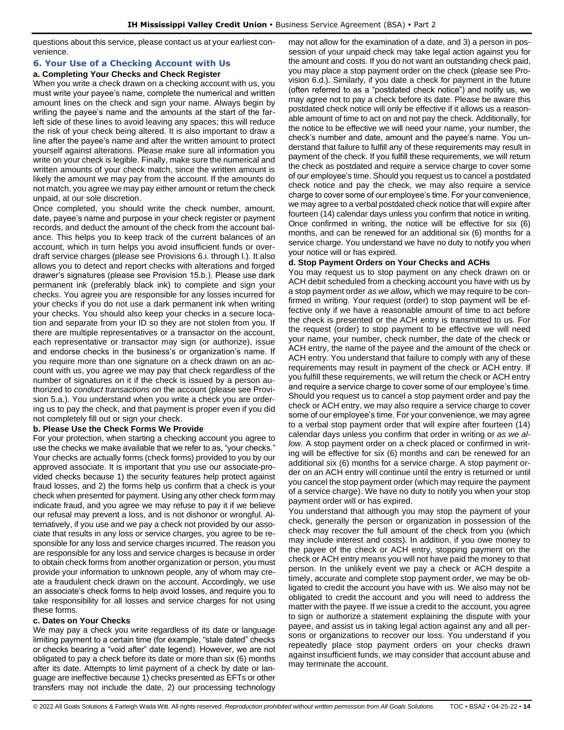questions about this service, please contact us at your earliest convenience.

## 6. Your Use of a Checking Account with Us

### a. Completing Your Checks and Check Register

When you write a check drawn on a checking account with us, you must write your payee's name, complete the numerical and written amount lines on the check and sign your name. Always begin by writing the payee's name and the amounts at the start of the far-left side of these lines to avoid leaving any spaces; this will reduce the risk of your check being altered. It is also important to draw a line after the payee's name and after the written amount to protect yourself against alterations. Please make sure all information you write on your check is legible. Finally, make sure the numerical and written amounts of your check match, since the written amount is likely the amount we may pay from the account. If the amounts do not match, you agree we may pay either amount or return the check unpaid, at our sole discretion.

Once completed, you should write the check number, amount, date, payee's name and purpose in your check register or payment records, and deduct the amount of the check from the account balance. This helps you to keep track of the current balances of an account, which in turn helps you avoid insufficient funds or overdraft service charges (please see Provisions 6.i. through l.). It also allows you to detect and report checks with alterations and forged drawer's signatures (please see Provision 15.b.). Please use dark permanent ink (preferably black ink) to complete and sign your checks. You agree you are responsible for any losses incurred for your checks if you do not use a dark permanent ink when writing your checks. You should also keep your checks in a secure location and separate from your ID so they are not stolen from you. If there are multiple representatives or a transactor on the account, each representative or transactor may sign (or authorize), issue and endorse checks in the business's or organization's name. If you require more than one signature on a check drawn on an account with us, you agree we may pay that check regardless of the number of signatures on it if the check is issued by a person authorized to *conduct transactions on* the account (please see Provision 5.a.). You understand when you write a check you are ordering us to pay the check, and that payment is proper even if you did not completely fill out or sign your check.

### b. Please Use the Check Forms We Provide

For your protection, when starting a checking account you agree to use the checks we make available that we refer to as, "your checks." Your checks are actually forms (check forms) provided to you by our approved associate. It is important that you use our associate-provided checks because 1) the security features help protect against fraud losses, and 2) the forms help us confirm that a check is your check when presented for payment. Using any other check form may indicate fraud, and you agree we may refuse to pay it if we believe our refusal may prevent a loss, and is not dishonor or wrongful. Alternatively, if you use and we pay a check not provided by our associate that results in any loss or service charges, you agree to be responsible for any loss and service charges incurred. The reason you are responsible for any loss and service charges is because in order to obtain check forms from another organization or person, you must provide your information to unknown people, any of whom may create a fraudulent check drawn on the account. Accordingly, we use an associate's check forms to help avoid losses, and require you to take responsibility for all losses and service charges for not using these forms.

### c. Dates on Your Checks

We may pay a check you write regardless of its date or language limiting payment to a certain time (for example, "stale dated" checks or checks bearing a "void after" date legend). However, we are not obligated to pay a check before its date or more than six (6) months after its date. Attempts to limit payment of a check by date or language are ineffective because 1) checks presented as EFTs or other transfers may not include the date, 2) our processing technology may not allow for the examination of a date, and 3) a person in possession of your unpaid check may take legal action against you for the amount and costs. If you do not want an outstanding check paid, you may place a stop payment order on the check (please see Provision 6.d.). Similarly, if you date a check for payment in the future (often referred to as a "postdated check notice") and notify us, we may agree not to pay a check before its date. Please be aware this postdated check notice will only be effective if it allows us a reasonable amount of time to act on and not pay the check. Additionally, for the notice to be effective we will need your name, your number, the check's number and date, amount and the payee's name. You understand that failure to fulfill any of these requirements may result in payment of the check. If you fulfill these requirements, we will return the check as postdated and require a service charge to cover some of our employee's time. Should you request us to cancel a postdated check notice and pay the check, we may also require a service charge to cover some of our employee's time. For your convenience, we may agree to a verbal postdated check notice that will expire after fourteen (14) calendar days unless you confirm that notice in writing. Once confirmed in writing, the notice will be effective for six (6) months, and can be renewed for an additional six (6) months for a service charge. You understand we have no duty to notify you when your notice will or has expired.

### d. Stop Payment Orders on Your Checks and ACHs

You may request us to stop payment on any check drawn on or ACH debit scheduled from a checking account you have with us by a stop payment order *as we allow***,** which we may require to be confirmed in writing. Your request (order) to stop payment will be effective only if we have a reasonable amount of time to act before the check is presented or the ACH entry is transmitted to us. For the request (order) to stop payment to be effective we will need your name, your number, check number, the date of the check or ACH entry, the name of the payee and the amount of the check or ACH entry. You understand that failure to comply with any of these requirements may result in payment of the check or ACH entry. If you fulfill these requirements, we will return the check or ACH entry and require a service charge to cover some of our employee's time. Should you request us to cancel a stop payment order and pay the check or ACH entry, we may also require a service charge to cover some of our employee's time. For your convenience, we may agree to a verbal stop payment order that will expire after fourteen (14) calendar days unless you confirm that order in writing or *as we allow*. A stop payment order on a check placed or confirmed in writing will be effective for six (6) months and can be renewed for an additional six (6) months for a service charge. A stop payment order on an ACH entry will continue until the entry is returned or until you cancel the stop payment order (which may require the payment of a service charge). We have no duty to notify you when your stop payment order will or has expired.

You understand that although you may stop the payment of your check, generally the person or organization in possession of the check may recover the full amount of the check from you (which may include interest and costs). In addition, if you owe money to the payee of the check or ACH entry, stopping payment on the check or ACH entry means you will not have paid the money to that person. In the unlikely event we pay a check or ACH despite a timely, accurate and complete stop payment order, we may be obligated to credit the account you have with us. We also may not be obligated to credit the account and you will need to address the matter with the payee. If we issue a credit to the account, you agree to sign or authorize a statement explaining the dispute with your payee, and assist us in taking legal action against any and all persons or organizations to recover our loss. You understand if you repeatedly place stop payment orders on your checks drawn against insufficient funds, we may consider that account abuse and may terminate the account.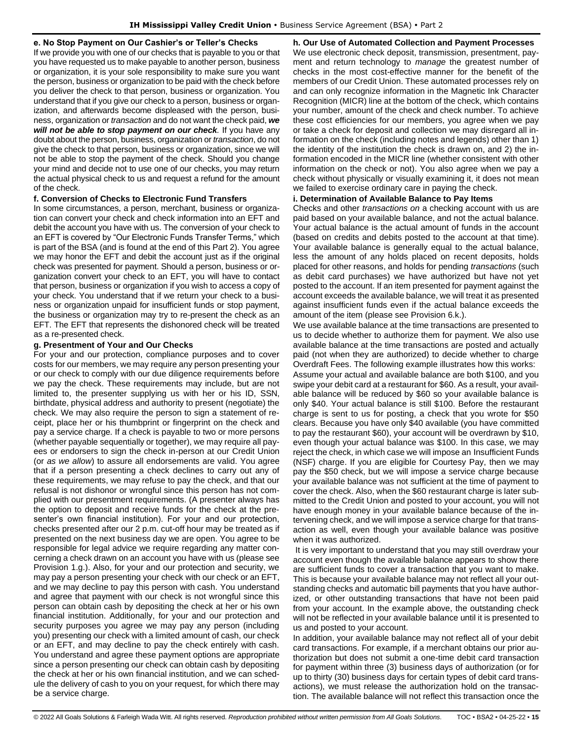**e. No Stop Payment on Our Cashier's or Teller's Checks**

If we provide you with one of our checks that is payable to you or that you have requested us to make payable to another person, business or organization, it is your sole responsibility to make sure you want the person, business or organization to be paid with the check before you deliver the check to that person, business or organization. You understand that if you give our check to a person, business or organization, and afterwards become displeased with the person, business, organization or *transaction* and do not want the check paid, ***we will not be able to stop payment on our check***. If you have any doubt about the person, business, organization or *transaction*, do not give the check to that person, business or organization, since we will not be able to stop the payment of the check. Should you change your mind and decide not to use one of our checks, you may return the actual physical check to us and request a refund for the amount of the check.

**f. Conversion of Checks to Electronic Fund Transfers**

In some circumstances, a person, merchant, business or organization can convert your check and check information into an EFT and debit the account you have with us. The conversion of your check to an EFT is covered by "Our Electronic Funds Transfer Terms," which is part of the BSA (and is found at the end of this Part 2). You agree we may honor the EFT and debit the account just as if the original check was presented for payment. Should a person, business or organization convert your check to an EFT, you will have to contact that person, business or organization if you wish to access a copy of your check. You understand that if we return your check to a business or organization unpaid for insufficient funds or stop payment, the business or organization may try to re-present the check as an EFT. The EFT that represents the dishonored check will be treated as a re-presented check.

**g. Presentment of Your and Our Checks**

For your and our protection, compliance purposes and to cover costs for our members, we may require any person presenting your or our check to comply with our due diligence requirements before we pay the check. These requirements may include, but are not limited to, the presenter supplying us with her or his ID, SSN, birthdate, physical address and authority to present (negotiate) the check. We may also require the person to sign a statement of receipt, place her or his thumbprint or fingerprint on the check and pay a service charge. If a check is payable to two or more persons (whether payable sequentially or together), we may require all payees or endorsers to sign the check in-person at our Credit Union (or *as we allow*) to assure all endorsements are valid. You agree that if a person presenting a check declines to carry out any of these requirements, we may refuse to pay the check, and that our refusal is not dishonor or wrongful since this person has not complied with our presentment requirements. (A presenter always has the option to deposit and receive funds for the check at the presenter's own financial institution). For your and our protection, checks presented after our 2 p.m. cut-off hour may be treated as if presented on the next business day we are open. You agree to be responsible for legal advice we require regarding any matter concerning a check drawn on an account you have with us (please see Provision 1.g.). Also, for your and our protection and security, we may pay a person presenting your check with our check or an EFT, and we may decline to pay this person with cash. You understand and agree that payment with our check is not wrongful since this person can obtain cash by depositing the check at her or his own financial institution. Additionally, for your and our protection and security purposes you agree we may pay any person (including you) presenting our check with a limited amount of cash, our check or an EFT, and may decline to pay the check entirely with cash. You understand and agree these payment options are appropriate since a person presenting our check can obtain cash by depositing the check at her or his own financial institution, and we can schedule the delivery of cash to you on your request, for which there may be a service charge.

**h. Our Use of Automated Collection and Payment Processes**

We use electronic check deposit, transmission, presentment, payment and return technology to *manage* the greatest number of checks in the most cost-effective manner for the benefit of the members of our Credit Union. These automated processes rely on and can only recognize information in the Magnetic Ink Character Recognition (MICR) line at the bottom of the check, which contains your number, amount of the check and check number. To achieve these cost efficiencies for our members, you agree when we pay or take a check for deposit and collection we may disregard all information on the check (including notes and legends) other than 1) the identity of the institution the check is drawn on, and 2) the information encoded in the MICR line (whether consistent with other information on the check or not). You also agree when we pay a check without physically or visually examining it, it does not mean we failed to exercise ordinary care in paying the check.

**i. Determination of Available Balance to Pay Items**

Checks and other *transactions on* a checking account with us are paid based on your available balance, and not the actual balance. Your actual balance is the actual amount of funds in the account (based on credits and debits posted to the account at that time). Your available balance is generally equal to the actual balance, less the amount of any holds placed on recent deposits, holds placed for other reasons, and holds for pending *transactions* (such as debit card purchases) we have authorized but have not yet posted to the account. If an item presented for payment against the account exceeds the available balance, we will treat it as presented against insufficient funds even if the actual balance exceeds the amount of the item (please see Provision 6.k.).

We use available balance at the time transactions are presented to us to decide whether to authorize them for payment. We also use available balance at the time transactions are posted and actually paid (not when they are authorized) to decide whether to charge Overdraft Fees. The following example illustrates how this works:

Assume your actual and available balance are both $100, and you swipe your debit card at a restaurant for $60. As a result, your available balance will be reduced by $60 so your available balance is only $40. Your actual balance is still $100. Before the restaurant charge is sent to us for posting, a check that you wrote for $50 clears. Because you have only $40 available (you have committed to pay the restaurant $60), your account will be overdrawn by $10, even though your actual balance was $100. In this case, we may reject the check, in which case we will impose an Insufficient Funds (NSF) charge. If you are eligible for Courtesy Pay, then we may pay the $50 check, but we will impose a service charge because your available balance was not sufficient at the time of payment to cover the check. Also, when the $60 restaurant charge is later submitted to the Credit Union and posted to your account, you will not have enough money in your available balance because of the intervening check, and we will impose a service charge for that transaction as well, even though your available balance was positive when it was authorized.

It is very important to understand that you may still overdraw your account even though the available balance appears to show there are sufficient funds to cover a transaction that you want to make. This is because your available balance may not reflect all your outstanding checks and automatic bill payments that you have authorized, or other outstanding transactions that have not been paid from your account. In the example above, the outstanding check will not be reflected in your available balance until it is presented to us and posted to your account.

In addition, your available balance may not reflect all of your debit card transactions. For example, if a merchant obtains our prior authorization but does not submit a one-time debit card transaction for payment within three (3) business days of authorization (or for up to thirty (30) business days for certain types of debit card transactions), we must release the authorization hold on the transaction. The available balance will not reflect this transaction once the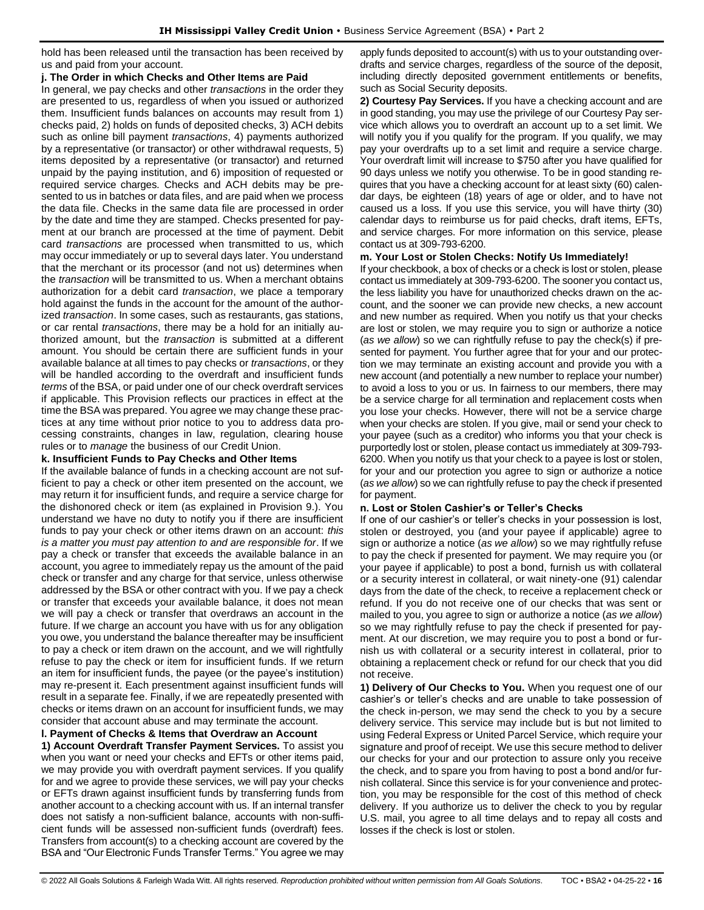hold has been released until the transaction has been received by us and paid from your account.

**j. The Order in which Checks and Other Items are Paid**

In general, we pay checks and other *transactions* in the order they are presented to us, regardless of when you issued or authorized them. Insufficient funds balances on accounts may result from 1) checks paid, 2) holds on funds of deposited checks, 3) ACH debits such as online bill payment *transactions*, 4) payments authorized by a representative (or transactor) or other withdrawal requests, 5) items deposited by a representative (or transactor) and returned unpaid by the paying institution, and 6) imposition of requested or required service charges. Checks and ACH debits may be presented to us in batches or data files, and are paid when we process the data file. Checks in the same data file are processed in order by the date and time they are stamped. Checks presented for payment at our branch are processed at the time of payment. Debit card *transactions* are processed when transmitted to us, which may occur immediately or up to several days later. You understand that the merchant or its processor (and not us) determines when the *transaction* will be transmitted to us. When a merchant obtains authorization for a debit card *transaction*, we place a temporary hold against the funds in the account for the amount of the authorized *transaction*. In some cases, such as restaurants, gas stations, or car rental *transactions*, there may be a hold for an initially authorized amount, but the *transaction* is submitted at a different amount. You should be certain there are sufficient funds in your available balance at all times to pay checks or *transactions*, or they will be handled according to the overdraft and insufficient funds *terms* of the BSA, or paid under one of our check overdraft services if applicable. This Provision reflects our practices in effect at the time the BSA was prepared. You agree we may change these practices at any time without prior notice to you to address data processing constraints, changes in law, regulation, clearing house rules or to *manage* the business of our Credit Union.

**k. Insufficient Funds to Pay Checks and Other Items**

If the available balance of funds in a checking account are not sufficient to pay a check or other item presented on the account, we may return it for insufficient funds, and require a service charge for the dishonored check or item (as explained in Provision 9.). You understand we have no duty to notify you if there are insufficient funds to pay your check or other items drawn on an account: *this is a matter you must pay attention to and are responsible for*. If we pay a check or transfer that exceeds the available balance in an account, you agree to immediately repay us the amount of the paid check or transfer and any charge for that service, unless otherwise addressed by the BSA or other contract with you. If we pay a check or transfer that exceeds your available balance, it does not mean we will pay a check or transfer that overdraws an account in the future. If we charge an account you have with us for any obligation you owe, you understand the balance thereafter may be insufficient to pay a check or item drawn on the account, and we will rightfully refuse to pay the check or item for insufficient funds. If we return an item for insufficient funds, the payee (or the payee's institution) may re-present it. Each presentment against insufficient funds will result in a separate fee. Finally, if we are repeatedly presented with checks or items drawn on an account for insufficient funds, we may consider that account abuse and may terminate the account.

**l. Payment of Checks & Items that Overdraw an Account**

**1) Account Overdraft Transfer Payment Services.** To assist you when you want or need your checks and EFTs or other items paid, we may provide you with overdraft payment services. If you qualify for and we agree to provide these services, we will pay your checks or EFTs drawn against insufficient funds by transferring funds from another account to a checking account with us. If an internal transfer does not satisfy a non-sufficient balance, accounts with non-sufficient funds will be assessed non-sufficient funds (overdraft) fees. Transfers from account(s) to a checking account are covered by the BSA and "Our Electronic Funds Transfer Terms." You agree we may apply funds deposited to account(s) with us to your outstanding overdrafts and service charges, regardless of the source of the deposit, including directly deposited government entitlements or benefits, such as Social Security deposits.

**2) Courtesy Pay Services.** If you have a checking account and are in good standing, you may use the privilege of our Courtesy Pay service which allows you to overdraft an account up to a set limit. We will notify you if you qualify for the program. If you qualify, we may pay your overdrafts up to a set limit and require a service charge. Your overdraft limit will increase to $750 after you have qualified for 90 days unless we notify you otherwise. To be in good standing requires that you have a checking account for at least sixty (60) calendar days, be eighteen (18) years of age or older, and to have not caused us a loss. If you use this service, you will have thirty (30) calendar days to reimburse us for paid checks, draft items, EFTs, and service charges. For more information on this service, please contact us at 309-793-6200.

**m. Your Lost or Stolen Checks: Notify Us Immediately!**

If your checkbook, a box of checks or a check is lost or stolen, please contact us immediately at 309-793-6200. The sooner you contact us, the less liability you have for unauthorized checks drawn on the account, and the sooner we can provide new checks, a new account and new number as required. When you notify us that your checks are lost or stolen, we may require you to sign or authorize a notice (*as we allow*) so we can rightfully refuse to pay the check(s) if presented for payment. You further agree that for your and our protection we may terminate an existing account and provide you with a new account (and potentially a new number to replace your number) to avoid a loss to you or us. In fairness to our members, there may be a service charge for all termination and replacement costs when you lose your checks. However, there will not be a service charge when your checks are stolen. If you give, mail or send your check to your payee (such as a creditor) who informs you that your check is purportedly lost or stolen, please contact us immediately at 309-793-6200. When you notify us that your check to a payee is lost or stolen, for your and our protection you agree to sign or authorize a notice (*as we allow*) so we can rightfully refuse to pay the check if presented for payment.

**n. Lost or Stolen Cashier's or Teller's Checks**

If one of our cashier's or teller's checks in your possession is lost, stolen or destroyed, you (and your payee if applicable) agree to sign or authorize a notice (*as we allow*) so we may rightfully refuse to pay the check if presented for payment. We may require you (or your payee if applicable) to post a bond, furnish us with collateral or a security interest in collateral, or wait ninety-one (91) calendar days from the date of the check, to receive a replacement check or refund. If you do not receive one of our checks that was sent or mailed to you, you agree to sign or authorize a notice (*as we allow*) so we may rightfully refuse to pay the check if presented for payment. At our discretion, we may require you to post a bond or furnish us with collateral or a security interest in collateral, prior to obtaining a replacement check or refund for our check that you did not receive.

**1) Delivery of Our Checks to You.** When you request one of our cashier's or teller's checks and are unable to take possession of the check in-person, we may send the check to you by a secure delivery service. This service may include but is but not limited to using Federal Express or United Parcel Service, which require your signature and proof of receipt. We use this secure method to deliver our checks for your and our protection to assure only you receive the check, and to spare you from having to post a bond and/or furnish collateral. Since this service is for your convenience and protection, you may be responsible for the cost of this method of check delivery. If you authorize us to deliver the check to you by regular U.S. mail, you agree to all time delays and to repay all costs and losses if the check is lost or stolen.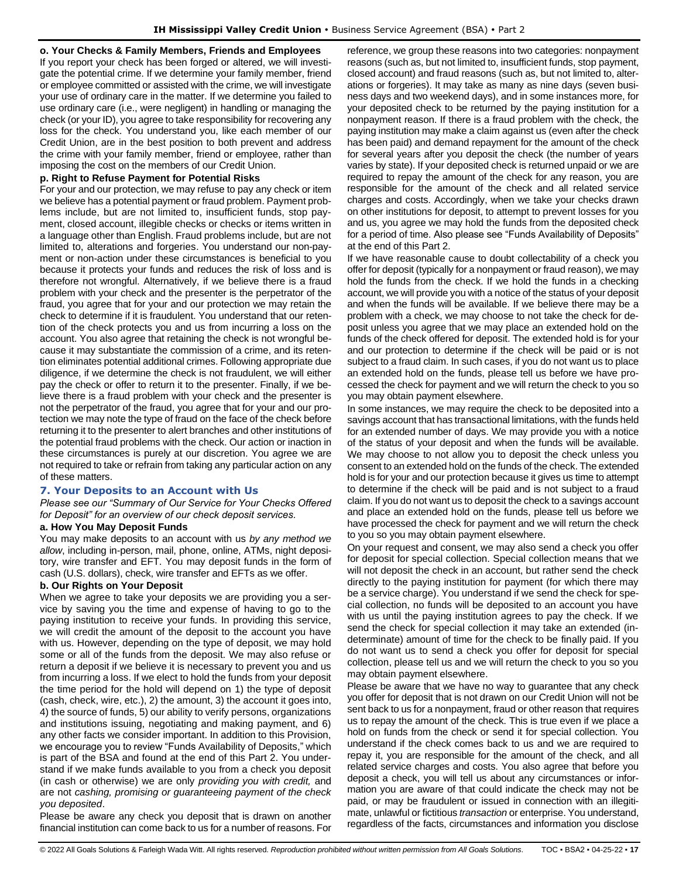**o. Your Checks & Family Members, Friends and Employees**

If you report your check has been forged or altered, we will investigate the potential crime. If we determine your family member, friend or employee committed or assisted with the crime, we will investigate your use of ordinary care in the matter. If we determine you failed to use ordinary care (i.e., were negligent) in handling or managing the check (or your ID), you agree to take responsibility for recovering any loss for the check. You understand you, like each member of our Credit Union, are in the best position to both prevent and address the crime with your family member, friend or employee, rather than imposing the cost on the members of our Credit Union.

**p. Right to Refuse Payment for Potential Risks**

For your and our protection, we may refuse to pay any check or item we believe has a potential payment or fraud problem. Payment problems include, but are not limited to, insufficient funds, stop payment, closed account, illegible checks or checks or items written in a language other than English. Fraud problems include, but are not limited to, alterations and forgeries. You understand our non-payment or non-action under these circumstances is beneficial to you because it protects your funds and reduces the risk of loss and is therefore not wrongful. Alternatively, if we believe there is a fraud problem with your check and the presenter is the perpetrator of the fraud, you agree that for your and our protection we may retain the check to determine if it is fraudulent. You understand that our retention of the check protects you and us from incurring a loss on the account. You also agree that retaining the check is not wrongful because it may substantiate the commission of a crime, and its retention eliminates potential additional crimes. Following appropriate due diligence, if we determine the check is not fraudulent, we will either pay the check or offer to return it to the presenter. Finally, if we believe there is a fraud problem with your check and the presenter is not the perpetrator of the fraud, you agree that for your and our protection we may note the type of fraud on the face of the check before returning it to the presenter to alert branches and other institutions of the potential fraud problems with the check. Our action or inaction in these circumstances is purely at our discretion. You agree we are not required to take or refrain from taking any particular action on any of these matters.

## 7. Your Deposits to an Account with Us

*Please see our "Summary of Our Service for Your Checks Offered for Deposit" for an overview of our check deposit services.*

**a. How You May Deposit Funds**

You may make deposits to an account with us *by any method we allow*, including in-person, mail, phone, online, ATMs, night depository, wire transfer and EFT. You may deposit funds in the form of cash (U.S. dollars), check, wire transfer and EFTs as we offer.

**b. Our Rights on Your Deposit**

When we agree to take your deposits we are providing you a service by saving you the time and expense of having to go to the paying institution to receive your funds. In providing this service, we will credit the amount of the deposit to the account you have with us. However, depending on the type of deposit, we may hold some or all of the funds from the deposit. We may also refuse or return a deposit if we believe it is necessary to prevent you and us from incurring a loss. If we elect to hold the funds from your deposit the time period for the hold will depend on 1) the type of deposit (cash, check, wire, etc.), 2) the amount, 3) the account it goes into, 4) the source of funds, 5) our ability to verify persons, organizations and institutions issuing, negotiating and making payment, and 6) any other facts we consider important. In addition to this Provision, we encourage you to review "Funds Availability of Deposits," which is part of the BSA and found at the end of this Part 2. You understand if we make funds available to you from a check you deposit (in cash or otherwise) we are only *providing you with credit,* and are not *cashing, promising or guaranteeing payment of the check you deposited*.

Please be aware any check you deposit that is drawn on another financial institution can come back to us for a number of reasons. For reference, we group these reasons into two categories: nonpayment reasons (such as, but not limited to, insufficient funds, stop payment, closed account) and fraud reasons (such as, but not limited to, alterations or forgeries). It may take as many as nine days (seven business days and two weekend days), and in some instances more, for your deposited check to be returned by the paying institution for a nonpayment reason. If there is a fraud problem with the check, the paying institution may make a claim against us (even after the check has been paid) and demand repayment for the amount of the check for several years after you deposit the check (the number of years varies by state). If your deposited check is returned unpaid or we are required to repay the amount of the check for any reason, you are responsible for the amount of the check and all related service charges and costs. Accordingly, when we take your checks drawn on other institutions for deposit, to attempt to prevent losses for you and us, you agree we may hold the funds from the deposited check for a period of time. Also please see "Funds Availability of Deposits" at the end of this Part 2.

If we have reasonable cause to doubt collectability of a check you offer for deposit (typically for a nonpayment or fraud reason), we may hold the funds from the check. If we hold the funds in a checking account, we will provide you with a notice of the status of your deposit and when the funds will be available. If we believe there may be a problem with a check, we may choose to not take the check for deposit unless you agree that we may place an extended hold on the funds of the check offered for deposit. The extended hold is for your and our protection to determine if the check will be paid or is not subject to a fraud claim. In such cases, if you do not want us to place an extended hold on the funds, please tell us before we have processed the check for payment and we will return the check to you so you may obtain payment elsewhere.

In some instances, we may require the check to be deposited into a savings account that has transactional limitations, with the funds held for an extended number of days. We may provide you with a notice of the status of your deposit and when the funds will be available. We may choose to not allow you to deposit the check unless you consent to an extended hold on the funds of the check. The extended hold is for your and our protection because it gives us time to attempt to determine if the check will be paid and is not subject to a fraud claim. If you do not want us to deposit the check to a savings account and place an extended hold on the funds, please tell us before we have processed the check for payment and we will return the check to you so you may obtain payment elsewhere.

On your request and consent, we may also send a check you offer for deposit for special collection. Special collection means that we will not deposit the check in an account, but rather send the check directly to the paying institution for payment (for which there may be a service charge). You understand if we send the check for special collection, no funds will be deposited to an account you have with us until the paying institution agrees to pay the check. If we send the check for special collection it may take an extended (indeterminate) amount of time for the check to be finally paid. If you do not want us to send a check you offer for deposit for special collection, please tell us and we will return the check to you so you may obtain payment elsewhere.

Please be aware that we have no way to guarantee that any check you offer for deposit that is not drawn on our Credit Union will not be sent back to us for a nonpayment, fraud or other reason that requires us to repay the amount of the check. This is true even if we place a hold on funds from the check or send it for special collection. You understand if the check comes back to us and we are required to repay it, you are responsible for the amount of the check, and all related service charges and costs. You also agree that before you deposit a check, you will tell us about any circumstances or information you are aware of that could indicate the check may not be paid, or may be fraudulent or issued in connection with an illegitimate, unlawful or fictitious *transaction* or enterprise. You understand, regardless of the facts, circumstances and information you disclose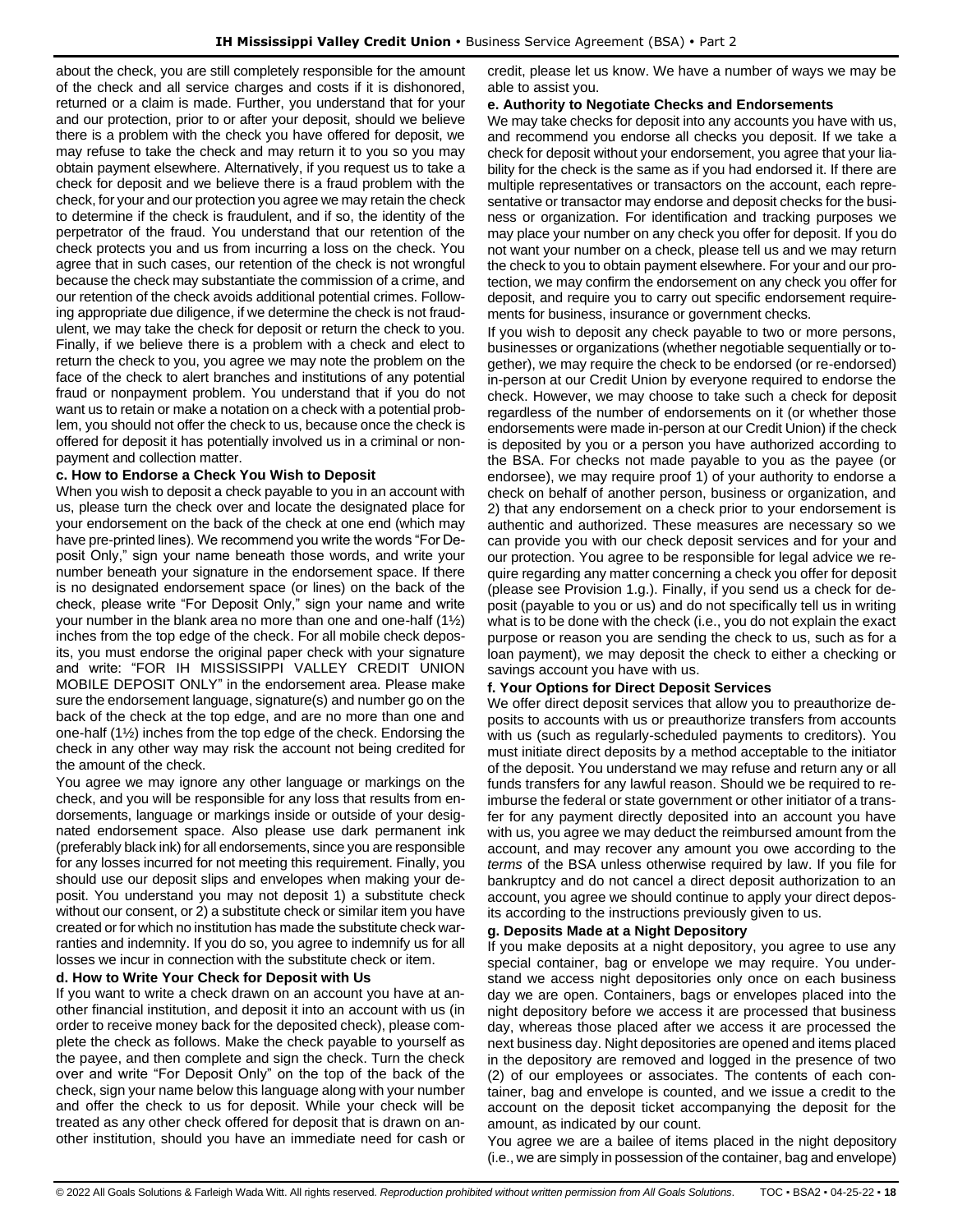about the check, you are still completely responsible for the amount of the check and all service charges and costs if it is dishonored, returned or a claim is made. Further, you understand that for your and our protection, prior to or after your deposit, should we believe there is a problem with the check you have offered for deposit, we may refuse to take the check and may return it to you so you may obtain payment elsewhere. Alternatively, if you request us to take a check for deposit and we believe there is a fraud problem with the check, for your and our protection you agree we may retain the check to determine if the check is fraudulent, and if so, the identity of the perpetrator of the fraud. You understand that our retention of the check protects you and us from incurring a loss on the check. You agree that in such cases, our retention of the check is not wrongful because the check may substantiate the commission of a crime, and our retention of the check avoids additional potential crimes. Following appropriate due diligence, if we determine the check is not fraudulent, we may take the check for deposit or return the check to you. Finally, if we believe there is a problem with a check and elect to return the check to you, you agree we may note the problem on the face of the check to alert branches and institutions of any potential fraud or nonpayment problem. You understand that if you do not want us to retain or make a notation on a check with a potential problem, you should not offer the check to us, because once the check is offered for deposit it has potentially involved us in a criminal or nonpayment and collection matter.

**c. How to Endorse a Check You Wish to Deposit**

When you wish to deposit a check payable to you in an account with us, please turn the check over and locate the designated place for your endorsement on the back of the check at one end (which may have pre-printed lines). We recommend you write the words "For Deposit Only," sign your name beneath those words, and write your number beneath your signature in the endorsement space. If there is no designated endorsement space (or lines) on the back of the check, please write "For Deposit Only," sign your name and write your number in the blank area no more than one and one-half (1½) inches from the top edge of the check. For all mobile check deposits, you must endorse the original paper check with your signature and write: "FOR IH MISSISSIPPI VALLEY CREDIT UNION MOBILE DEPOSIT ONLY" in the endorsement area. Please make sure the endorsement language, signature(s) and number go on the back of the check at the top edge, and are no more than one and one-half (1½) inches from the top edge of the check. Endorsing the check in any other way may risk the account not being credited for the amount of the check.

You agree we may ignore any other language or markings on the check, and you will be responsible for any loss that results from endorsements, language or markings inside or outside of your designated endorsement space. Also please use dark permanent ink (preferably black ink) for all endorsements, since you are responsible for any losses incurred for not meeting this requirement. Finally, you should use our deposit slips and envelopes when making your deposit. You understand you may not deposit 1) a substitute check without our consent, or 2) a substitute check or similar item you have created or for which no institution has made the substitute check warranties and indemnity. If you do so, you agree to indemnify us for all losses we incur in connection with the substitute check or item.

**d. How to Write Your Check for Deposit with Us**

If you want to write a check drawn on an account you have at another financial institution, and deposit it into an account with us (in order to receive money back for the deposited check), please complete the check as follows. Make the check payable to yourself as the payee, and then complete and sign the check. Turn the check over and write "For Deposit Only" on the top of the back of the check, sign your name below this language along with your number and offer the check to us for deposit. While your check will be treated as any other check offered for deposit that is drawn on another institution, should you have an immediate need for cash or credit, please let us know. We have a number of ways we may be able to assist you.

**e. Authority to Negotiate Checks and Endorsements**

We may take checks for deposit into any accounts you have with us, and recommend you endorse all checks you deposit. If we take a check for deposit without your endorsement, you agree that your liability for the check is the same as if you had endorsed it. If there are multiple representatives or transactors on the account, each representative or transactor may endorse and deposit checks for the business or organization. For identification and tracking purposes we may place your number on any check you offer for deposit. If you do not want your number on a check, please tell us and we may return the check to you to obtain payment elsewhere. For your and our protection, we may confirm the endorsement on any check you offer for deposit, and require you to carry out specific endorsement requirements for business, insurance or government checks.

If you wish to deposit any check payable to two or more persons, businesses or organizations (whether negotiable sequentially or together), we may require the check to be endorsed (or re-endorsed) in-person at our Credit Union by everyone required to endorse the check. However, we may choose to take such a check for deposit regardless of the number of endorsements on it (or whether those endorsements were made in-person at our Credit Union) if the check is deposited by you or a person you have authorized according to the BSA. For checks not made payable to you as the payee (or endorsee), we may require proof 1) of your authority to endorse a check on behalf of another person, business or organization, and 2) that any endorsement on a check prior to your endorsement is authentic and authorized. These measures are necessary so we can provide you with our check deposit services and for your and our protection. You agree to be responsible for legal advice we require regarding any matter concerning a check you offer for deposit (please see Provision 1.g.). Finally, if you send us a check for deposit (payable to you or us) and do not specifically tell us in writing what is to be done with the check (i.e., you do not explain the exact purpose or reason you are sending the check to us, such as for a loan payment), we may deposit the check to either a checking or savings account you have with us.

**f. Your Options for Direct Deposit Services**

We offer direct deposit services that allow you to preauthorize deposits to accounts with us or preauthorize transfers from accounts with us (such as regularly-scheduled payments to creditors). You must initiate direct deposits by a method acceptable to the initiator of the deposit. You understand we may refuse and return any or all funds transfers for any lawful reason. Should we be required to reimburse the federal or state government or other initiator of a transfer for any payment directly deposited into an account you have with us, you agree we may deduct the reimbursed amount from the account, and may recover any amount you owe according to the *terms* of the BSA unless otherwise required by law. If you file for bankruptcy and do not cancel a direct deposit authorization to an account, you agree we should continue to apply your direct deposits according to the instructions previously given to us.

**g. Deposits Made at a Night Depository**

If you make deposits at a night depository, you agree to use any special container, bag or envelope we may require. You understand we access night depositories only once on each business day we are open. Containers, bags or envelopes placed into the night depository before we access it are processed that business day, whereas those placed after we access it are processed the next business day. Night depositories are opened and items placed in the depository are removed and logged in the presence of two (2) of our employees or associates. The contents of each container, bag and envelope is counted, and we issue a credit to the account on the deposit ticket accompanying the deposit for the amount, as indicated by our count.

You agree we are a bailee of items placed in the night depository (i.e., we are simply in possession of the container, bag and envelope)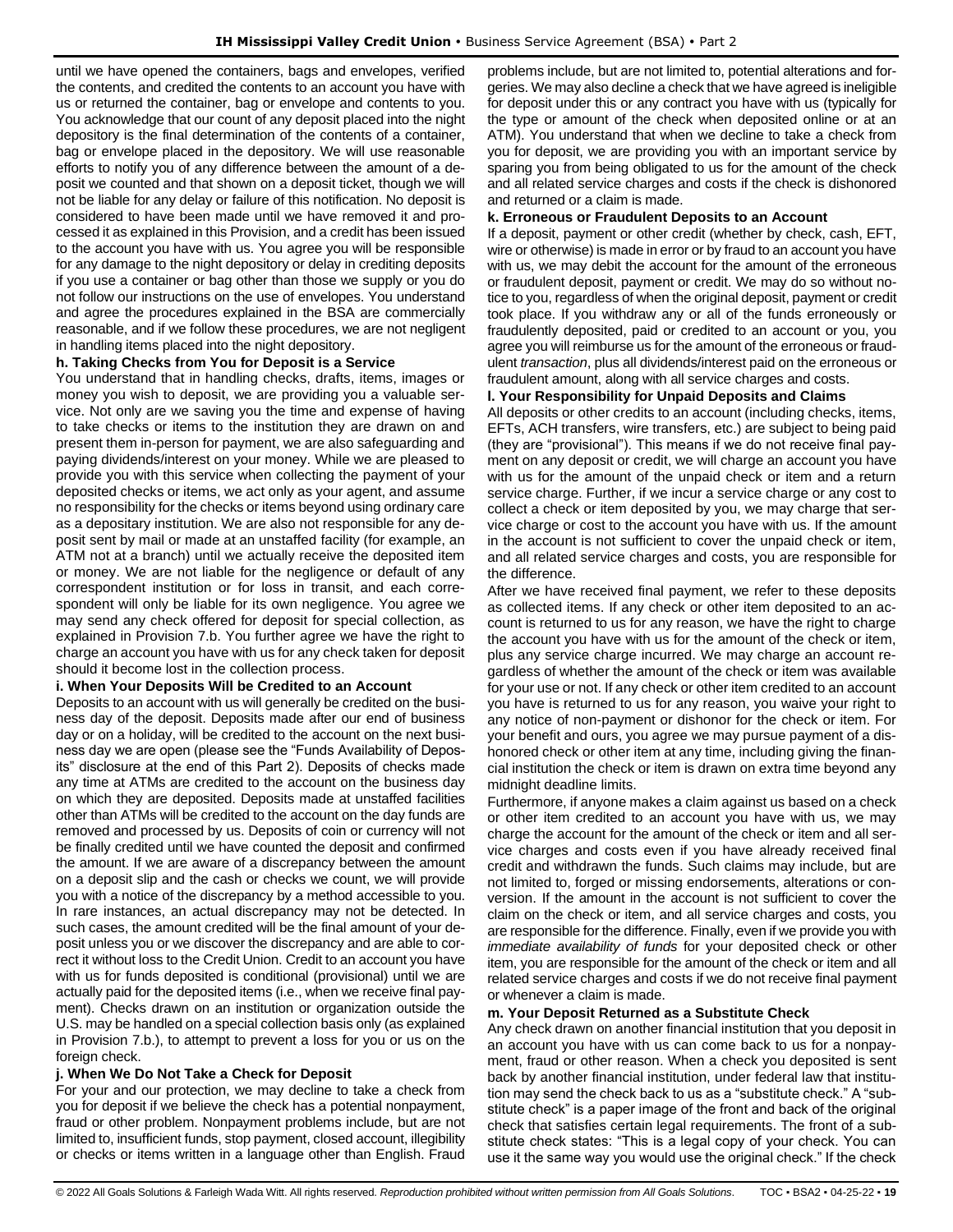until we have opened the containers, bags and envelopes, verified the contents, and credited the contents to an account you have with us or returned the container, bag or envelope and contents to you. You acknowledge that our count of any deposit placed into the night depository is the final determination of the contents of a container, bag or envelope placed in the depository. We will use reasonable efforts to notify you of any difference between the amount of a deposit we counted and that shown on a deposit ticket, though we will not be liable for any delay or failure of this notification. No deposit is considered to have been made until we have removed it and processed it as explained in this Provision, and a credit has been issued to the account you have with us. You agree you will be responsible for any damage to the night depository or delay in crediting deposits if you use a container or bag other than those we supply or you do not follow our instructions on the use of envelopes. You understand and agree the procedures explained in the BSA are commercially reasonable, and if we follow these procedures, we are not negligent in handling items placed into the night depository.

**h. Taking Checks from You for Deposit is a Service**

You understand that in handling checks, drafts, items, images or money you wish to deposit, we are providing you a valuable service. Not only are we saving you the time and expense of having to take checks or items to the institution they are drawn on and present them in-person for payment, we are also safeguarding and paying dividends/interest on your money. While we are pleased to provide you with this service when collecting the payment of your deposited checks or items, we act only as your agent, and assume no responsibility for the checks or items beyond using ordinary care as a depositary institution. We are also not responsible for any deposit sent by mail or made at an unstaffed facility (for example, an ATM not at a branch) until we actually receive the deposited item or money. We are not liable for the negligence or default of any correspondent institution or for loss in transit, and each correspondent will only be liable for its own negligence. You agree we may send any check offered for deposit for special collection, as explained in Provision 7.b. You further agree we have the right to charge an account you have with us for any check taken for deposit should it become lost in the collection process.

**i. When Your Deposits Will be Credited to an Account**

Deposits to an account with us will generally be credited on the business day of the deposit. Deposits made after our end of business day or on a holiday, will be credited to the account on the next business day we are open (please see the "Funds Availability of Deposits" disclosure at the end of this Part 2). Deposits of checks made any time at ATMs are credited to the account on the business day on which they are deposited. Deposits made at unstaffed facilities other than ATMs will be credited to the account on the day funds are removed and processed by us. Deposits of coin or currency will not be finally credited until we have counted the deposit and confirmed the amount. If we are aware of a discrepancy between the amount on a deposit slip and the cash or checks we count, we will provide you with a notice of the discrepancy by a method accessible to you. In rare instances, an actual discrepancy may not be detected. In such cases, the amount credited will be the final amount of your deposit unless you or we discover the discrepancy and are able to correct it without loss to the Credit Union. Credit to an account you have with us for funds deposited is conditional (provisional) until we are actually paid for the deposited items (i.e., when we receive final payment). Checks drawn on an institution or organization outside the U.S. may be handled on a special collection basis only (as explained in Provision 7.b.), to attempt to prevent a loss for you or us on the foreign check.

**j. When We Do Not Take a Check for Deposit**

For your and our protection, we may decline to take a check from you for deposit if we believe the check has a potential nonpayment, fraud or other problem. Nonpayment problems include, but are not limited to, insufficient funds, stop payment, closed account, illegibility or checks or items written in a language other than English. Fraud problems include, but are not limited to, potential alterations and forgeries. We may also decline a check that we have agreed is ineligible for deposit under this or any contract you have with us (typically for the type or amount of the check when deposited online or at an ATM). You understand that when we decline to take a check from you for deposit, we are providing you with an important service by sparing you from being obligated to us for the amount of the check and all related service charges and costs if the check is dishonored and returned or a claim is made.

**k. Erroneous or Fraudulent Deposits to an Account**

If a deposit, payment or other credit (whether by check, cash, EFT, wire or otherwise) is made in error or by fraud to an account you have with us, we may debit the account for the amount of the erroneous or fraudulent deposit, payment or credit. We may do so without notice to you, regardless of when the original deposit, payment or credit took place. If you withdraw any or all of the funds erroneously or fraudulently deposited, paid or credited to an account or you, you agree you will reimburse us for the amount of the erroneous or fraudulent *transaction*, plus all dividends/interest paid on the erroneous or fraudulent amount, along with all service charges and costs.

**l. Your Responsibility for Unpaid Deposits and Claims**

All deposits or other credits to an account (including checks, items, EFTs, ACH transfers, wire transfers, etc.) are subject to being paid (they are "provisional"). This means if we do not receive final payment on any deposit or credit, we will charge an account you have with us for the amount of the unpaid check or item and a return service charge. Further, if we incur a service charge or any cost to collect a check or item deposited by you, we may charge that service charge or cost to the account you have with us. If the amount in the account is not sufficient to cover the unpaid check or item, and all related service charges and costs, you are responsible for the difference.

After we have received final payment, we refer to these deposits as collected items. If any check or other item deposited to an account is returned to us for any reason, we have the right to charge the account you have with us for the amount of the check or item, plus any service charge incurred. We may charge an account regardless of whether the amount of the check or item was available for your use or not. If any check or other item credited to an account you have is returned to us for any reason, you waive your right to any notice of non-payment or dishonor for the check or item. For your benefit and ours, you agree we may pursue payment of a dishonored check or other item at any time, including giving the financial institution the check or item is drawn on extra time beyond any midnight deadline limits.

Furthermore, if anyone makes a claim against us based on a check or other item credited to an account you have with us, we may charge the account for the amount of the check or item and all service charges and costs even if you have already received final credit and withdrawn the funds. Such claims may include, but are not limited to, forged or missing endorsements, alterations or conversion. If the amount in the account is not sufficient to cover the claim on the check or item, and all service charges and costs, you are responsible for the difference. Finally, even if we provide you with *immediate availability of funds* for your deposited check or other item, you are responsible for the amount of the check or item and all related service charges and costs if we do not receive final payment or whenever a claim is made.

**m. Your Deposit Returned as a Substitute Check**

Any check drawn on another financial institution that you deposit in an account you have with us can come back to us for a nonpayment, fraud or other reason. When a check you deposited is sent back by another financial institution, under federal law that institution may send the check back to us as a "substitute check." A "substitute check" is a paper image of the front and back of the original check that satisfies certain legal requirements. The front of a substitute check states: "This is a legal copy of your check. You can use it the same way you would use the original check." If the check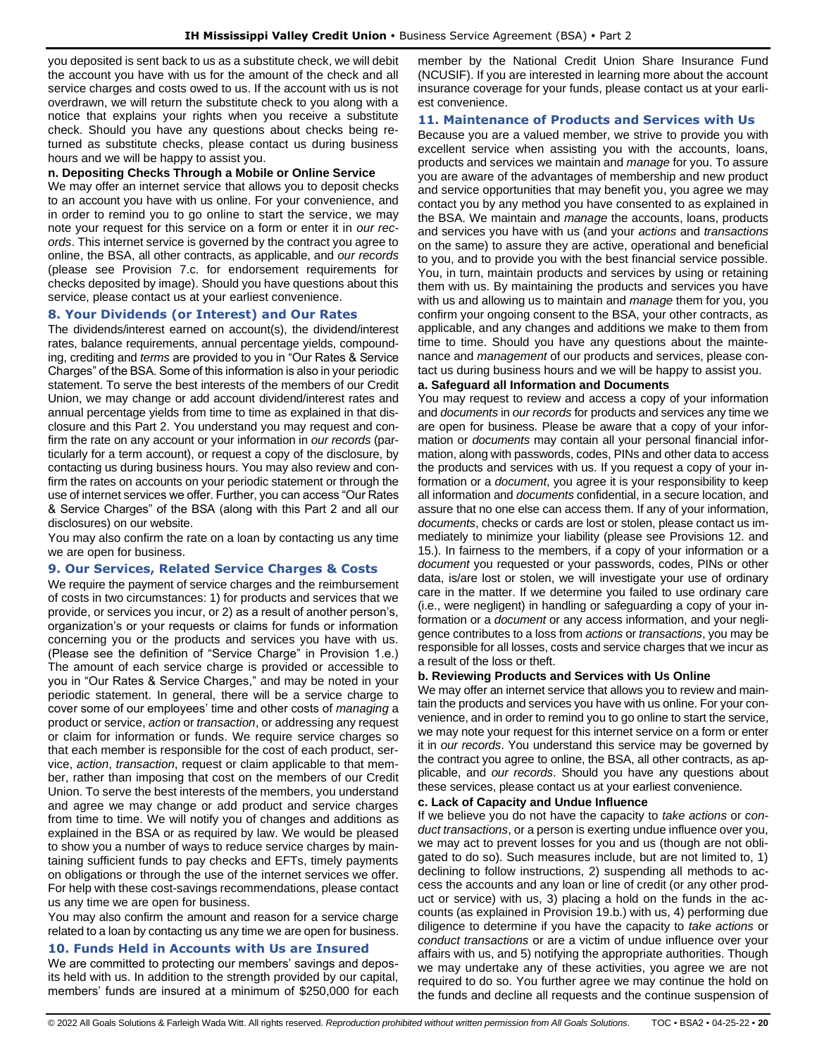you deposited is sent back to us as a substitute check, we will debit the account you have with us for the amount of the check and all service charges and costs owed to us. If the account with us is not overdrawn, we will return the substitute check to you along with a notice that explains your rights when you receive a substitute check. Should you have any questions about checks being returned as substitute checks, please contact us during business hours and we will be happy to assist you.

**n. Depositing Checks Through a Mobile or Online Service**

We may offer an internet service that allows you to deposit checks to an account you have with us online. For your convenience, and in order to remind you to go online to start the service, we may note your request for this service on a form or enter it in *our records*. This internet service is governed by the contract you agree to online, the BSA, all other contracts, as applicable, and *our records* (please see Provision 7.c. for endorsement requirements for checks deposited by image). Should you have questions about this service, please contact us at your earliest convenience.

## 8. Your Dividends (or Interest) and Our Rates

The dividends/interest earned on account(s), the dividend/interest rates, balance requirements, annual percentage yields, compounding, crediting and *terms* are provided to you in "Our Rates & Service Charges" of the BSA. Some of this information is also in your periodic statement. To serve the best interests of the members of our Credit Union, we may change or add account dividend/interest rates and annual percentage yields from time to time as explained in that disclosure and this Part 2. You understand you may request and confirm the rate on any account or your information in *our records* (particularly for a term account), or request a copy of the disclosure, by contacting us during business hours. You may also review and confirm the rates on accounts on your periodic statement or through the use of internet services we offer. Further, you can access "Our Rates & Service Charges" of the BSA (along with this Part 2 and all our disclosures) on our website.

You may also confirm the rate on a loan by contacting us any time we are open for business.

## 9. Our Services, Related Service Charges & Costs

We require the payment of service charges and the reimbursement of costs in two circumstances: 1) for products and services that we provide, or services you incur, or 2) as a result of another person's, organization's or your requests or claims for funds or information concerning you or the products and services you have with us. (Please see the definition of "Service Charge" in Provision 1.e.) The amount of each service charge is provided or accessible to you in "Our Rates & Service Charges," and may be noted in your periodic statement. In general, there will be a service charge to cover some of our employees' time and other costs of *managing* a product or service, *action* or *transaction*, or addressing any request or claim for information or funds. We require service charges so that each member is responsible for the cost of each product, service, *action*, *transaction*, request or claim applicable to that member, rather than imposing that cost on the members of our Credit Union. To serve the best interests of the members, you understand and agree we may change or add product and service charges from time to time. We will notify you of changes and additions as explained in the BSA or as required by law. We would be pleased to show you a number of ways to reduce service charges by maintaining sufficient funds to pay checks and EFTs, timely payments on obligations or through the use of the internet services we offer. For help with these cost-savings recommendations, please contact us any time we are open for business.

You may also confirm the amount and reason for a service charge related to a loan by contacting us any time we are open for business.

## 10. Funds Held in Accounts with Us are Insured

We are committed to protecting our members' savings and deposits held with us. In addition to the strength provided by our capital, members' funds are insured at a minimum of $250,000 for each member by the National Credit Union Share Insurance Fund (NCUSIF). If you are interested in learning more about the account insurance coverage for your funds, please contact us at your earliest convenience.

## 11. Maintenance of Products and Services with Us

Because you are a valued member, we strive to provide you with excellent service when assisting you with the accounts, loans, products and services we maintain and *manage* for you. To assure you are aware of the advantages of membership and new product and service opportunities that may benefit you, you agree we may contact you by any method you have consented to as explained in the BSA. We maintain and *manage* the accounts, loans, products and services you have with us (and your *actions* and *transactions* on the same) to assure they are active, operational and beneficial to you, and to provide you with the best financial service possible. You, in turn, maintain products and services by using or retaining them with us. By maintaining the products and services you have with us and allowing us to maintain and *manage* them for you, you confirm your ongoing consent to the BSA, your other contracts, as applicable, and any changes and additions we make to them from time to time. Should you have any questions about the maintenance and *management* of our products and services, please contact us during business hours and we will be happy to assist you.

**a. Safeguard all Information and Documents**

You may request to review and access a copy of your information and *documents* in *our records* for products and services any time we are open for business. Please be aware that a copy of your information or *documents* may contain all your personal financial information, along with passwords, codes, PINs and other data to access the products and services with us. If you request a copy of your information or a *document*, you agree it is your responsibility to keep all information and *documents* confidential, in a secure location, and assure that no one else can access them. If any of your information, *documents*, checks or cards are lost or stolen, please contact us immediately to minimize your liability (please see Provisions 12. and 15.). In fairness to the members, if a copy of your information or a *document* you requested or your passwords, codes, PINs or other data, is/are lost or stolen, we will investigate your use of ordinary care in the matter. If we determine you failed to use ordinary care (i.e., were negligent) in handling or safeguarding a copy of your information or a *document* or any access information, and your negligence contributes to a loss from *actions* or *transactions*, you may be responsible for all losses, costs and service charges that we incur as a result of the loss or theft.

**b. Reviewing Products and Services with Us Online**

We may offer an internet service that allows you to review and maintain the products and services you have with us online. For your convenience, and in order to remind you to go online to start the service, we may note your request for this internet service on a form or enter it in *our records*. You understand this service may be governed by the contract you agree to online, the BSA, all other contracts, as applicable, and *our records*. Should you have any questions about these services, please contact us at your earliest convenience.

**c. Lack of Capacity and Undue Influence**

If we believe you do not have the capacity to *take actions* or *conduct transactions*, or a person is exerting undue influence over you, we may act to prevent losses for you and us (though are not obligated to do so). Such measures include, but are not limited to, 1) declining to follow instructions, 2) suspending all methods to access the accounts and any loan or line of credit (or any other product or service) with us, 3) placing a hold on the funds in the accounts (as explained in Provision 19.b.) with us, 4) performing due diligence to determine if you have the capacity to *take actions* or *conduct transactions* or are a victim of undue influence over your affairs with us, and 5) notifying the appropriate authorities. Though we may undertake any of these activities, you agree we are not required to do so. You further agree we may continue the hold on the funds and decline all requests and the continue suspension of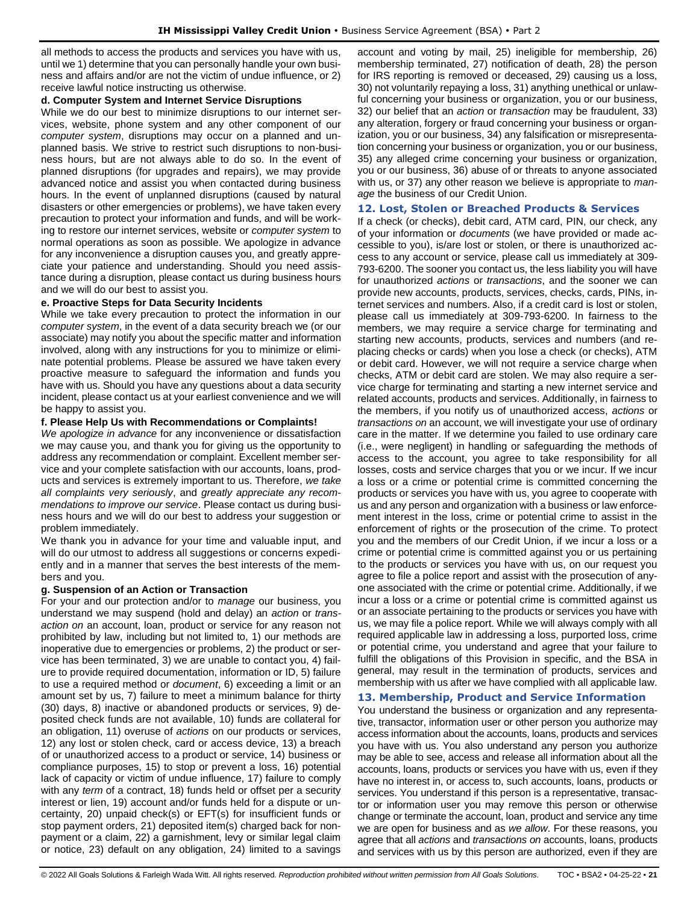all methods to access the products and services you have with us, until we 1) determine that you can personally handle your own business and affairs and/or are not the victim of undue influence, or 2) receive lawful notice instructing us otherwise.

**d. Computer System and Internet Service Disruptions**

While we do our best to minimize disruptions to our internet services, website, phone system and any other component of our *computer system*, disruptions may occur on a planned and unplanned basis. We strive to restrict such disruptions to non-business hours, but are not always able to do so. In the event of planned disruptions (for upgrades and repairs), we may provide advanced notice and assist you when contacted during business hours. In the event of unplanned disruptions (caused by natural disasters or other emergencies or problems), we have taken every precaution to protect your information and funds, and will be working to restore our internet services, website or *computer system* to normal operations as soon as possible. We apologize in advance for any inconvenience a disruption causes you, and greatly appreciate your patience and understanding. Should you need assistance during a disruption, please contact us during business hours and we will do our best to assist you.

**e. Proactive Steps for Data Security Incidents**

While we take every precaution to protect the information in our *computer system*, in the event of a data security breach we (or our associate) may notify you about the specific matter and information involved, along with any instructions for you to minimize or eliminate potential problems. Please be assured we have taken every proactive measure to safeguard the information and funds you have with us. Should you have any questions about a data security incident, please contact us at your earliest convenience and we will be happy to assist you.

**f. Please Help Us with Recommendations or Complaints!**

*We apologize in advance* for any inconvenience or dissatisfaction we may cause you, and thank you for giving us the opportunity to address any recommendation or complaint. Excellent member service and your complete satisfaction with our accounts, loans, products and services is extremely important to us. Therefore, *we take all complaints very seriously*, and *greatly appreciate any recommendations to improve our service*. Please contact us during business hours and we will do our best to address your suggestion or problem immediately.

We thank you in advance for your time and valuable input, and will do our utmost to address all suggestions or concerns expediently and in a manner that serves the best interests of the members and you.

**g. Suspension of an Action or Transaction**

For your and our protection and/or to *manage* our business, you understand we may suspend (hold and delay) an *action* or *transaction on* an account, loan, product or service for any reason not prohibited by law, including but not limited to, 1) our methods are inoperative due to emergencies or problems, 2) the product or service has been terminated, 3) we are unable to contact you, 4) failure to provide required documentation, information or ID, 5) failure to use a required method or *document*, 6) exceeding a limit or an amount set by us, 7) failure to meet a minimum balance for thirty (30) days, 8) inactive or abandoned products or services, 9) deposited check funds are not available, 10) funds are collateral for an obligation, 11) overuse of *actions* on our products or services, 12) any lost or stolen check, card or access device, 13) a breach of or unauthorized access to a product or service, 14) business or compliance purposes, 15) to stop or prevent a loss, 16) potential lack of capacity or victim of undue influence, 17) failure to comply with any *term* of a contract, 18) funds held or offset per a security interest or lien, 19) account and/or funds held for a dispute or uncertainty, 20) unpaid check(s) or EFT(s) for insufficient funds or stop payment orders, 21) deposited item(s) charged back for nonpayment or a claim, 22) a garnishment, levy or similar legal claim or notice, 23) default on any obligation, 24) limited to a savings account and voting by mail, 25) ineligible for membership, 26) membership terminated, 27) notification of death, 28) the person for IRS reporting is removed or deceased, 29) causing us a loss, 30) not voluntarily repaying a loss, 31) anything unethical or unlawful concerning your business or organization, you or our business, 32) our belief that an *action* or *transaction* may be fraudulent, 33) any alteration, forgery or fraud concerning your business or organization, you or our business, 34) any falsification or misrepresentation concerning your business or organization, you or our business, 35) any alleged crime concerning your business or organization, you or our business, 36) abuse of or threats to anyone associated with us, or 37) any other reason we believe is appropriate to *manage* the business of our Credit Union.

## 12. Lost, Stolen or Breached Products & Services

If a check (or checks), debit card, ATM card, PIN, our check, any of your information or *documents* (we have provided or made accessible to you), is/are lost or stolen, or there is unauthorized access to any account or service, please call us immediately at 309-793-6200. The sooner you contact us, the less liability you will have for unauthorized *actions* or *transactions*, and the sooner we can provide new accounts, products, services, checks, cards, PINs, internet services and numbers. Also, if a credit card is lost or stolen, please call us immediately at 309-793-6200. In fairness to the members, we may require a service charge for terminating and starting new accounts, products, services and numbers (and replacing checks or cards) when you lose a check (or checks), ATM or debit card. However, we will not require a service charge when checks, ATM or debit card are stolen. We may also require a service charge for terminating and starting a new internet service and related accounts, products and services. Additionally, in fairness to the members, if you notify us of unauthorized access, *actions* or *transactions on* an account, we will investigate your use of ordinary care in the matter. If we determine you failed to use ordinary care (i.e., were negligent) in handling or safeguarding the methods of access to the account, you agree to take responsibility for all losses, costs and service charges that you or we incur. If we incur a loss or a crime or potential crime is committed concerning the products or services you have with us, you agree to cooperate with us and any person and organization with a business or law enforcement interest in the loss, crime or potential crime to assist in the enforcement of rights or the prosecution of the crime. To protect you and the members of our Credit Union, if we incur a loss or a crime or potential crime is committed against you or us pertaining to the products or services you have with us, on our request you agree to file a police report and assist with the prosecution of anyone associated with the crime or potential crime. Additionally, if we incur a loss or a crime or potential crime is committed against us or an associate pertaining to the products or services you have with us, we may file a police report. While we will always comply with all required applicable law in addressing a loss, purported loss, crime or potential crime, you understand and agree that your failure to fulfill the obligations of this Provision in specific, and the BSA in general, may result in the termination of products, services and membership with us after we have complied with all applicable law.

## 13. Membership, Product and Service Information

You understand the business or organization and any representative, transactor, information user or other person you authorize may access information about the accounts, loans, products and services you have with us. You also understand any person you authorize may be able to see, access and release all information about all the accounts, loans, products or services you have with us, even if they have no interest in, or access to, such accounts, loans, products or services. You understand if this person is a representative, transactor or information user you may remove this person or otherwise change or terminate the account, loan, product and service any time we are open for business and as *we allow*. For these reasons, you agree that all *actions* and *transactions on* accounts, loans, products and services with us by this person are authorized, even if they are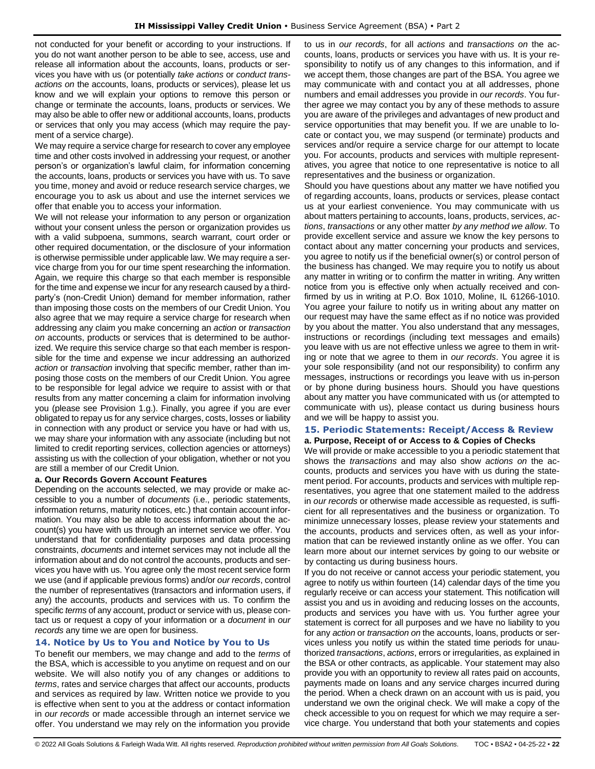not conducted for your benefit or according to your instructions. If you do not want another person to be able to see, access, use and release all information about the accounts, loans, products or services you have with us (or potentially *take actions* or *conduct transactions on* the accounts, loans, products or services), please let us know and we will explain your options to remove this person or change or terminate the accounts, loans, products or services. We may also be able to offer new or additional accounts, loans, products or services that only you may access (which may require the payment of a service charge).

We may require a service charge for research to cover any employee time and other costs involved in addressing your request, or another person's or organization's lawful claim, for information concerning the accounts, loans, products or services you have with us. To save you time, money and avoid or reduce research service charges, we encourage you to ask us about and use the internet services we offer that enable you to access your information.

We will not release your information to any person or organization without your consent unless the person or organization provides us with a valid subpoena, summons, search warrant, court order or other required documentation, or the disclosure of your information is otherwise permissible under applicable law. We may require a service charge from you for our time spent researching the information. Again, we require this charge so that each member is responsible for the time and expense we incur for any research caused by a third-party's (non-Credit Union) demand for member information, rather than imposing those costs on the members of our Credit Union. You also agree that we may require a service charge for research when addressing any claim you make concerning an *action* or *transaction on* accounts, products or services that is determined to be authorized. We require this service charge so that each member is responsible for the time and expense we incur addressing an authorized *action* or *transaction* involving that specific member, rather than imposing those costs on the members of our Credit Union. You agree to be responsible for legal advice we require to assist with or that results from any matter concerning a claim for information involving you (please see Provision 1.g.). Finally, you agree if you are ever obligated to repay us for any service charges, costs, losses or liability in connection with any product or service you have or had with us, we may share your information with any associate (including but not limited to credit reporting services, collection agencies or attorneys) assisting us with the collection of your obligation, whether or not you are still a member of our Credit Union.

**a. Our Records Govern Account Features**

Depending on the accounts selected, we may provide or make accessible to you a number of *documents* (i.e., periodic statements, information returns, maturity notices, etc.) that contain account information. You may also be able to access information about the account(s) you have with us through an internet service we offer. You understand that for confidentiality purposes and data processing constraints, *documents* and internet services may not include all the information about and do not control the accounts, products and services you have with us. You agree only the most recent service form we use (and if applicable previous forms) and/or *our records*, control the number of representatives (transactors and information users, if any) the accounts, products and services with us. To confirm the specific *terms* of any account, product or service with us, please contact us or request a copy of your information or a *document* in *our records* any time we are open for business.

## 14. Notice by Us to You and Notice by You to Us

To benefit our members, we may change and add to the *terms* of the BSA, which is accessible to you anytime on request and on our website. We will also notify you of any changes or additions to *terms*, rates and service charges that affect our accounts, products and services as required by law. Written notice we provide to you is effective when sent to you at the address or contact information in *our records* or made accessible through an internet service we offer. You understand we may rely on the information you provide to us in *our records*, for all *actions* and *transactions on* the accounts, loans, products or services you have with us. It is your responsibility to notify us of any changes to this information, and if we accept them, those changes are part of the BSA. You agree we may communicate with and contact you at all addresses, phone numbers and email addresses you provide in *our records*. You further agree we may contact you by any of these methods to assure you are aware of the privileges and advantages of new product and service opportunities that may benefit you. If we are unable to locate or contact you, we may suspend (or terminate) products and services and/or require a service charge for our attempt to locate you. For accounts, products and services with multiple representatives, you agree that notice to one representative is notice to all representatives and the business or organization.

Should you have questions about any matter we have notified you of regarding accounts, loans, products or services, please contact us at your earliest convenience. You may communicate with us about matters pertaining to accounts, loans, products, services, *actions*, *transactions* or any other matter *by any method we allow*. To provide excellent service and assure we know the key persons to contact about any matter concerning your products and services, you agree to notify us if the beneficial owner(s) or control person of the business has changed. We may require you to notify us about any matter in writing or to confirm the matter in writing. Any written notice from you is effective only when actually received and confirmed by us in writing at P.O. Box 1010, Moline, IL 61266-1010. You agree your failure to notify us in writing about any matter on our request may have the same effect as if no notice was provided by you about the matter. You also understand that any messages, instructions or recordings (including text messages and emails) you leave with us are not effective unless we agree to them in writing or note that we agree to them in *our records*. You agree it is your sole responsibility (and not our responsibility) to confirm any messages, instructions or recordings you leave with us in-person or by phone during business hours. Should you have questions about any matter you have communicated with us (or attempted to communicate with us), please contact us during business hours and we will be happy to assist you.

## 15. Periodic Statements: Receipt/Access & Review

**a. Purpose, Receipt of or Access to & Copies of Checks**

We will provide or make accessible to you a periodic statement that shows the *transactions* and may also show *actions on* the accounts, products and services you have with us during the statement period. For accounts, products and services with multiple representatives, you agree that one statement mailed to the address in *our records* or otherwise made accessible as requested, is sufficient for all representatives and the business or organization. To minimize unnecessary losses, please review your statements and the accounts, products and services often, as well as your information that can be reviewed instantly online as we offer. You can learn more about our internet services by going to our website or by contacting us during business hours.

If you do not receive or cannot access your periodic statement, you agree to notify us within fourteen (14) calendar days of the time you regularly receive or can access your statement. This notification will assist you and us in avoiding and reducing losses on the accounts, products and services you have with us. You further agree your statement is correct for all purposes and we have no liability to you for any *action* or *transaction on* the accounts, loans, products or services unless you notify us within the stated time periods for unauthorized *transactions*, *actions*, errors or irregularities, as explained in the BSA or other contracts, as applicable. Your statement may also provide you with an opportunity to review all rates paid on accounts, payments made on loans and any service charges incurred during the period. When a check drawn on an account with us is paid, you understand we own the original check. We will make a copy of the check accessible to you on request for which we may require a service charge. You understand that both your statements and copies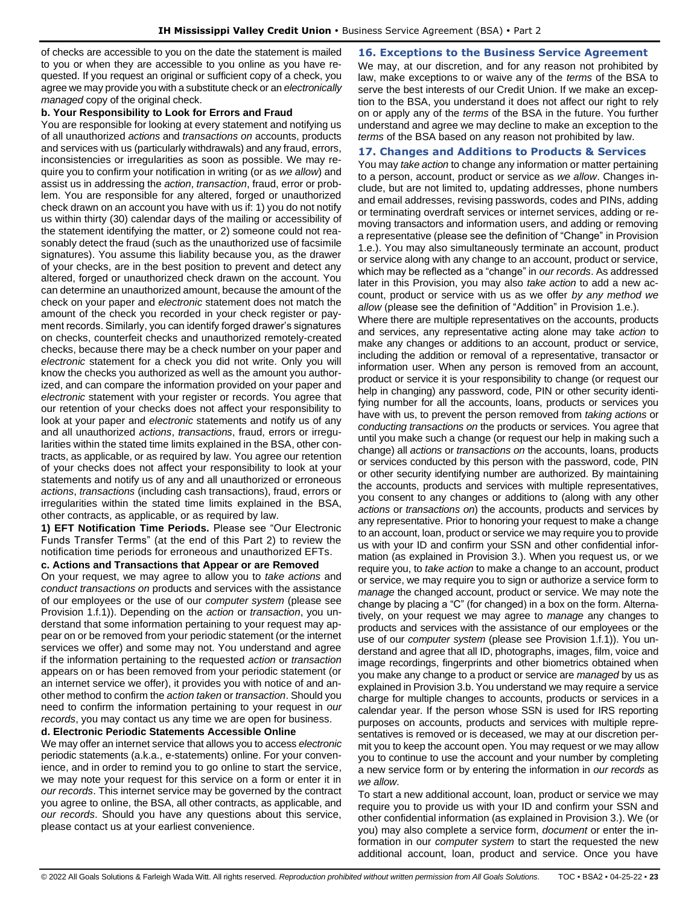of checks are accessible to you on the date the statement is mailed to you or when they are accessible to you online as you have requested. If you request an original or sufficient copy of a check, you agree we may provide you with a substitute check or an *electronically managed* copy of the original check.

**b. Your Responsibility to Look for Errors and Fraud**

You are responsible for looking at every statement and notifying us of all unauthorized *actions* and *transactions on* accounts, products and services with us (particularly withdrawals) and any fraud, errors, inconsistencies or irregularities as soon as possible. We may require you to confirm your notification in writing (or as *we allow*) and assist us in addressing the *action*, *transaction*, fraud, error or problem. You are responsible for any altered, forged or unauthorized check drawn on an account you have with us if: 1) you do not notify us within thirty (30) calendar days of the mailing or accessibility of the statement identifying the matter, or 2) someone could not reasonably detect the fraud (such as the unauthorized use of facsimile signatures). You assume this liability because you, as the drawer of your checks, are in the best position to prevent and detect any altered, forged or unauthorized check drawn on the account. You can determine an unauthorized amount, because the amount of the check on your paper and *electronic* statement does not match the amount of the check you recorded in your check register or payment records. Similarly, you can identify forged drawer's signatures on checks, counterfeit checks and unauthorized remotely-created checks, because there may be a check number on your paper and *electronic* statement for a check you did not write. Only you will know the checks you authorized as well as the amount you authorized, and can compare the information provided on your paper and *electronic* statement with your register or records. You agree that our retention of your checks does not affect your responsibility to look at your paper and *electronic* statements and notify us of any and all unauthorized *actions*, *transactions*, fraud, errors or irregularities within the stated time limits explained in the BSA, other contracts, as applicable, or as required by law. You agree our retention of your checks does not affect your responsibility to look at your statements and notify us of any and all unauthorized or erroneous *actions*, *transactions* (including cash transactions), fraud, errors or irregularities within the stated time limits explained in the BSA, other contracts, as applicable, or as required by law.

**1) EFT Notification Time Periods.** Please see "Our Electronic Funds Transfer Terms" (at the end of this Part 2) to review the notification time periods for erroneous and unauthorized EFTs.

**c. Actions and Transactions that Appear or are Removed**

On your request, we may agree to allow you to *take actions* and *conduct transactions on* products and services with the assistance of our employees or the use of our *computer system* (please see Provision 1.f.1)). Depending on the *action* or *transaction*, you understand that some information pertaining to your request may appear on or be removed from your periodic statement (or the internet services we offer) and some may not. You understand and agree if the information pertaining to the requested *action* or *transaction* appears on or has been removed from your periodic statement (or an internet service we offer), it provides you with notice of and another method to confirm the *action taken* or *transaction*. Should you need to confirm the information pertaining to your request in *our records*, you may contact us any time we are open for business.

**d. Electronic Periodic Statements Accessible Online**

We may offer an internet service that allows you to access *electronic* periodic statements (a.k.a., e-statements) online. For your convenience, and in order to remind you to go online to start the service, we may note your request for this service on a form or enter it in *our records*. This internet service may be governed by the contract you agree to online, the BSA, all other contracts, as applicable, and *our records*. Should you have any questions about this service, please contact us at your earliest convenience.

## 16. Exceptions to the Business Service Agreement

We may, at our discretion, and for any reason not prohibited by law, make exceptions to or waive any of the *terms* of the BSA to serve the best interests of our Credit Union. If we make an exception to the BSA, you understand it does not affect our right to rely on or apply any of the *terms* of the BSA in the future. You further understand and agree we may decline to make an exception to the *terms* of the BSA based on any reason not prohibited by law.

## 17. Changes and Additions to Products & Services

You may *take action* to change any information or matter pertaining to a person, account, product or service as *we allow*. Changes include, but are not limited to, updating addresses, phone numbers and email addresses, revising passwords, codes and PINs, adding or terminating overdraft services or internet services, adding or removing transactors and information users, and adding or removing a representative (please see the definition of "Change" in Provision 1.e.). You may also simultaneously terminate an account, product or service along with any change to an account, product or service, which may be reflected as a "change" in *our records*. As addressed later in this Provision, you may also *take action* to add a new account, product or service with us as we offer *by any method we allow* (please see the definition of "Addition" in Provision 1.e.).

Where there are multiple representatives on the accounts, products and services, any representative acting alone may take *action* to make any changes or additions to an account, product or service, including the addition or removal of a representative, transactor or information user. When any person is removed from an account, product or service it is your responsibility to change (or request our help in changing) any password, code, PIN or other security identifying number for all the accounts, loans, products or services you have with us, to prevent the person removed from *taking actions* or *conducting transactions on* the products or services. You agree that until you make such a change (or request our help in making such a change) all *actions* or *transactions on* the accounts, loans, products or services conducted by this person with the password, code, PIN or other security identifying number are authorized. By maintaining the accounts, products and services with multiple representatives, you consent to any changes or additions to (along with any other *actions* or *transactions on*) the accounts, products and services by any representative. Prior to honoring your request to make a change to an account, loan, product or service we may require you to provide us with your ID and confirm your SSN and other confidential information (as explained in Provision 3.). When you request us, or we require you, to *take action* to make a change to an account, product or service, we may require you to sign or authorize a service form to *manage* the changed account, product or service. We may note the change by placing a "C" (for changed) in a box on the form. Alternatively, on your request we may agree to *manage* any changes to products and services with the assistance of our employees or the use of our *computer system* (please see Provision 1.f.1)). You understand and agree that all ID, photographs, images, film, voice and image recordings, fingerprints and other biometrics obtained when you make any change to a product or service are *managed* by us as explained in Provision 3.b. You understand we may require a service charge for multiple changes to accounts, products or services in a calendar year. If the person whose SSN is used for IRS reporting purposes on accounts, products and services with multiple representatives is removed or is deceased, we may at our discretion permit you to keep the account open. You may request or we may allow you to continue to use the account and your number by completing a new service form or by entering the information in *our records* as *we allow*.

To start a new additional account, loan, product or service we may require you to provide us with your ID and confirm your SSN and other confidential information (as explained in Provision 3.). We (or you) may also complete a service form, *document* or enter the information in our *computer system* to start the requested the new additional account, loan, product and service. Once you have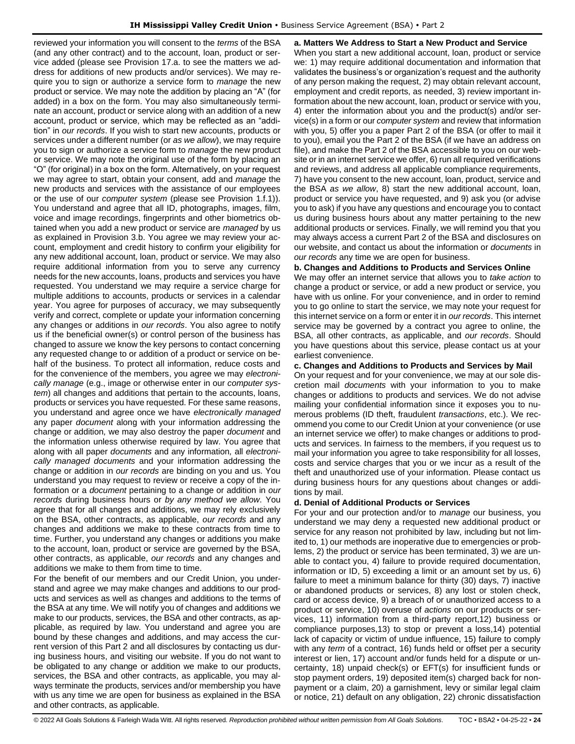reviewed your information you will consent to the *terms* of the BSA (and any other contract) and to the account, loan, product or service added (please see Provision 17.a. to see the matters we address for additions of new products and/or services). We may require you to sign or authorize a service form to *manage* the new product or service. We may note the addition by placing an "A" (for added) in a box on the form. You may also simultaneously terminate an account, product or service along with an addition of a new account, product or service, which may be reflected as an "addition" in *our records*. If you wish to start new accounts, products or services under a different number (or *as we allow*), we may require you to sign or authorize a service form to *manage* the new product or service. We may note the original use of the form by placing an "O" (for original) in a box on the form. Alternatively, on your request we may agree to start, obtain your consent, add and *manage* the new products and services with the assistance of our employees or the use of our *computer system* (please see Provision 1.f.1)). You understand and agree that all ID, photographs, images, film, voice and image recordings, fingerprints and other biometrics obtained when you add a new product or service are *managed* by us as explained in Provision 3.b. You agree we may review your account, employment and credit history to confirm your eligibility for any new additional account, loan, product or service. We may also require additional information from you to serve any currency needs for the new accounts, loans, products and services you have requested. You understand we may require a service charge for multiple additions to accounts, products or services in a calendar year. You agree for purposes of accuracy, we may subsequently verify and correct, complete or update your information concerning any changes or additions in *our records*. You also agree to notify us if the beneficial owner(s) or control person of the business has changed to assure we know the key persons to contact concerning any requested change to or addition of a product or service on behalf of the business. To protect all information, reduce costs and for the convenience of the members, you agree we may *electronically manage* (e.g., image or otherwise enter in our *computer system*) all changes and additions that pertain to the accounts, loans, products or services you have requested. For these same reasons, you understand and agree once we have *electronically managed* any paper *document* along with your information addressing the change or addition, we may also destroy the paper *document* and the information unless otherwise required by law. You agree that along with all paper *documents* and any information, all *electronically managed documents* and your information addressing the change or addition in *our records* are binding on you and us. You understand you may request to review or receive a copy of the information or a *document* pertaining to a change or addition in *our records* during business hours or *by any method we allow*. You agree that for all changes and additions, we may rely exclusively on the BSA, other contracts, as applicable, *our records* and any changes and additions we make to these contracts from time to time. Further, you understand any changes or additions you make to the account, loan, product or service are governed by the BSA, other contracts, as applicable, *our records* and any changes and additions we make to them from time to time.

For the benefit of our members and our Credit Union, you understand and agree we may make changes and additions to our products and services as well as changes and additions to the terms of the BSA at any time. We will notify you of changes and additions we make to our products, services, the BSA and other contracts, as applicable, as required by law. You understand and agree you are bound by these changes and additions, and may access the current version of this Part 2 and all disclosures by contacting us during business hours, and visiting our website. If you do not want to be obligated to any change or addition we make to our products, services, the BSA and other contracts, as applicable, you may always terminate the products, services and/or membership you have with us any time we are open for business as explained in the BSA and other contracts, as applicable.

**a. Matters We Address to Start a New Product and Service**

When you start a new additional account, loan, product or service we: 1) may require additional documentation and information that validates the business's or organization's request and the authority of any person making the request, 2) may obtain relevant account, employment and credit reports, as needed, 3) review important information about the new account, loan, product or service with you, 4) enter the information about you and the product(s) and/or service(s) in a form or our *computer system* and review that information with you, 5) offer you a paper Part 2 of the BSA (or offer to mail it to you), email you the Part 2 of the BSA (if we have an address on file), and make the Part 2 of the BSA accessible to you on our website or in an internet service we offer, 6) run all required verifications and reviews, and address all applicable compliance requirements, 7) have you consent to the new account, loan, product, service and the BSA *as we allow*, 8) start the new additional account, loan, product or service you have requested, and 9) ask you (or advise you to ask) if you have any questions and encourage you to contact us during business hours about any matter pertaining to the new additional products or services. Finally, we will remind you that you may always access a current Part 2 of the BSA and disclosures on our website, and contact us about the information or *documents* in *our records* any time we are open for business.

**b. Changes and Additions to Products and Services Online**

We may offer an internet service that allows you to *take action* to change a product or service, or add a new product or service, you have with us online. For your convenience, and in order to remind you to go online to start the service, we may note your request for this internet service on a form or enter it in *our records*. This internet service may be governed by a contract you agree to online, the BSA, all other contracts, as applicable, and *our records*. Should you have questions about this service, please contact us at your earliest convenience.

**c. Changes and Additions to Products and Services by Mail**

On your request and for your convenience, we may at our sole discretion mail *documents* with your information to you to make changes or additions to products and services. We do not advise mailing your confidential information since it exposes you to numerous problems (ID theft, fraudulent *transactions*, etc.). We recommend you come to our Credit Union at your convenience (or use an internet service we offer) to make changes or additions to products and services. In fairness to the members, if you request us to mail your information you agree to take responsibility for all losses, costs and service charges that you or we incur as a result of the theft and unauthorized use of your information. Please contact us during business hours for any questions about changes or additions by mail.

**d. Denial of Additional Products or Services**

For your and our protection and/or to *manage* our business, you understand we may deny a requested new additional product or service for any reason not prohibited by law, including but not limited to, 1) our methods are inoperative due to emergencies or problems, 2) the product or service has been terminated, 3) we are unable to contact you, 4) failure to provide required documentation, information or ID, 5) exceeding a limit or an amount set by us, 6) failure to meet a minimum balance for thirty (30) days, 7) inactive or abandoned products or services, 8) any lost or stolen check, card or access device, 9) a breach of or unauthorized access to a product or service, 10) overuse of *actions* on our products or services, 11) information from a third-party report,12) business or compliance purposes,13) to stop or prevent a loss,14) potential lack of capacity or victim of undue influence, 15) failure to comply with any *term* of a contract, 16) funds held or offset per a security interest or lien, 17) account and/or funds held for a dispute or uncertainty, 18) unpaid check(s) or EFT(s) for insufficient funds or stop payment orders, 19) deposited item(s) charged back for nonpayment or a claim, 20) a garnishment, levy or similar legal claim or notice, 21) default on any obligation, 22) chronic dissatisfaction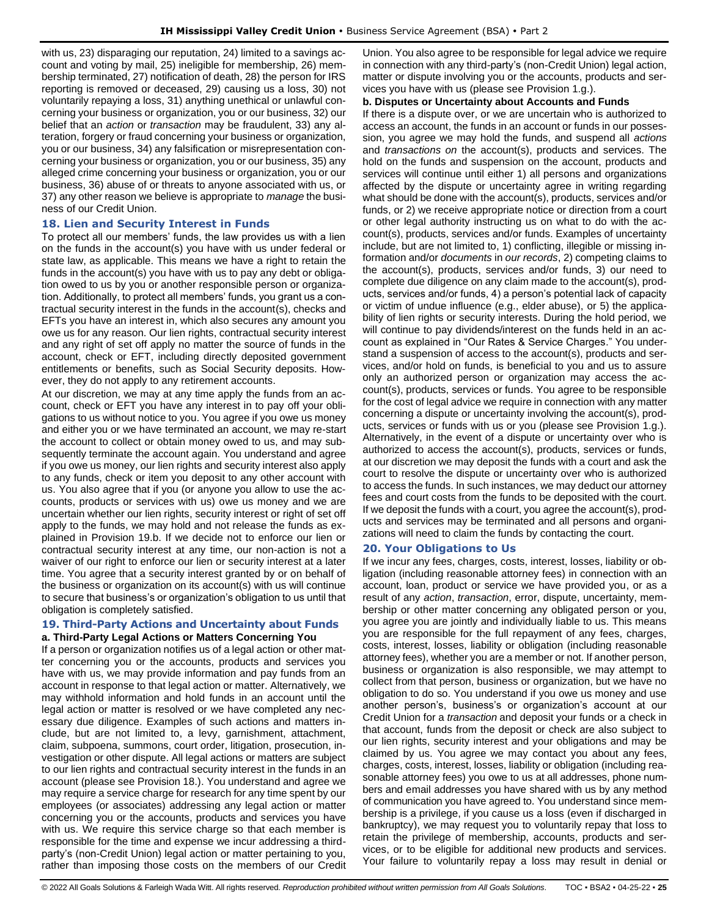with us, 23) disparaging our reputation, 24) limited to a savings account and voting by mail, 25) ineligible for membership, 26) membership terminated, 27) notification of death, 28) the person for IRS reporting is removed or deceased, 29) causing us a loss, 30) not voluntarily repaying a loss, 31) anything unethical or unlawful concerning your business or organization, you or our business, 32) our belief that an *action* or *transaction* may be fraudulent, 33) any alteration, forgery or fraud concerning your business or organization, you or our business, 34) any falsification or misrepresentation concerning your business or organization, you or our business, 35) any alleged crime concerning your business or organization, you or our business, 36) abuse of or threats to anyone associated with us, or 37) any other reason we believe is appropriate to *manage* the business of our Credit Union.

## 18. Lien and Security Interest in Funds

To protect all our members' funds, the law provides us with a lien on the funds in the account(s) you have with us under federal or state law, as applicable. This means we have a right to retain the funds in the account(s) you have with us to pay any debt or obligation owed to us by you or another responsible person or organization. Additionally, to protect all members' funds, you grant us a contractual security interest in the funds in the account(s), checks and EFTs you have an interest in, which also secures any amount you owe us for any reason. Our lien rights, contractual security interest and any right of set off apply no matter the source of funds in the account, check or EFT, including directly deposited government entitlements or benefits, such as Social Security deposits. However, they do not apply to any retirement accounts.

At our discretion, we may at any time apply the funds from an account, check or EFT you have any interest in to pay off your obligations to us without notice to you. You agree if you owe us money and either you or we have terminated an account, we may re-start the account to collect or obtain money owed to us, and may subsequently terminate the account again. You understand and agree if you owe us money, our lien rights and security interest also apply to any funds, check or item you deposit to any other account with us. You also agree that if you (or anyone you allow to use the accounts, products or services with us) owe us money and we are uncertain whether our lien rights, security interest or right of set off apply to the funds, we may hold and not release the funds as explained in Provision 19.b. If we decide not to enforce our lien or contractual security interest at any time, our non-action is not a waiver of our right to enforce our lien or security interest at a later time. You agree that a security interest granted by or on behalf of the business or organization on its account(s) with us will continue to secure that business's or organization's obligation to us until that obligation is completely satisfied.

## 19. Third-Party Actions and Uncertainty about Funds

**a. Third-Party Legal Actions or Matters Concerning You**

If a person or organization notifies us of a legal action or other matter concerning you or the accounts, products and services you have with us, we may provide information and pay funds from an account in response to that legal action or matter. Alternatively, we may withhold information and hold funds in an account until the legal action or matter is resolved or we have completed any necessary due diligence. Examples of such actions and matters include, but are not limited to, a levy, garnishment, attachment, claim, subpoena, summons, court order, litigation, prosecution, investigation or other dispute. All legal actions or matters are subject to our lien rights and contractual security interest in the funds in an account (please see Provision 18.). You understand and agree we may require a service charge for research for any time spent by our employees (or associates) addressing any legal action or matter concerning you or the accounts, products and services you have with us. We require this service charge so that each member is responsible for the time and expense we incur addressing a third-party's (non-Credit Union) legal action or matter pertaining to you, rather than imposing those costs on the members of our Credit Union. You also agree to be responsible for legal advice we require in connection with any third-party's (non-Credit Union) legal action, matter or dispute involving you or the accounts, products and services you have with us (please see Provision 1.g.).

**b. Disputes or Uncertainty about Accounts and Funds**

If there is a dispute over, or we are uncertain who is authorized to access an account, the funds in an account or funds in our possession, you agree we may hold the funds, and suspend all *actions* and *transactions on* the account(s), products and services. The hold on the funds and suspension on the account, products and services will continue until either 1) all persons and organizations affected by the dispute or uncertainty agree in writing regarding what should be done with the account(s), products, services and/or funds, or 2) we receive appropriate notice or direction from a court or other legal authority instructing us on what to do with the account(s), products, services and/or funds. Examples of uncertainty include, but are not limited to, 1) conflicting, illegible or missing information and/or *documents* in *our records*, 2) competing claims to the account(s), products, services and/or funds, 3) our need to complete due diligence on any claim made to the account(s), products, services and/or funds, 4) a person's potential lack of capacity or victim of undue influence (e.g., elder abuse), or 5) the applicability of lien rights or security interests. During the hold period, we will continue to pay dividends/interest on the funds held in an account as explained in "Our Rates & Service Charges." You understand a suspension of access to the account(s), products and services, and/or hold on funds, is beneficial to you and us to assure only an authorized person or organization may access the account(s), products, services or funds. You agree to be responsible for the cost of legal advice we require in connection with any matter concerning a dispute or uncertainty involving the account(s), products, services or funds with us or you (please see Provision 1.g.). Alternatively, in the event of a dispute or uncertainty over who is authorized to access the account(s), products, services or funds, at our discretion we may deposit the funds with a court and ask the court to resolve the dispute or uncertainty over who is authorized to access the funds. In such instances, we may deduct our attorney fees and court costs from the funds to be deposited with the court. If we deposit the funds with a court, you agree the account(s), products and services may be terminated and all persons and organizations will need to claim the funds by contacting the court.

## 20. Your Obligations to Us

If we incur any fees, charges, costs, interest, losses, liability or obligation (including reasonable attorney fees) in connection with an account, loan, product or service we have provided you, or as a result of any *action*, *transaction*, error, dispute, uncertainty, membership or other matter concerning any obligated person or you, you agree you are jointly and individually liable to us. This means you are responsible for the full repayment of any fees, charges, costs, interest, losses, liability or obligation (including reasonable attorney fees), whether you are a member or not. If another person, business or organization is also responsible, we may attempt to collect from that person, business or organization, but we have no obligation to do so. You understand if you owe us money and use another person's, business's or organization's account at our Credit Union for a *transaction* and deposit your funds or a check in that account, funds from the deposit or check are also subject to our lien rights, security interest and your obligations and may be claimed by us. You agree we may contact you about any fees, charges, costs, interest, losses, liability or obligation (including reasonable attorney fees) you owe to us at all addresses, phone numbers and email addresses you have shared with us by any method of communication you have agreed to. You understand since membership is a privilege, if you cause us a loss (even if discharged in bankruptcy), we may request you to voluntarily repay that loss to retain the privilege of membership, accounts, products and services, or to be eligible for additional new products and services. Your failure to voluntarily repay a loss may result in denial or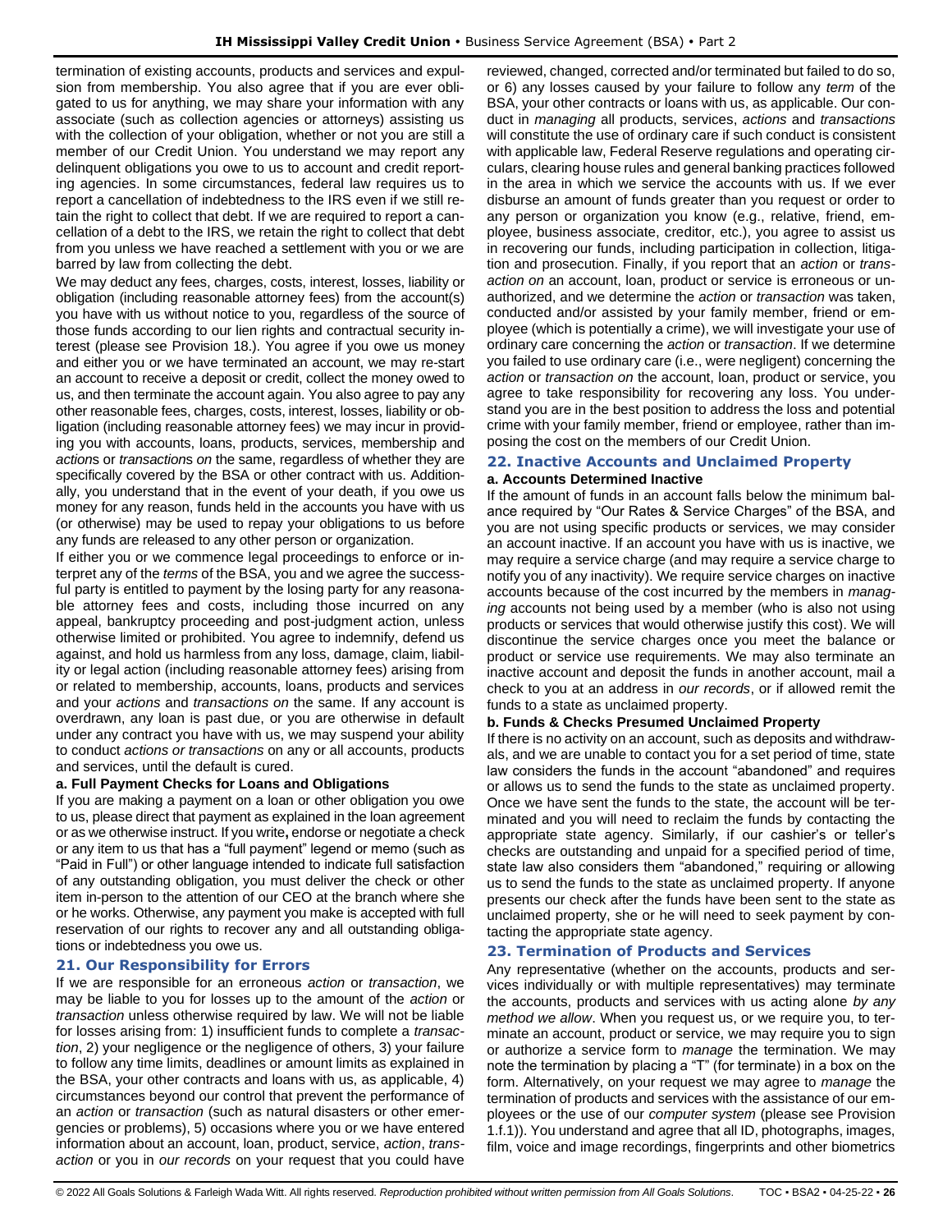termination of existing accounts, products and services and expulsion from membership. You also agree that if you are ever obligated to us for anything, we may share your information with any associate (such as collection agencies or attorneys) assisting us with the collection of your obligation, whether or not you are still a member of our Credit Union. You understand we may report any delinquent obligations you owe to us to account and credit reporting agencies. In some circumstances, federal law requires us to report a cancellation of indebtedness to the IRS even if we still retain the right to collect that debt. If we are required to report a cancellation of a debt to the IRS, we retain the right to collect that debt from you unless we have reached a settlement with you or we are barred by law from collecting the debt.

We may deduct any fees, charges, costs, interest, losses, liability or obligation (including reasonable attorney fees) from the account(s) you have with us without notice to you, regardless of the source of those funds according to our lien rights and contractual security interest (please see Provision 18.). You agree if you owe us money and either you or we have terminated an account, we may re-start an account to receive a deposit or credit, collect the money owed to us, and then terminate the account again. You also agree to pay any other reasonable fees, charges, costs, interest, losses, liability or obligation (including reasonable attorney fees) we may incur in providing you with accounts, loans, products, services, membership and *action*s or *transaction*s *on* the same, regardless of whether they are specifically covered by the BSA or other contract with us. Additionally, you understand that in the event of your death, if you owe us money for any reason, funds held in the accounts you have with us (or otherwise) may be used to repay your obligations to us before any funds are released to any other person or organization.

If either you or we commence legal proceedings to enforce or interpret any of the *terms* of the BSA, you and we agree the successful party is entitled to payment by the losing party for any reasonable attorney fees and costs, including those incurred on any appeal, bankruptcy proceeding and post-judgment action, unless otherwise limited or prohibited. You agree to indemnify, defend us against, and hold us harmless from any loss, damage, claim, liability or legal action (including reasonable attorney fees) arising from or related to membership, accounts, loans, products and services and your *actions* and *transactions on* the same. If any account is overdrawn, any loan is past due, or you are otherwise in default under any contract you have with us, we may suspend your ability to conduct *actions or transactions* on any or all accounts, products and services, until the default is cured.

**a. Full Payment Checks for Loans and Obligations**

If you are making a payment on a loan or other obligation you owe to us, please direct that payment as explained in the loan agreement or as we otherwise instruct. If you write**,** endorse or negotiate a check or any item to us that has a "full payment" legend or memo (such as "Paid in Full") or other language intended to indicate full satisfaction of any outstanding obligation, you must deliver the check or other item in-person to the attention of our CEO at the branch where she or he works. Otherwise, any payment you make is accepted with full reservation of our rights to recover any and all outstanding obligations or indebtedness you owe us.

## 21. Our Responsibility for Errors

If we are responsible for an erroneous *action* or *transaction*, we may be liable to you for losses up to the amount of the *action* or *transaction* unless otherwise required by law. We will not be liable for losses arising from: 1) insufficient funds to complete a *transaction*, 2) your negligence or the negligence of others, 3) your failure to follow any time limits, deadlines or amount limits as explained in the BSA, your other contracts and loans with us, as applicable, 4) circumstances beyond our control that prevent the performance of an *action* or *transaction* (such as natural disasters or other emergencies or problems), 5) occasions where you or we have entered information about an account, loan, product, service, *action*, *transaction* or you in *our records* on your request that you could have reviewed, changed, corrected and/or terminated but failed to do so, or 6) any losses caused by your failure to follow any *term* of the BSA, your other contracts or loans with us, as applicable. Our conduct in *managing* all products, services, *actions* and *transactions* will constitute the use of ordinary care if such conduct is consistent with applicable law, Federal Reserve regulations and operating circulars, clearing house rules and general banking practices followed in the area in which we service the accounts with us. If we ever disburse an amount of funds greater than you request or order to any person or organization you know (e.g., relative, friend, employee, business associate, creditor, etc.), you agree to assist us in recovering our funds, including participation in collection, litigation and prosecution. Finally, if you report that an *action* or *transaction on* an account, loan, product or service is erroneous or unauthorized, and we determine the *action* or *transaction* was taken, conducted and/or assisted by your family member, friend or employee (which is potentially a crime), we will investigate your use of ordinary care concerning the *action* or *transaction*. If we determine you failed to use ordinary care (i.e., were negligent) concerning the *action* or *transaction on* the account, loan, product or service, you agree to take responsibility for recovering any loss. You understand you are in the best position to address the loss and potential crime with your family member, friend or employee, rather than imposing the cost on the members of our Credit Union.

## 22. Inactive Accounts and Unclaimed Property

**a. Accounts Determined Inactive**

If the amount of funds in an account falls below the minimum balance required by "Our Rates & Service Charges" of the BSA, and you are not using specific products or services, we may consider an account inactive. If an account you have with us is inactive, we may require a service charge (and may require a service charge to notify you of any inactivity). We require service charges on inactive accounts because of the cost incurred by the members in *managing* accounts not being used by a member (who is also not using products or services that would otherwise justify this cost). We will discontinue the service charges once you meet the balance or product or service use requirements. We may also terminate an inactive account and deposit the funds in another account, mail a check to you at an address in *our records*, or if allowed remit the funds to a state as unclaimed property.

**b. Funds & Checks Presumed Unclaimed Property**

If there is no activity on an account, such as deposits and withdrawals, and we are unable to contact you for a set period of time, state law considers the funds in the account "abandoned" and requires or allows us to send the funds to the state as unclaimed property. Once we have sent the funds to the state, the account will be terminated and you will need to reclaim the funds by contacting the appropriate state agency. Similarly, if our cashier's or teller's checks are outstanding and unpaid for a specified period of time, state law also considers them "abandoned," requiring or allowing us to send the funds to the state as unclaimed property. If anyone presents our check after the funds have been sent to the state as unclaimed property, she or he will need to seek payment by contacting the appropriate state agency.

## 23. Termination of Products and Services

Any representative (whether on the accounts, products and services individually or with multiple representatives) may terminate the accounts, products and services with us acting alone *by any method we allow*. When you request us, or we require you, to terminate an account, product or service, we may require you to sign or authorize a service form to *manage* the termination. We may note the termination by placing a "T" (for terminate) in a box on the form. Alternatively, on your request we may agree to *manage* the termination of products and services with the assistance of our employees or the use of our *computer system* (please see Provision 1.f.1)). You understand and agree that all ID, photographs, images, film, voice and image recordings, fingerprints and other biometrics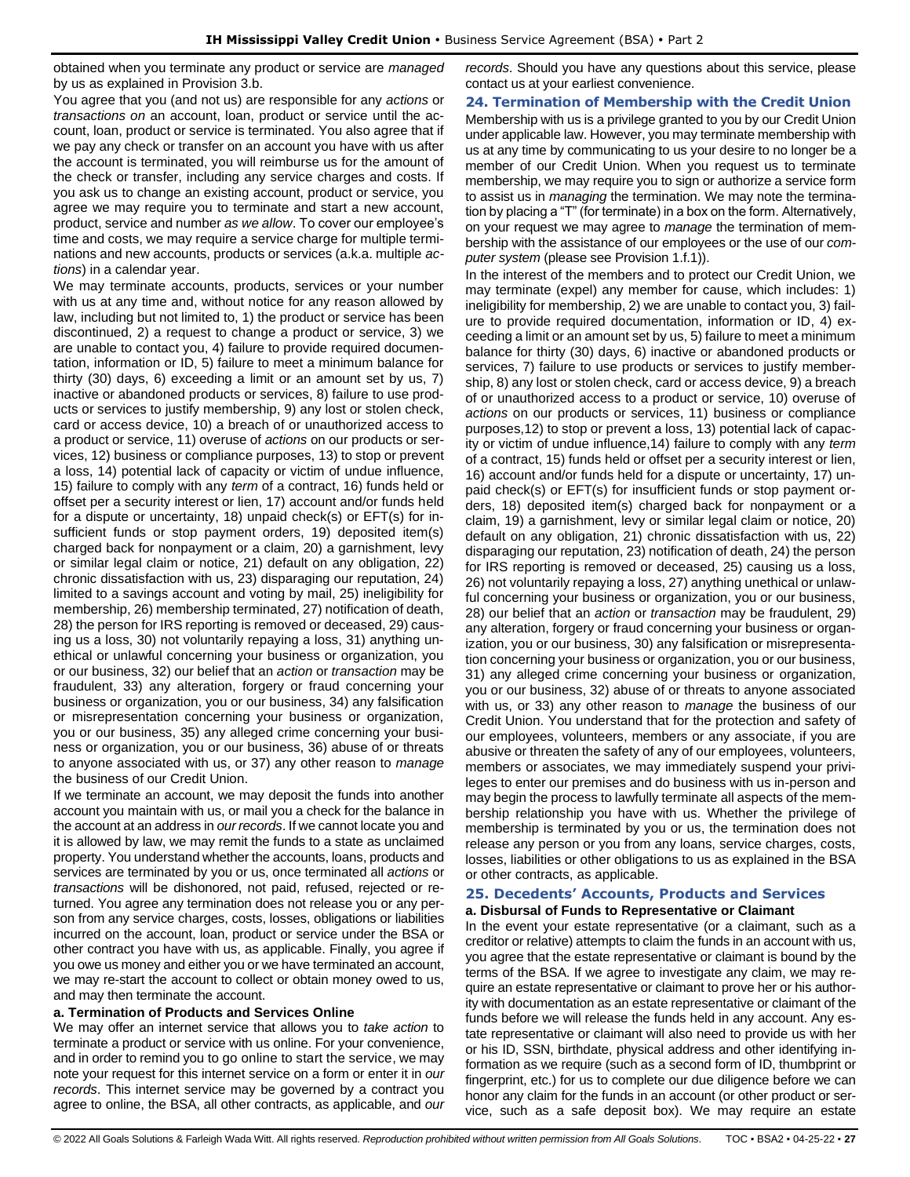obtained when you terminate any product or service are *managed* by us as explained in Provision 3.b.

You agree that you (and not us) are responsible for any *actions* or *transactions on* an account, loan, product or service until the account, loan, product or service is terminated. You also agree that if we pay any check or transfer on an account you have with us after the account is terminated, you will reimburse us for the amount of the check or transfer, including any service charges and costs. If you ask us to change an existing account, product or service, you agree we may require you to terminate and start a new account, product, service and number *as we allow*. To cover our employee's time and costs, we may require a service charge for multiple terminations and new accounts, products or services (a.k.a. multiple *actions*) in a calendar year.

We may terminate accounts, products, services or your number with us at any time and, without notice for any reason allowed by law, including but not limited to, 1) the product or service has been discontinued, 2) a request to change a product or service, 3) we are unable to contact you, 4) failure to provide required documentation, information or ID, 5) failure to meet a minimum balance for thirty (30) days, 6) exceeding a limit or an amount set by us, 7) inactive or abandoned products or services, 8) failure to use products or services to justify membership, 9) any lost or stolen check, card or access device, 10) a breach of or unauthorized access to a product or service, 11) overuse of *actions* on our products or services, 12) business or compliance purposes, 13) to stop or prevent a loss, 14) potential lack of capacity or victim of undue influence, 15) failure to comply with any *term* of a contract, 16) funds held or offset per a security interest or lien, 17) account and/or funds held for a dispute or uncertainty, 18) unpaid check(s) or EFT(s) for insufficient funds or stop payment orders, 19) deposited item(s) charged back for nonpayment or a claim, 20) a garnishment, levy or similar legal claim or notice, 21) default on any obligation, 22) chronic dissatisfaction with us, 23) disparaging our reputation, 24) limited to a savings account and voting by mail, 25) ineligibility for membership, 26) membership terminated, 27) notification of death, 28) the person for IRS reporting is removed or deceased, 29) causing us a loss, 30) not voluntarily repaying a loss, 31) anything unethical or unlawful concerning your business or organization, you or our business, 32) our belief that an *action* or *transaction* may be fraudulent, 33) any alteration, forgery or fraud concerning your business or organization, you or our business, 34) any falsification or misrepresentation concerning your business or organization, you or our business, 35) any alleged crime concerning your business or organization, you or our business, 36) abuse of or threats to anyone associated with us, or 37) any other reason to *manage* the business of our Credit Union.

If we terminate an account, we may deposit the funds into another account you maintain with us, or mail you a check for the balance in the account at an address in *our records*. If we cannot locate you and it is allowed by law, we may remit the funds to a state as unclaimed property. You understand whether the accounts, loans, products and services are terminated by you or us, once terminated all *actions* or *transactions* will be dishonored, not paid, refused, rejected or returned. You agree any termination does not release you or any person from any service charges, costs, losses, obligations or liabilities incurred on the account, loan, product or service under the BSA or other contract you have with us, as applicable. Finally, you agree if you owe us money and either you or we have terminated an account, we may re-start the account to collect or obtain money owed to us, and may then terminate the account.

**a. Termination of Products and Services Online**

We may offer an internet service that allows you to *take action* to terminate a product or service with us online. For your convenience, and in order to remind you to go online to start the service, we may note your request for this internet service on a form or enter it in *our records*. This internet service may be governed by a contract you agree to online, the BSA, all other contracts, as applicable, and *our records*. Should you have any questions about this service, please contact us at your earliest convenience.

## 24. Termination of Membership with the Credit Union

Membership with us is a privilege granted to you by our Credit Union under applicable law. However, you may terminate membership with us at any time by communicating to us your desire to no longer be a member of our Credit Union. When you request us to terminate membership, we may require you to sign or authorize a service form to assist us in *managing* the termination. We may note the termination by placing a "T" (for terminate) in a box on the form. Alternatively, on your request we may agree to *manage* the termination of membership with the assistance of our employees or the use of our *computer system* (please see Provision 1.f.1)).

In the interest of the members and to protect our Credit Union, we may terminate (expel) any member for cause, which includes: 1) ineligibility for membership, 2) we are unable to contact you, 3) failure to provide required documentation, information or ID, 4) exceeding a limit or an amount set by us, 5) failure to meet a minimum balance for thirty (30) days, 6) inactive or abandoned products or services, 7) failure to use products or services to justify membership, 8) any lost or stolen check, card or access device, 9) a breach of or unauthorized access to a product or service, 10) overuse of *actions* on our products or services, 11) business or compliance purposes,12) to stop or prevent a loss, 13) potential lack of capacity or victim of undue influence,14) failure to comply with any *term* of a contract, 15) funds held or offset per a security interest or lien, 16) account and/or funds held for a dispute or uncertainty, 17) unpaid check(s) or EFT(s) for insufficient funds or stop payment orders, 18) deposited item(s) charged back for nonpayment or a claim, 19) a garnishment, levy or similar legal claim or notice, 20) default on any obligation, 21) chronic dissatisfaction with us, 22) disparaging our reputation, 23) notification of death, 24) the person for IRS reporting is removed or deceased, 25) causing us a loss, 26) not voluntarily repaying a loss, 27) anything unethical or unlawful concerning your business or organization, you or our business, 28) our belief that an *action* or *transaction* may be fraudulent, 29) any alteration, forgery or fraud concerning your business or organization, you or our business, 30) any falsification or misrepresentation concerning your business or organization, you or our business, 31) any alleged crime concerning your business or organization, you or our business, 32) abuse of or threats to anyone associated with us, or 33) any other reason to *manage* the business of our Credit Union. You understand that for the protection and safety of our employees, volunteers, members or any associate, if you are abusive or threaten the safety of any of our employees, volunteers, members or associates, we may immediately suspend your privileges to enter our premises and do business with us in-person and may begin the process to lawfully terminate all aspects of the membership relationship you have with us. Whether the privilege of membership is terminated by you or us, the termination does not release any person or you from any loans, service charges, costs, losses, liabilities or other obligations to us as explained in the BSA or other contracts, as applicable.

## 25. Decedents' Accounts, Products and Services

**a. Disbursal of Funds to Representative or Claimant**

In the event your estate representative (or a claimant, such as a creditor or relative) attempts to claim the funds in an account with us, you agree that the estate representative or claimant is bound by the terms of the BSA. If we agree to investigate any claim, we may require an estate representative or claimant to prove her or his authority with documentation as an estate representative or claimant of the funds before we will release the funds held in any account. Any estate representative or claimant will also need to provide us with her or his ID, SSN, birthdate, physical address and other identifying information as we require (such as a second form of ID, thumbprint or fingerprint, etc.) for us to complete our due diligence before we can honor any claim for the funds in an account (or other product or service, such as a safe deposit box). We may require an estate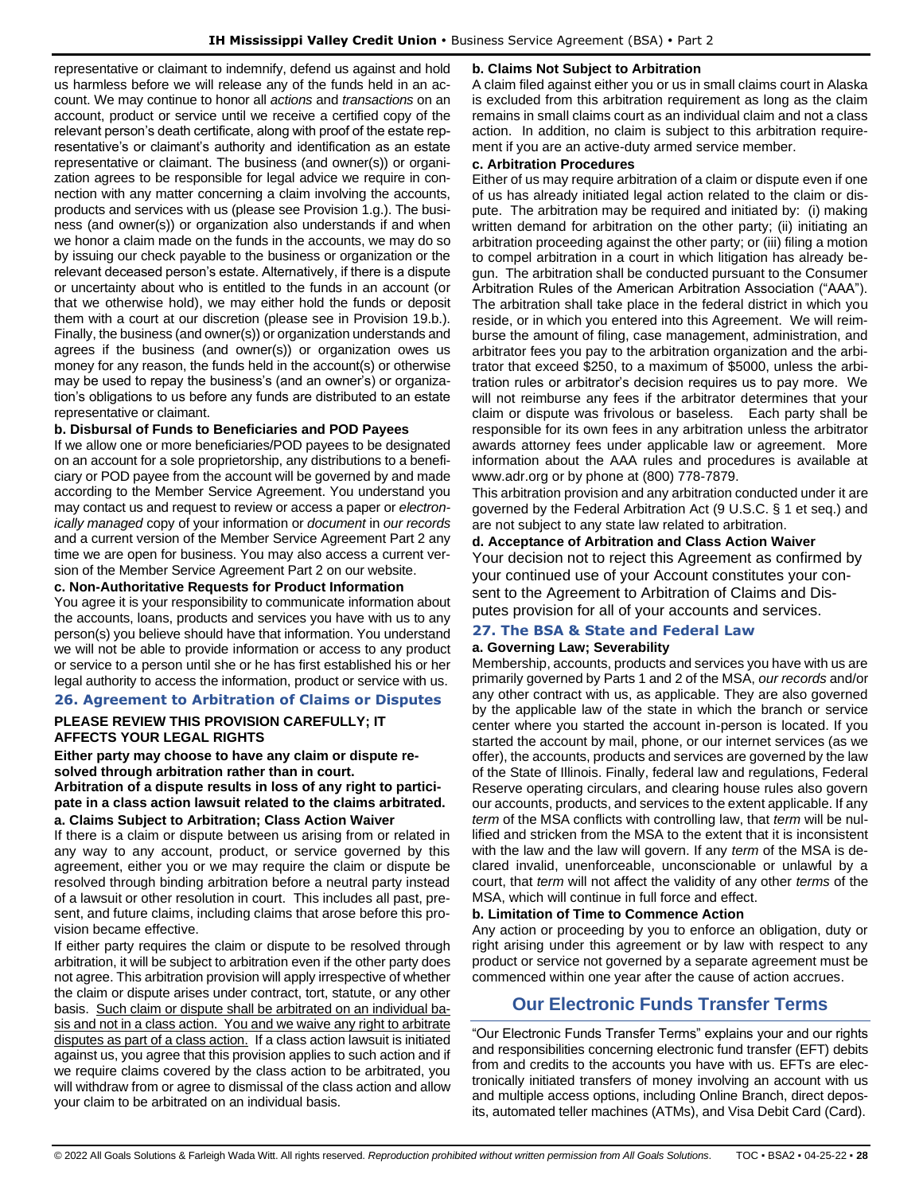representative or claimant to indemnify, defend us against and hold us harmless before we will release any of the funds held in an account. We may continue to honor all *actions* and *transactions* on an account, product or service until we receive a certified copy of the relevant person's death certificate, along with proof of the estate representative's or claimant's authority and identification as an estate representative or claimant. The business (and owner(s)) or organization agrees to be responsible for legal advice we require in connection with any matter concerning a claim involving the accounts, products and services with us (please see Provision 1.g.). The business (and owner(s)) or organization also understands if and when we honor a claim made on the funds in the accounts, we may do so by issuing our check payable to the business or organization or the relevant deceased person's estate. Alternatively, if there is a dispute or uncertainty about who is entitled to the funds in an account (or that we otherwise hold), we may either hold the funds or deposit them with a court at our discretion (please see in Provision 19.b.). Finally, the business (and owner(s)) or organization understands and agrees if the business (and owner(s)) or organization owes us money for any reason, the funds held in the account(s) or otherwise may be used to repay the business's (and an owner's) or organization's obligations to us before any funds are distributed to an estate representative or claimant.

**b. Disbursal of Funds to Beneficiaries and POD Payees**

If we allow one or more beneficiaries/POD payees to be designated on an account for a sole proprietorship, any distributions to a beneficiary or POD payee from the account will be governed by and made according to the Member Service Agreement. You understand you may contact us and request to review or access a paper or *electronically managed* copy of your information or *document* in *our records* and a current version of the Member Service Agreement Part 2 any time we are open for business. You may also access a current version of the Member Service Agreement Part 2 on our website.

**c. Non-Authoritative Requests for Product Information**

You agree it is your responsibility to communicate information about the accounts, loans, products and services you have with us to any person(s) you believe should have that information. You understand we will not be able to provide information or access to any product or service to a person until she or he has first established his or her legal authority to access the information, product or service with us.

## 26. Agreement to Arbitration of Claims or Disputes

**PLEASE REVIEW THIS PROVISION CAREFULLY; IT AFFECTS YOUR LEGAL RIGHTS**

**Either party may choose to have any claim or dispute resolved through arbitration rather than in court.**

**Arbitration of a dispute results in loss of any right to participate in a class action lawsuit related to the claims arbitrated.**

**a. Claims Subject to Arbitration; Class Action Waiver**

If there is a claim or dispute between us arising from or related in any way to any account, product, or service governed by this agreement, either you or we may require the claim or dispute be resolved through binding arbitration before a neutral party instead of a lawsuit or other resolution in court. This includes all past, present, and future claims, including claims that arose before this provision became effective.

If either party requires the claim or dispute to be resolved through arbitration, it will be subject to arbitration even if the other party does not agree. This arbitration provision will apply irrespective of whether the claim or dispute arises under contract, tort, statute, or any other basis. Such claim or dispute shall be arbitrated on an individual basis and not in a class action. You and we waive any right to arbitrate disputes as part of a class action. If a class action lawsuit is initiated against us, you agree that this provision applies to such action and if we require claims covered by the class action to be arbitrated, you will withdraw from or agree to dismissal of the class action and allow your claim to be arbitrated on an individual basis.

**b. Claims Not Subject to Arbitration**

A claim filed against either you or us in small claims court in Alaska is excluded from this arbitration requirement as long as the claim remains in small claims court as an individual claim and not a class action. In addition, no claim is subject to this arbitration requirement if you are an active-duty armed service member.

**c. Arbitration Procedures**

Either of us may require arbitration of a claim or dispute even if one of us has already initiated legal action related to the claim or dispute. The arbitration may be required and initiated by: (i) making written demand for arbitration on the other party; (ii) initiating an arbitration proceeding against the other party; or (iii) filing a motion to compel arbitration in a court in which litigation has already begun. The arbitration shall be conducted pursuant to the Consumer Arbitration Rules of the American Arbitration Association ("AAA"). The arbitration shall take place in the federal district in which you reside, or in which you entered into this Agreement. We will reimburse the amount of filing, case management, administration, and arbitrator fees you pay to the arbitration organization and the arbitrator that exceed $250, to a maximum of $5000, unless the arbitration rules or arbitrator's decision requires us to pay more. We will not reimburse any fees if the arbitrator determines that your claim or dispute was frivolous or baseless. Each party shall be responsible for its own fees in any arbitration unless the arbitrator awards attorney fees under applicable law or agreement. More information about the AAA rules and procedures is available at www.adr.org or by phone at (800) 778-7879.

This arbitration provision and any arbitration conducted under it are governed by the Federal Arbitration Act (9 U.S.C. § 1 et seq.) and are not subject to any state law related to arbitration.

**d. Acceptance of Arbitration and Class Action Waiver**

Your decision not to reject this Agreement as confirmed by your continued use of your Account constitutes your consent to the Agreement to Arbitration of Claims and Disputes provision for all of your accounts and services.

## 27. The BSA & State and Federal Law

**a. Governing Law; Severability**

Membership, accounts, products and services you have with us are primarily governed by Parts 1 and 2 of the MSA, *our records* and/or any other contract with us, as applicable. They are also governed by the applicable law of the state in which the branch or service center where you started the account in-person is located. If you started the account by mail, phone, or our internet services (as we offer), the accounts, products and services are governed by the law of the State of Illinois. Finally, federal law and regulations, Federal Reserve operating circulars, and clearing house rules also govern our accounts, products, and services to the extent applicable. If any *term* of the MSA conflicts with controlling law, that *term* will be nullified and stricken from the MSA to the extent that it is inconsistent with the law and the law will govern. If any *term* of the MSA is declared invalid, unenforceable, unconscionable or unlawful by a court, that *term* will not affect the validity of any other *terms* of the MSA, which will continue in full force and effect.

**b. Limitation of Time to Commence Action**

Any action or proceeding by you to enforce an obligation, duty or right arising under this agreement or by law with respect to any product or service not governed by a separate agreement must be commenced within one year after the cause of action accrues.

# Our Electronic Funds Transfer Terms

"Our Electronic Funds Transfer Terms" explains your and our rights and responsibilities concerning electronic fund transfer (EFT) debits from and credits to the accounts you have with us. EFTs are electronically initiated transfers of money involving an account with us and multiple access options, including Online Branch, direct deposits, automated teller machines (ATMs), and Visa Debit Card (Card).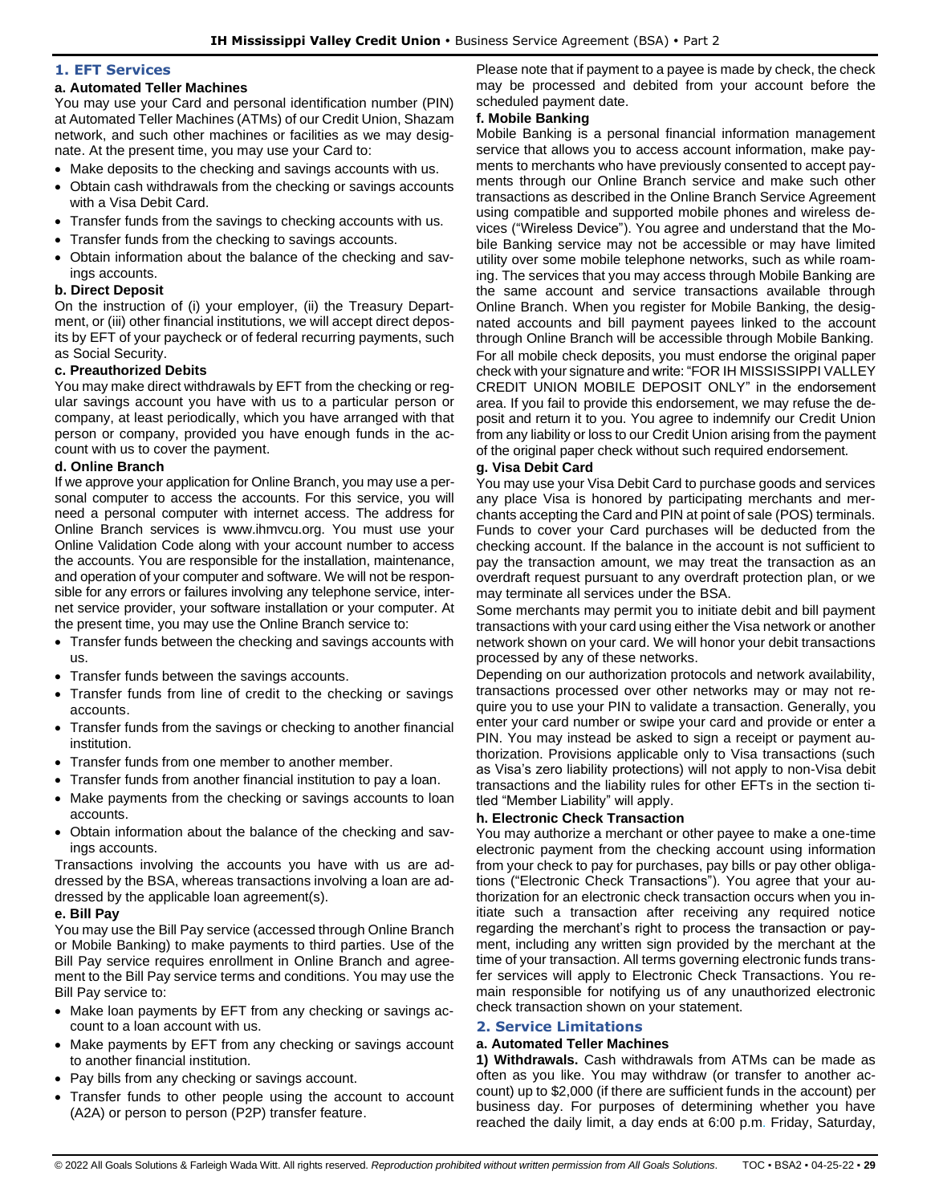## 1. EFT Services

### a. Automated Teller Machines

You may use your Card and personal identification number (PIN) at Automated Teller Machines (ATMs) of our Credit Union, Shazam network, and such other machines or facilities as we may designate. At the present time, you may use your Card to:

- Make deposits to the checking and savings accounts with us.
- Obtain cash withdrawals from the checking or savings accounts with a Visa Debit Card.
- Transfer funds from the savings to checking accounts with us.
- Transfer funds from the checking to savings accounts.
- Obtain information about the balance of the checking and savings accounts.

### b. Direct Deposit

On the instruction of (i) your employer, (ii) the Treasury Department, or (iii) other financial institutions, we will accept direct deposits by EFT of your paycheck or of federal recurring payments, such as Social Security.

### c. Preauthorized Debits

You may make direct withdrawals by EFT from the checking or regular savings account you have with us to a particular person or company, at least periodically, which you have arranged with that person or company, provided you have enough funds in the account with us to cover the payment.

### d. Online Branch

If we approve your application for Online Branch, you may use a personal computer to access the accounts. For this service, you will need a personal computer with internet access. The address for Online Branch services is www.ihmvcu.org. You must use your Online Validation Code along with your account number to access the accounts. You are responsible for the installation, maintenance, and operation of your computer and software. We will not be responsible for any errors or failures involving any telephone service, internet service provider, your software installation or your computer. At the present time, you may use the Online Branch service to:

- Transfer funds between the checking and savings accounts with us.
- Transfer funds between the savings accounts.
- Transfer funds from line of credit to the checking or savings accounts.
- Transfer funds from the savings or checking to another financial institution.
- Transfer funds from one member to another member.
- Transfer funds from another financial institution to pay a loan.
- Make payments from the checking or savings accounts to loan accounts.
- Obtain information about the balance of the checking and savings accounts.

Transactions involving the accounts you have with us are addressed by the BSA, whereas transactions involving a loan are addressed by the applicable loan agreement(s).

### e. Bill Pay

You may use the Bill Pay service (accessed through Online Branch or Mobile Banking) to make payments to third parties. Use of the Bill Pay service requires enrollment in Online Branch and agreement to the Bill Pay service terms and conditions. You may use the Bill Pay service to:

- Make loan payments by EFT from any checking or savings account to a loan account with us.
- Make payments by EFT from any checking or savings account to another financial institution.
- Pay bills from any checking or savings account.
- Transfer funds to other people using the account to account (A2A) or person to person (P2P) transfer feature.

Please note that if payment to a payee is made by check, the check may be processed and debited from your account before the scheduled payment date.

### f. Mobile Banking

Mobile Banking is a personal financial information management service that allows you to access account information, make payments to merchants who have previously consented to accept payments through our Online Branch service and make such other transactions as described in the Online Branch Service Agreement using compatible and supported mobile phones and wireless devices ("Wireless Device"). You agree and understand that the Mobile Banking service may not be accessible or may have limited utility over some mobile telephone networks, such as while roaming. The services that you may access through Mobile Banking are the same account and service transactions available through Online Branch. When you register for Mobile Banking, the designated accounts and bill payment payees linked to the account through Online Branch will be accessible through Mobile Banking.

For all mobile check deposits, you must endorse the original paper check with your signature and write: "FOR IH MISSISSIPPI VALLEY CREDIT UNION MOBILE DEPOSIT ONLY" in the endorsement area. If you fail to provide this endorsement, we may refuse the deposit and return it to you. You agree to indemnify our Credit Union from any liability or loss to our Credit Union arising from the payment of the original paper check without such required endorsement.

### g. Visa Debit Card

You may use your Visa Debit Card to purchase goods and services any place Visa is honored by participating merchants and merchants accepting the Card and PIN at point of sale (POS) terminals. Funds to cover your Card purchases will be deducted from the checking account. If the balance in the account is not sufficient to pay the transaction amount, we may treat the transaction as an overdraft request pursuant to any overdraft protection plan, or we may terminate all services under the BSA.

Some merchants may permit you to initiate debit and bill payment transactions with your card using either the Visa network or another network shown on your card. We will honor your debit transactions processed by any of these networks.

Depending on our authorization protocols and network availability, transactions processed over other networks may or may not require you to use your PIN to validate a transaction. Generally, you enter your card number or swipe your card and provide or enter a PIN. You may instead be asked to sign a receipt or payment authorization. Provisions applicable only to Visa transactions (such as Visa's zero liability protections) will not apply to non-Visa debit transactions and the liability rules for other EFTs in the section titled "Member Liability" will apply.

### h. Electronic Check Transaction

You may authorize a merchant or other payee to make a one-time electronic payment from the checking account using information from your check to pay for purchases, pay bills or pay other obligations ("Electronic Check Transactions"). You agree that your authorization for an electronic check transaction occurs when you initiate such a transaction after receiving any required notice regarding the merchant's right to process the transaction or payment, including any written sign provided by the merchant at the time of your transaction. All terms governing electronic funds transfer services will apply to Electronic Check Transactions. You remain responsible for notifying us of any unauthorized electronic check transaction shown on your statement.

## 2. Service Limitations

### a. Automated Teller Machines

**1) Withdrawals.** Cash withdrawals from ATMs can be made as often as you like. You may withdraw (or transfer to another account) up to $2,000 (if there are sufficient funds in the account) per business day. For purposes of determining whether you have reached the daily limit, a day ends at 6:00 p.m. Friday, Saturday,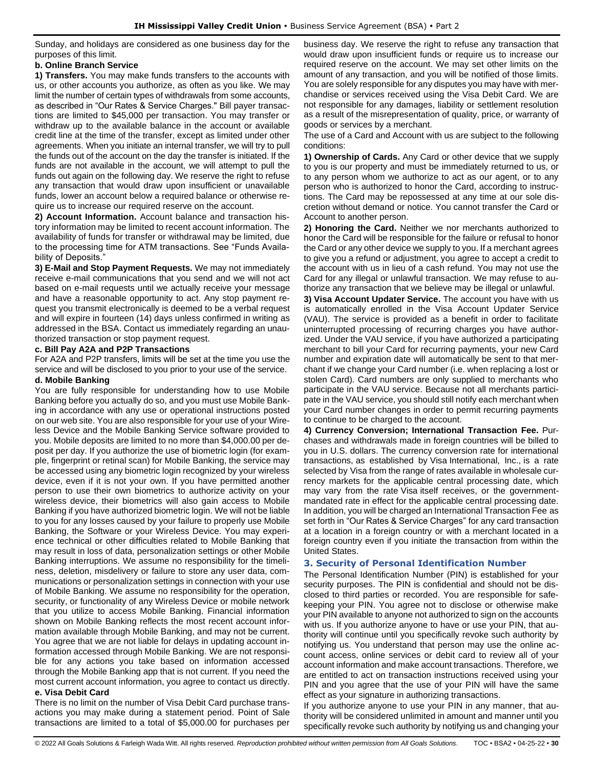Sunday, and holidays are considered as one business day for the purposes of this limit.

**b. Online Branch Service**

**1) Transfers.** You may make funds transfers to the accounts with us, or other accounts you authorize, as often as you like. We may limit the number of certain types of withdrawals from some accounts, as described in "Our Rates & Service Charges." Bill payer transactions are limited to $45,000 per transaction. You may transfer or withdraw up to the available balance in the account or available credit line at the time of the transfer, except as limited under other agreements. When you initiate an internal transfer, we will try to pull the funds out of the account on the day the transfer is initiated. If the funds are not available in the account, we will attempt to pull the funds out again on the following day. We reserve the right to refuse any transaction that would draw upon insufficient or unavailable funds, lower an account below a required balance or otherwise require us to increase our required reserve on the account.

**2) Account Information.** Account balance and transaction history information may be limited to recent account information. The availability of funds for transfer or withdrawal may be limited, due to the processing time for ATM transactions. See "Funds Availability of Deposits."

**3) E-Mail and Stop Payment Requests.** We may not immediately receive e-mail communications that you send and we will not act based on e-mail requests until we actually receive your message and have a reasonable opportunity to act. Any stop payment request you transmit electronically is deemed to be a verbal request and will expire in fourteen (14) days unless confirmed in writing as addressed in the BSA. Contact us immediately regarding an unauthorized transaction or stop payment request.

**c. Bill Pay A2A and P2P Transactions**

For A2A and P2P transfers, limits will be set at the time you use the service and will be disclosed to you prior to your use of the service.

**d. Mobile Banking**

You are fully responsible for understanding how to use Mobile Banking before you actually do so, and you must use Mobile Banking in accordance with any use or operational instructions posted on our web site. You are also responsible for your use of your Wireless Device and the Mobile Banking Service software provided to you. Mobile deposits are limited to no more than $4,000.00 per deposit per day. If you authorize the use of biometric login (for example, fingerprint or retinal scan) for Mobile Banking, the service may be accessed using any biometric login recognized by your wireless device, even if it is not your own. If you have permitted another person to use their own biometrics to authorize activity on your wireless device, their biometrics will also gain access to Mobile Banking if you have authorized biometric login. We will not be liable to you for any losses caused by your failure to properly use Mobile Banking, the Software or your Wireless Device. You may experience technical or other difficulties related to Mobile Banking that may result in loss of data, personalization settings or other Mobile Banking interruptions. We assume no responsibility for the timeliness, deletion, misdelivery or failure to store any user data, communications or personalization settings in connection with your use of Mobile Banking. We assume no responsibility for the operation, security, or functionality of any Wireless Device or mobile network that you utilize to access Mobile Banking. Financial information shown on Mobile Banking reflects the most recent account information available through Mobile Banking, and may not be current. You agree that we are not liable for delays in updating account information accessed through Mobile Banking. We are not responsible for any actions you take based on information accessed through the Mobile Banking app that is not current. If you need the most current account information, you agree to contact us directly.

**e. Visa Debit Card**

There is no limit on the number of Visa Debit Card purchase transactions you may make during a statement period. Point of Sale transactions are limited to a total of $5,000.00 for purchases per business day. We reserve the right to refuse any transaction that would draw upon insufficient funds or require us to increase our required reserve on the account. We may set other limits on the amount of any transaction, and you will be notified of those limits. You are solely responsible for any disputes you may have with merchandise or services received using the Visa Debit Card. We are not responsible for any damages, liability or settlement resolution as a result of the misrepresentation of quality, price, or warranty of goods or services by a merchant.

The use of a Card and Account with us are subject to the following conditions:

**1) Ownership of Cards.** Any Card or other device that we supply to you is our property and must be immediately returned to us, or to any person whom we authorize to act as our agent, or to any person who is authorized to honor the Card, according to instructions. The Card may be repossessed at any time at our sole discretion without demand or notice. You cannot transfer the Card or Account to another person.

**2) Honoring the Card.** Neither we nor merchants authorized to honor the Card will be responsible for the failure or refusal to honor the Card or any other device we supply to you. If a merchant agrees to give you a refund or adjustment, you agree to accept a credit to the account with us in lieu of a cash refund. You may not use the Card for any illegal or unlawful transaction. We may refuse to authorize any transaction that we believe may be illegal or unlawful.

**3) Visa Account Updater Service.** The account you have with us is automatically enrolled in the Visa Account Updater Service (VAU). The service is provided as a benefit in order to facilitate uninterrupted processing of recurring charges you have authorized. Under the VAU service, if you have authorized a participating merchant to bill your Card for recurring payments, your new Card number and expiration date will automatically be sent to that merchant if we change your Card number (i.e. when replacing a lost or stolen Card). Card numbers are only supplied to merchants who participate in the VAU service. Because not all merchants participate in the VAU service, you should still notify each merchant when your Card number changes in order to permit recurring payments to continue to be charged to the account.

**4) Currency Conversion; International Transaction Fee.** Purchases and withdrawals made in foreign countries will be billed to you in U.S. dollars. The currency conversion rate for international transactions, as established by Visa International, Inc., is a rate selected by Visa from the range of rates available in wholesale currency markets for the applicable central processing date, which may vary from the rate Visa itself receives, or the government-mandated rate in effect for the applicable central processing date. In addition, you will be charged an International Transaction Fee as set forth in "Our Rates & Service Charges" for any card transaction at a location in a foreign country or with a merchant located in a foreign country even if you initiate the transaction from within the United States.

## 3. Security of Personal Identification Number

The Personal Identification Number (PIN) is established for your security purposes. The PIN is confidential and should not be disclosed to third parties or recorded. You are responsible for safekeeping your PIN. You agree not to disclose or otherwise make your PIN available to anyone not authorized to sign on the accounts with us. If you authorize anyone to have or use your PIN, that authority will continue until you specifically revoke such authority by notifying us. You understand that person may use the online account access, online services or debit card to review all of your account information and make account transactions. Therefore, we are entitled to act on transaction instructions received using your PIN and you agree that the use of your PIN will have the same effect as your signature in authorizing transactions.

If you authorize anyone to use your PIN in any manner, that authority will be considered unlimited in amount and manner until you specifically revoke such authority by notifying us and changing your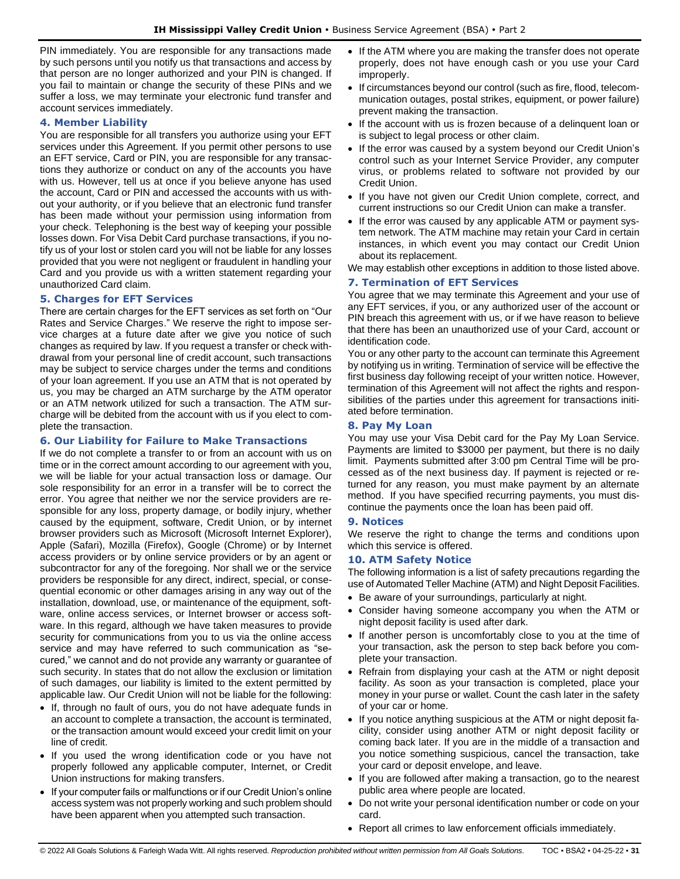PIN immediately. You are responsible for any transactions made by such persons until you notify us that transactions and access by that person are no longer authorized and your PIN is changed. If you fail to maintain or change the security of these PINs and we suffer a loss, we may terminate your electronic fund transfer and account services immediately.

### 4. Member Liability

You are responsible for all transfers you authorize using your EFT services under this Agreement. If you permit other persons to use an EFT service, Card or PIN, you are responsible for any transactions they authorize or conduct on any of the accounts you have with us. However, tell us at once if you believe anyone has used the account, Card or PIN and accessed the accounts with us without your authority, or if you believe that an electronic fund transfer has been made without your permission using information from your check. Telephoning is the best way of keeping your possible losses down. For Visa Debit Card purchase transactions, if you notify us of your lost or stolen card you will not be liable for any losses provided that you were not negligent or fraudulent in handling your Card and you provide us with a written statement regarding your unauthorized Card claim.

### 5. Charges for EFT Services

There are certain charges for the EFT services as set forth on "Our Rates and Service Charges." We reserve the right to impose service charges at a future date after we give you notice of such changes as required by law. If you request a transfer or check withdrawal from your personal line of credit account, such transactions may be subject to service charges under the terms and conditions of your loan agreement. If you use an ATM that is not operated by us, you may be charged an ATM surcharge by the ATM operator or an ATM network utilized for such a transaction. The ATM surcharge will be debited from the account with us if you elect to complete the transaction.

### 6. Our Liability for Failure to Make Transactions

If we do not complete a transfer to or from an account with us on time or in the correct amount according to our agreement with you, we will be liable for your actual transaction loss or damage. Our sole responsibility for an error in a transfer will be to correct the error. You agree that neither we nor the service providers are responsible for any loss, property damage, or bodily injury, whether caused by the equipment, software, Credit Union, or by internet browser providers such as Microsoft (Microsoft Internet Explorer), Apple (Safari), Mozilla (Firefox), Google (Chrome) or by Internet access providers or by online service providers or by an agent or subcontractor for any of the foregoing. Nor shall we or the service providers be responsible for any direct, indirect, special, or consequential economic or other damages arising in any way out of the installation, download, use, or maintenance of the equipment, software, online access services, or Internet browser or access software. In this regard, although we have taken measures to provide security for communications from you to us via the online access service and may have referred to such communication as "secured," we cannot and do not provide any warranty or guarantee of such security. In states that do not allow the exclusion or limitation of such damages, our liability is limited to the extent permitted by applicable law. Our Credit Union will not be liable for the following:

- If, through no fault of ours, you do not have adequate funds in an account to complete a transaction, the account is terminated, or the transaction amount would exceed your credit limit on your line of credit.
- If you used the wrong identification code or you have not properly followed any applicable computer, Internet, or Credit Union instructions for making transfers.
- If your computer fails or malfunctions or if our Credit Union's online access system was not properly working and such problem should have been apparent when you attempted such transaction.
- If the ATM where you are making the transfer does not operate properly, does not have enough cash or you use your Card improperly.
- If circumstances beyond our control (such as fire, flood, telecommunication outages, postal strikes, equipment, or power failure) prevent making the transaction.
- If the account with us is frozen because of a delinquent loan or is subject to legal process or other claim.
- If the error was caused by a system beyond our Credit Union's control such as your Internet Service Provider, any computer virus, or problems related to software not provided by our Credit Union.
- If you have not given our Credit Union complete, correct, and current instructions so our Credit Union can make a transfer.
- If the error was caused by any applicable ATM or payment system network. The ATM machine may retain your Card in certain instances, in which event you may contact our Credit Union about its replacement.

We may establish other exceptions in addition to those listed above.

### 7. Termination of EFT Services

You agree that we may terminate this Agreement and your use of any EFT services, if you, or any authorized user of the account or PIN breach this agreement with us, or if we have reason to believe that there has been an unauthorized use of your Card, account or identification code.

You or any other party to the account can terminate this Agreement by notifying us in writing. Termination of service will be effective the first business day following receipt of your written notice. However, termination of this Agreement will not affect the rights and responsibilities of the parties under this agreement for transactions initiated before termination.

### 8. Pay My Loan

You may use your Visa Debit card for the Pay My Loan Service. Payments are limited to $3000 per payment, but there is no daily limit. Payments submitted after 3:00 pm Central Time will be processed as of the next business day. If payment is rejected or returned for any reason, you must make payment by an alternate method. If you have specified recurring payments, you must discontinue the payments once the loan has been paid off.

### 9. Notices

We reserve the right to change the terms and conditions upon which this service is offered.

### 10. ATM Safety Notice

The following information is a list of safety precautions regarding the use of Automated Teller Machine (ATM) and Night Deposit Facilities.

- Be aware of your surroundings, particularly at night.
- Consider having someone accompany you when the ATM or night deposit facility is used after dark.
- If another person is uncomfortably close to you at the time of your transaction, ask the person to step back before you complete your transaction.
- Refrain from displaying your cash at the ATM or night deposit facility. As soon as your transaction is completed, place your money in your purse or wallet. Count the cash later in the safety of your car or home.
- If you notice anything suspicious at the ATM or night deposit facility, consider using another ATM or night deposit facility or coming back later. If you are in the middle of a transaction and you notice something suspicious, cancel the transaction, take your card or deposit envelope, and leave.
- If you are followed after making a transaction, go to the nearest public area where people are located.
- Do not write your personal identification number or code on your card.
- Report all crimes to law enforcement officials immediately.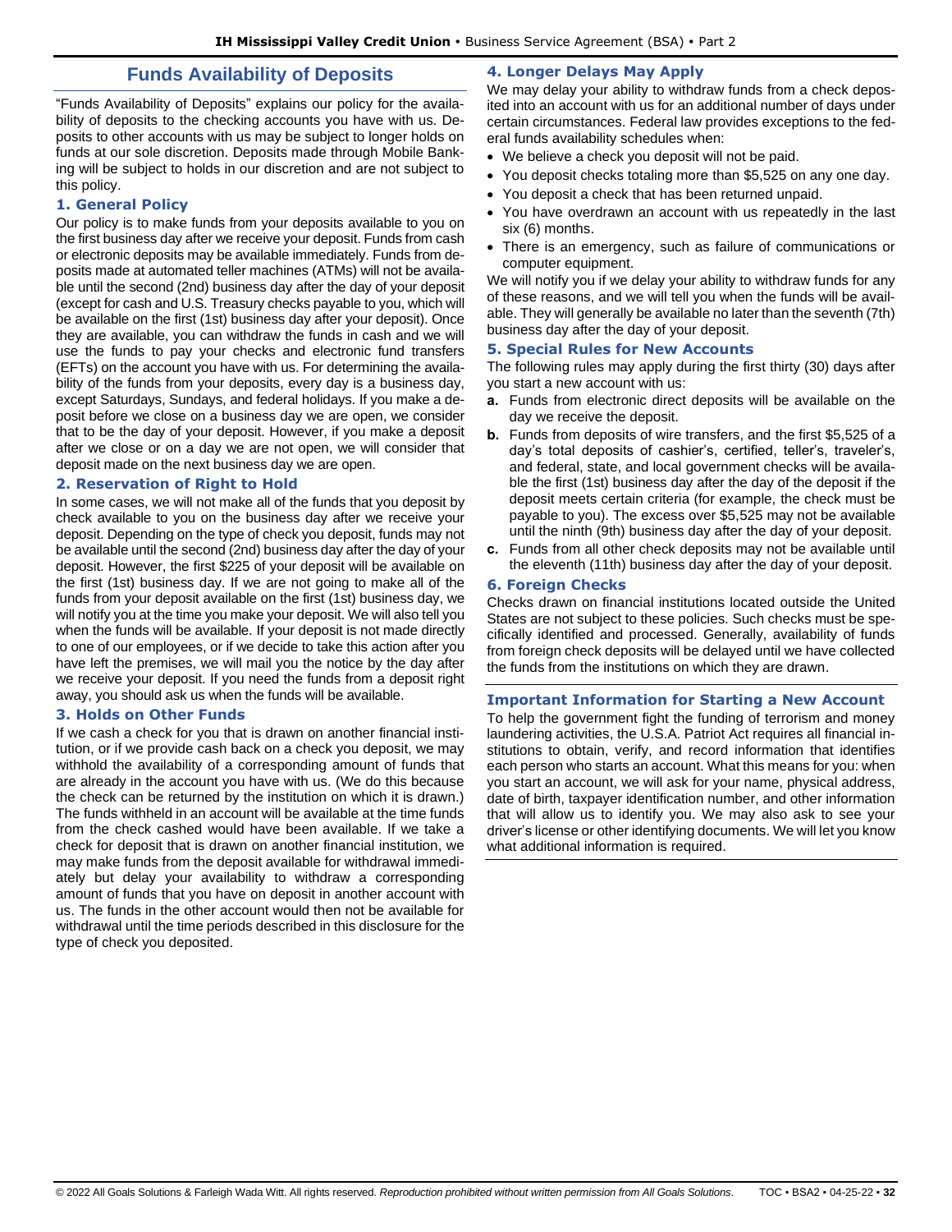## Funds Availability of Deposits

"Funds Availability of Deposits" explains our policy for the availability of deposits to the checking accounts you have with us. Deposits to other accounts with us may be subject to longer holds on funds at our sole discretion. Deposits made through Mobile Banking will be subject to holds in our discretion and are not subject to this policy.

### 1. General Policy

Our policy is to make funds from your deposits available to you on the first business day after we receive your deposit. Funds from cash or electronic deposits may be available immediately. Funds from deposits made at automated teller machines (ATMs) will not be available until the second (2nd) business day after the day of your deposit (except for cash and U.S. Treasury checks payable to you, which will be available on the first (1st) business day after your deposit). Once they are available, you can withdraw the funds in cash and we will use the funds to pay your checks and electronic fund transfers (EFTs) on the account you have with us. For determining the availability of the funds from your deposits, every day is a business day, except Saturdays, Sundays, and federal holidays. If you make a deposit before we close on a business day we are open, we consider that to be the day of your deposit. However, if you make a deposit after we close or on a day we are not open, we will consider that deposit made on the next business day we are open.

### 2. Reservation of Right to Hold

In some cases, we will not make all of the funds that you deposit by check available to you on the business day after we receive your deposit. Depending on the type of check you deposit, funds may not be available until the second (2nd) business day after the day of your deposit. However, the first $225 of your deposit will be available on the first (1st) business day. If we are not going to make all of the funds from your deposit available on the first (1st) business day, we will notify you at the time you make your deposit. We will also tell you when the funds will be available. If your deposit is not made directly to one of our employees, or if we decide to take this action after you have left the premises, we will mail you the notice by the day after we receive your deposit. If you need the funds from a deposit right away, you should ask us when the funds will be available.

### 3. Holds on Other Funds

If we cash a check for you that is drawn on another financial institution, or if we provide cash back on a check you deposit, we may withhold the availability of a corresponding amount of funds that are already in the account you have with us. (We do this because the check can be returned by the institution on which it is drawn.) The funds withheld in an account will be available at the time funds from the check cashed would have been available. If we take a check for deposit that is drawn on another financial institution, we may make funds from the deposit available for withdrawal immediately but delay your availability to withdraw a corresponding amount of funds that you have on deposit in another account with us. The funds in the other account would then not be available for withdrawal until the time periods described in this disclosure for the type of check you deposited.

### 4. Longer Delays May Apply

We may delay your ability to withdraw funds from a check deposited into an account with us for an additional number of days under certain circumstances. Federal law provides exceptions to the federal funds availability schedules when:

- We believe a check you deposit will not be paid.
- You deposit checks totaling more than $5,525 on any one day.
- You deposit a check that has been returned unpaid.
- You have overdrawn an account with us repeatedly in the last six (6) months.
- There is an emergency, such as failure of communications or computer equipment.

We will notify you if we delay your ability to withdraw funds for any of these reasons, and we will tell you when the funds will be available. They will generally be available no later than the seventh (7th) business day after the day of your deposit.

### 5. Special Rules for New Accounts

The following rules may apply during the first thirty (30) days after you start a new account with us:

**a.** Funds from electronic direct deposits will be available on the day we receive the deposit.

**b.** Funds from deposits of wire transfers, and the first $5,525 of a day's total deposits of cashier's, certified, teller's, traveler's, and federal, state, and local government checks will be available the first (1st) business day after the day of the deposit if the deposit meets certain criteria (for example, the check must be payable to you). The excess over $5,525 may not be available until the ninth (9th) business day after the day of your deposit.

**c.** Funds from all other check deposits may not be available until the eleventh (11th) business day after the day of your deposit.

### 6. Foreign Checks

Checks drawn on financial institutions located outside the United States are not subject to these policies. Such checks must be specifically identified and processed. Generally, availability of funds from foreign check deposits will be delayed until we have collected the funds from the institutions on which they are drawn.

### Important Information for Starting a New Account

To help the government fight the funding of terrorism and money laundering activities, the U.S.A. Patriot Act requires all financial institutions to obtain, verify, and record information that identifies each person who starts an account. What this means for you: when you start an account, we will ask for your name, physical address, date of birth, taxpayer identification number, and other information that will allow us to identify you. We may also ask to see your driver's license or other identifying documents. We will let you know what additional information is required.